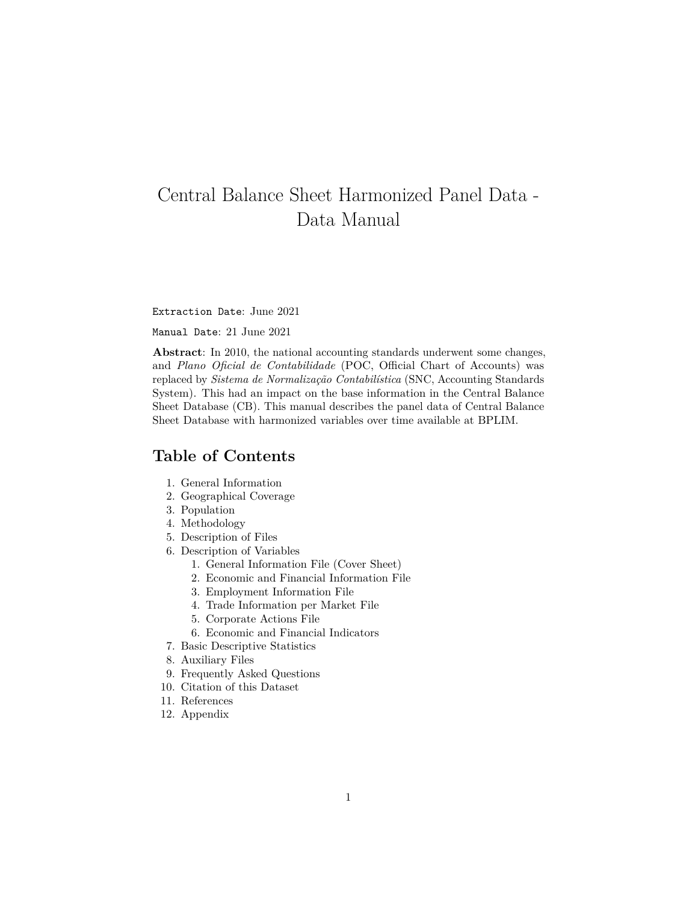# Central Balance Sheet Harmonized Panel Data - Data Manual

`Extraction Date`: June 2021

`Manual Date`: 21 June 2021

**Abstract**: In 2010, the national accounting standards underwent some changes, and *Plano Oficial de Contabilidade* (POC, Official Chart of Accounts) was replaced by *Sistema de Normalização Contabilística* (SNC, Accounting Standards System). This had an impact on the base information in the Central Balance Sheet Database (CB). This manual describes the panel data of Central Balance Sheet Database with harmonized variables over time available at BPLIM.

## Table of Contents

1. General Information
2. Geographical Coverage
3. Population
4. Methodology
5. Description of Files
6. Description of Variables
    1. General Information File (Cover Sheet)
    2. Economic and Financial Information File
    3. Employment Information File
    4. Trade Information per Market File
    5. Corporate Actions File
    6. Economic and Financial Indicators
7. Basic Descriptive Statistics
8. Auxiliary Files
9. Frequently Asked Questions
10. Citation of this Dataset
11. References
12. Appendix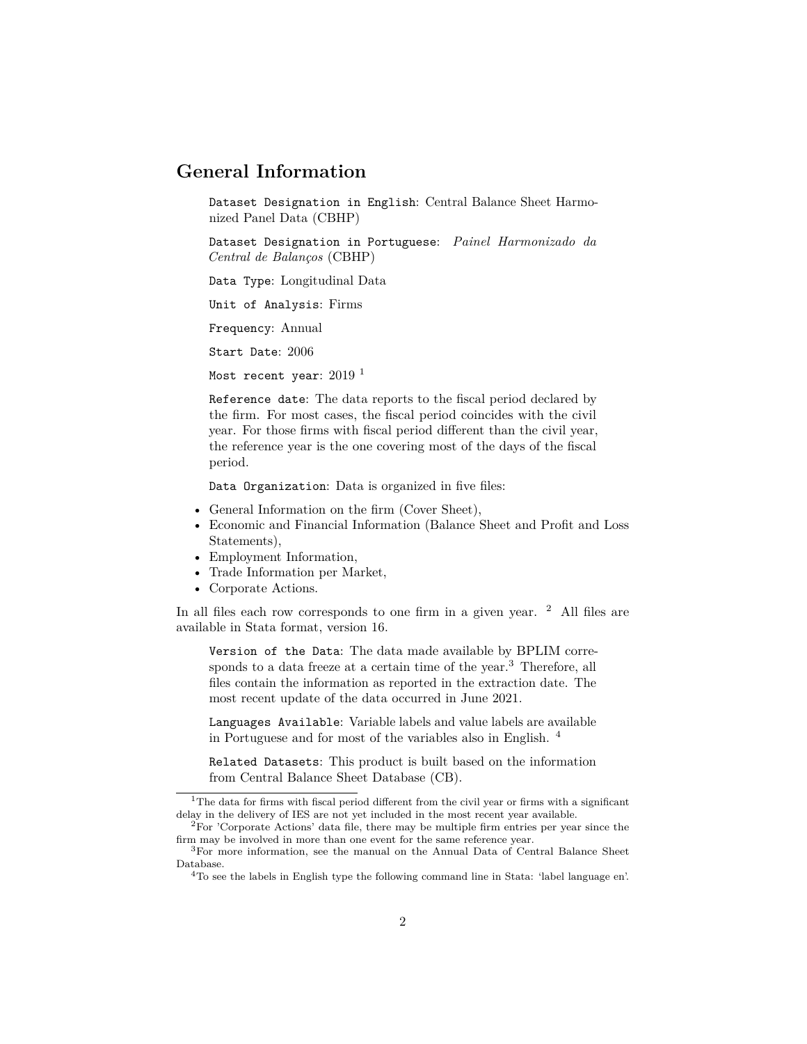## General Information

`Dataset Designation in English`: Central Balance Sheet Harmonized Panel Data (CBHP)

`Dataset Designation in Portuguese`: *Painel Harmonizado da Central de Balanços* (CBHP)

`Data Type`: Longitudinal Data

`Unit of Analysis`: Firms

`Frequency`: Annual

`Start Date`: 2006

`Most recent year`: 2019 [1]

`Reference date`: The data reports to the fiscal period declared by the firm. For most cases, the fiscal period coincides with the civil year. For those firms with fiscal period different than the civil year, the reference year is the one covering most of the days of the fiscal period.

`Data Organization`: Data is organized in five files:

- General Information on the firm (Cover Sheet),
- Economic and Financial Information (Balance Sheet and Profit and Loss Statements),
- Employment Information,
- Trade Information per Market,
- Corporate Actions.

In all files each row corresponds to one firm in a given year. [2] All files are available in Stata format, version 16.

`Version of the Data`: The data made available by BPLIM corresponds to a data freeze at a certain time of the year.[3] Therefore, all files contain the information as reported in the extraction date. The most recent update of the data occurred in June 2021.

`Languages Available`: Variable labels and value labels are available in Portuguese and for most of the variables also in English. [4]

`Related Datasets`: This product is built based on the information from Central Balance Sheet Database (CB).

---

[1] The data for firms with fiscal period different from the civil year or firms with a significant delay in the delivery of IES are not yet included in the most recent year available.

[2] For 'Corporate Actions' data file, there may be multiple firm entries per year since the firm may be involved in more than one event for the same reference year.

[3] For more information, see the manual on the Annual Data of Central Balance Sheet Database.

[4] To see the labels in English type the following command line in Stata: 'label language en'.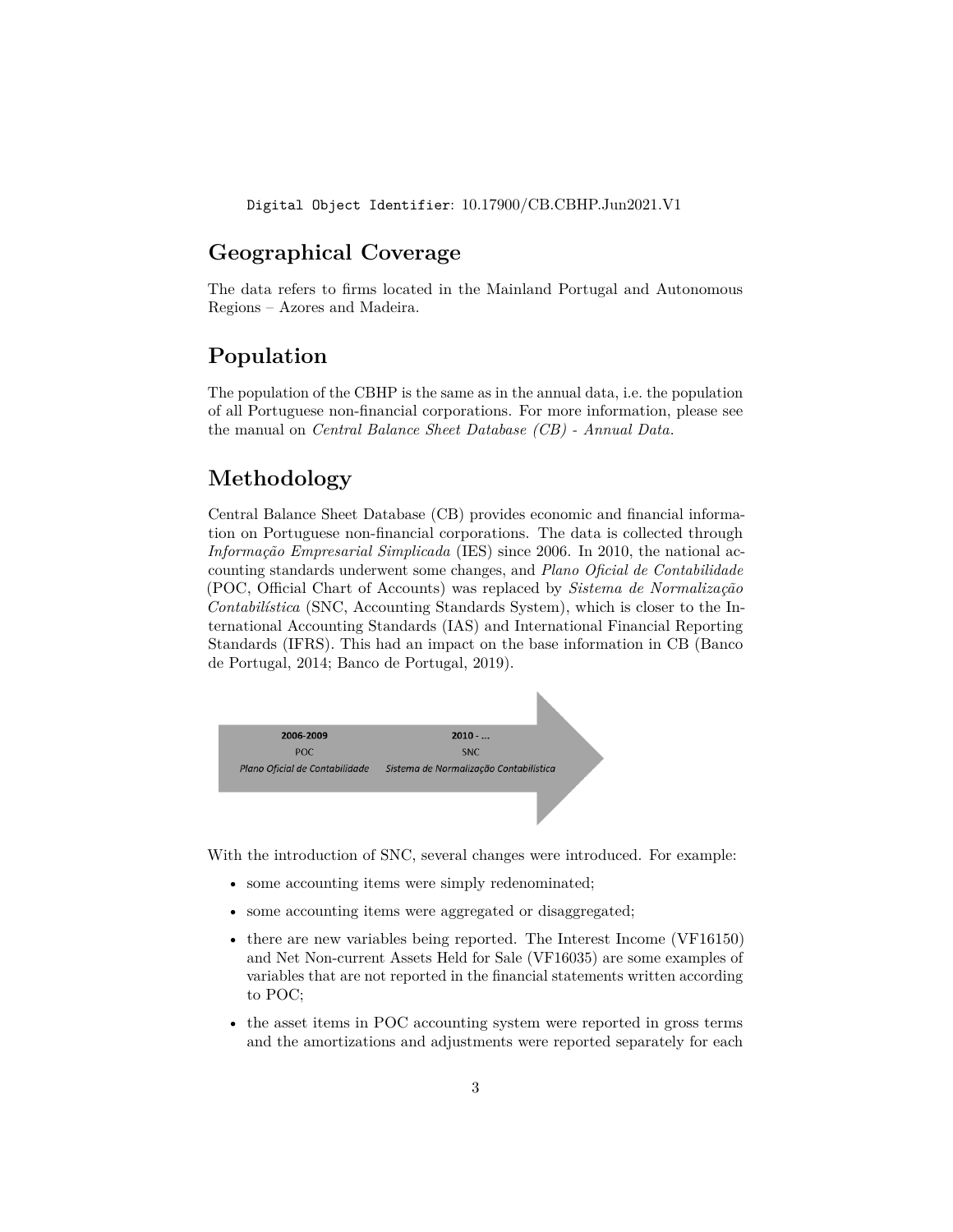Digital Object Identifier: 10.17900/CB.CBHP.Jun2021.V1

## Geographical Coverage

The data refers to firms located in the Mainland Portugal and Autonomous Regions – Azores and Madeira.

## Population

The population of the CBHP is the same as in the annual data, i.e. the population of all Portuguese non-financial corporations. For more information, please see the manual on *Central Balance Sheet Database (CB) - Annual Data*.

## Methodology

Central Balance Sheet Database (CB) provides economic and financial information on Portuguese non-financial corporations. The data is collected through *Informação Empresarial Simplicada* (IES) since 2006. In 2010, the national accounting standards underwent some changes, and *Plano Oficial de Contabilidade* (POC, Official Chart of Accounts) was replaced by *Sistema de Normalização Contabilística* (SNC, Accounting Standards System), which is closer to the International Accounting Standards (IAS) and International Financial Reporting Standards (IFRS). This had an impact on the base information in CB (Banco de Portugal, 2014; Banco de Portugal, 2019).

**2006-2009**
POC
*Plano Oficial de Contabilidade*

**2010 - ...**
SNC
*Sistema de Normalização Contabilística*

With the introduction of SNC, several changes were introduced. For example:

- some accounting items were simply redenominated;
- some accounting items were aggregated or disaggregated;
- there are new variables being reported. The Interest Income (VF16150) and Net Non-current Assets Held for Sale (VF16035) are some examples of variables that are not reported in the financial statements written according to POC;
- the asset items in POC accounting system were reported in gross terms and the amortizations and adjustments were reported separately for each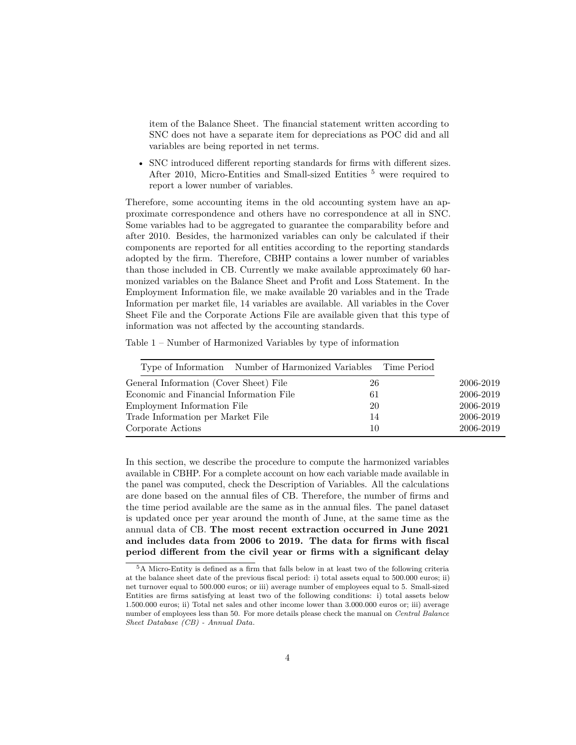item of the Balance Sheet. The financial statement written according to SNC does not have a separate item for depreciations as POC did and all variables are being reported in net terms.

- SNC introduced different reporting standards for firms with different sizes. After 2010, Micro-Entities and Small-sized Entities [5] were required to report a lower number of variables.

Therefore, some accounting items in the old accounting system have an approximate correspondence and others have no correspondence at all in SNC. Some variables had to be aggregated to guarantee the comparability before and after 2010. Besides, the harmonized variables can only be calculated if their components are reported for all entities according to the reporting standards adopted by the firm. Therefore, CBHP contains a lower number of variables than those included in CB. Currently we make available approximately 60 harmonized variables on the Balance Sheet and Profit and Loss Statement. In the Employment Information file, we make available 20 variables and in the Trade Information per market file, 14 variables are available. All variables in the Cover Sheet File and the Corporate Actions File are available given that this type of information was not affected by the accounting standards.

Table 1 – Number of Harmonized Variables by type of information

| Type of Information | Number of Harmonized Variables | Time Period |
|---|---|---|
| General Information (Cover Sheet) File | 26 | 2006-2019 |
| Economic and Financial Information File | 61 | 2006-2019 |
| Employment Information File | 20 | 2006-2019 |
| Trade Information per Market File | 14 | 2006-2019 |
| Corporate Actions | 10 | 2006-2019 |

In this section, we describe the procedure to compute the harmonized variables available in CBHP. For a complete account on how each variable made available in the panel was computed, check the Description of Variables. All the calculations are done based on the annual files of CB. Therefore, the number of firms and the time period available are the same as in the annual files. The panel dataset is updated once per year around the month of June, at the same time as the annual data of CB. **The most recent extraction occurred in June 2021 and includes data from 2006 to 2019. The data for firms with fiscal period different from the civil year or firms with a significant delay**

[5] A Micro-Entity is defined as a firm that falls below in at least two of the following criteria at the balance sheet date of the previous fiscal period: i) total assets equal to 500.000 euros; ii) net turnover equal to 500.000 euros; or iii) average number of employees equal to 5. Small-sized Entities are firms satisfying at least two of the following conditions: i) total assets below 1.500.000 euros; ii) Total net sales and other income lower than 3.000.000 euros or; iii) average number of employees less than 50. For more details please check the manual on *Central Balance Sheet Database (CB) - Annual Data*.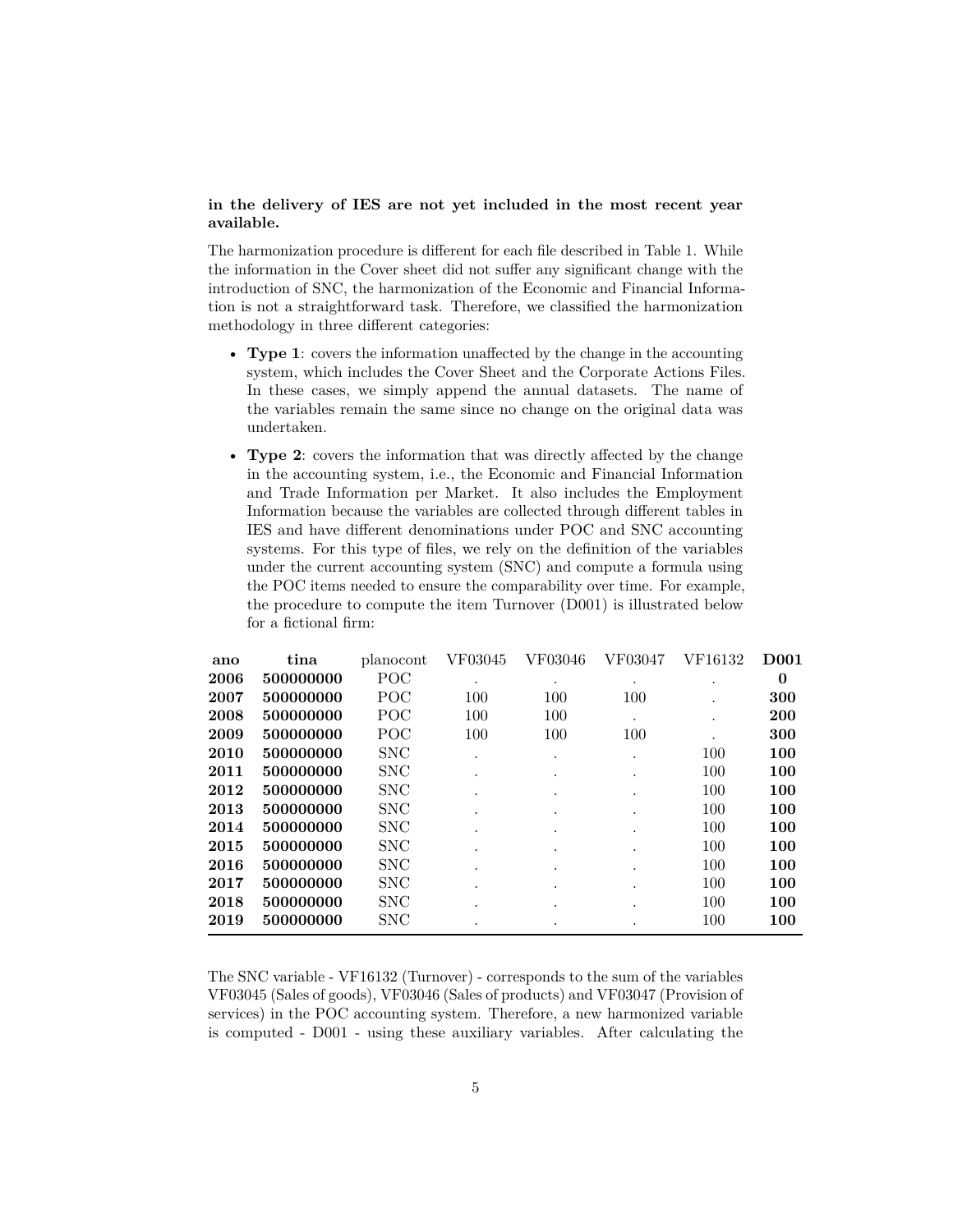**in the delivery of IES are not yet included in the most recent year available.**

The harmonization procedure is different for each file described in Table 1. While the information in the Cover sheet did not suffer any significant change with the introduction of SNC, the harmonization of the Economic and Financial Information is not a straightforward task. Therefore, we classified the harmonization methodology in three different categories:

- **Type 1**: covers the information unaffected by the change in the accounting system, which includes the Cover Sheet and the Corporate Actions Files. In these cases, we simply append the annual datasets. The name of the variables remain the same since no change on the original data was undertaken.
- **Type 2**: covers the information that was directly affected by the change in the accounting system, i.e., the Economic and Financial Information and Trade Information per Market. It also includes the Employment Information because the variables are collected through different tables in IES and have different denominations under POC and SNC accounting systems. For this type of files, we rely on the definition of the variables under the current accounting system (SNC) and compute a formula using the POC items needed to ensure the comparability over time. For example, the procedure to compute the item Turnover (D001) is illustrated below for a fictional firm:

| **ano** | **tina** | planocont | VF03045 | VF03046 | VF03047 | VF16132 | **D001** |
|---|---|---|---|---|---|---|---|
| **2006** | **500000000** | POC | . | . | . | . | **0** |
| **2007** | **500000000** | POC | 100 | 100 | 100 | . | **300** |
| **2008** | **500000000** | POC | 100 | 100 | . | . | **200** |
| **2009** | **500000000** | POC | 100 | 100 | 100 | . | **300** |
| **2010** | **500000000** | SNC | . | . | . | 100 | **100** |
| **2011** | **500000000** | SNC | . | . | . | 100 | **100** |
| **2012** | **500000000** | SNC | . | . | . | 100 | **100** |
| **2013** | **500000000** | SNC | . | . | . | 100 | **100** |
| **2014** | **500000000** | SNC | . | . | . | 100 | **100** |
| **2015** | **500000000** | SNC | . | . | . | 100 | **100** |
| **2016** | **500000000** | SNC | . | . | . | 100 | **100** |
| **2017** | **500000000** | SNC | . | . | . | 100 | **100** |
| **2018** | **500000000** | SNC | . | . | . | 100 | **100** |
| **2019** | **500000000** | SNC | . | . | . | 100 | **100** |

The SNC variable - VF16132 (Turnover) - corresponds to the sum of the variables VF03045 (Sales of goods), VF03046 (Sales of products) and VF03047 (Provision of services) in the POC accounting system. Therefore, a new harmonized variable is computed - D001 - using these auxiliary variables. After calculating the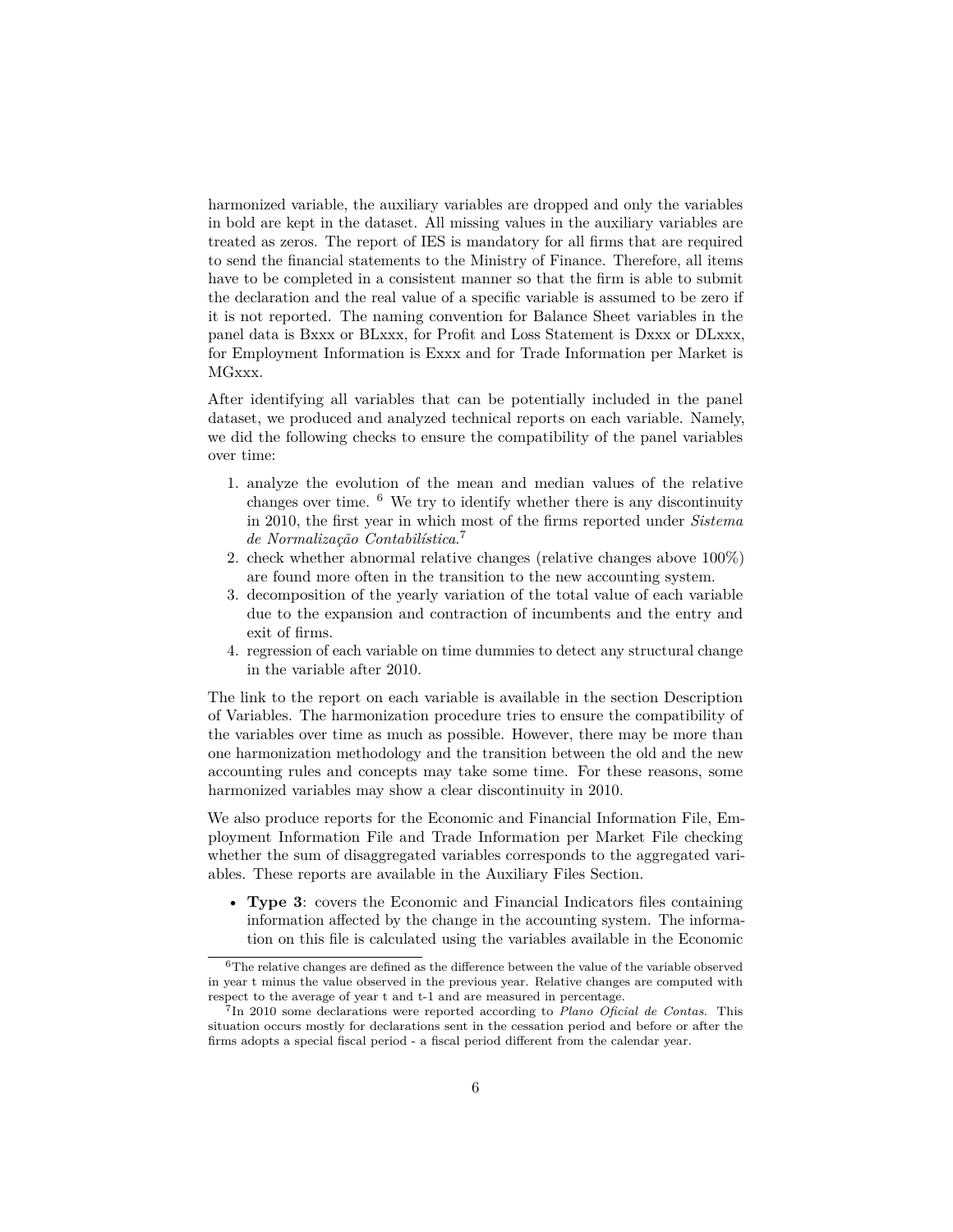harmonized variable, the auxiliary variables are dropped and only the variables in bold are kept in the dataset. All missing values in the auxiliary variables are treated as zeros. The report of IES is mandatory for all firms that are required to send the financial statements to the Ministry of Finance. Therefore, all items have to be completed in a consistent manner so that the firm is able to submit the declaration and the real value of a specific variable is assumed to be zero if it is not reported. The naming convention for Balance Sheet variables in the panel data is Bxxx or BLxxx, for Profit and Loss Statement is Dxxx or DLxxx, for Employment Information is Exxx and for Trade Information per Market is MGxxx.

After identifying all variables that can be potentially included in the panel dataset, we produced and analyzed technical reports on each variable. Namely, we did the following checks to ensure the compatibility of the panel variables over time:

1. analyze the evolution of the mean and median values of the relative changes over time. [6] We try to identify whether there is any discontinuity in 2010, the first year in which most of the firms reported under *Sistema de Normalização Contabilística*.[7]
2. check whether abnormal relative changes (relative changes above 100%) are found more often in the transition to the new accounting system.
3. decomposition of the yearly variation of the total value of each variable due to the expansion and contraction of incumbents and the entry and exit of firms.
4. regression of each variable on time dummies to detect any structural change in the variable after 2010.

The link to the report on each variable is available in the section Description of Variables. The harmonization procedure tries to ensure the compatibility of the variables over time as much as possible. However, there may be more than one harmonization methodology and the transition between the old and the new accounting rules and concepts may take some time. For these reasons, some harmonized variables may show a clear discontinuity in 2010.

We also produce reports for the Economic and Financial Information File, Employment Information File and Trade Information per Market File checking whether the sum of disaggregated variables corresponds to the aggregated variables. These reports are available in the Auxiliary Files Section.

- **Type 3**: covers the Economic and Financial Indicators files containing information affected by the change in the accounting system. The information on this file is calculated using the variables available in the Economic

[6] The relative changes are defined as the difference between the value of the variable observed in year t minus the value observed in the previous year. Relative changes are computed with respect to the average of year t and t-1 and are measured in percentage.

[7] In 2010 some declarations were reported according to *Plano Oficial de Contas*. This situation occurs mostly for declarations sent in the cessation period and before or after the firms adopts a special fiscal period - a fiscal period different from the calendar year.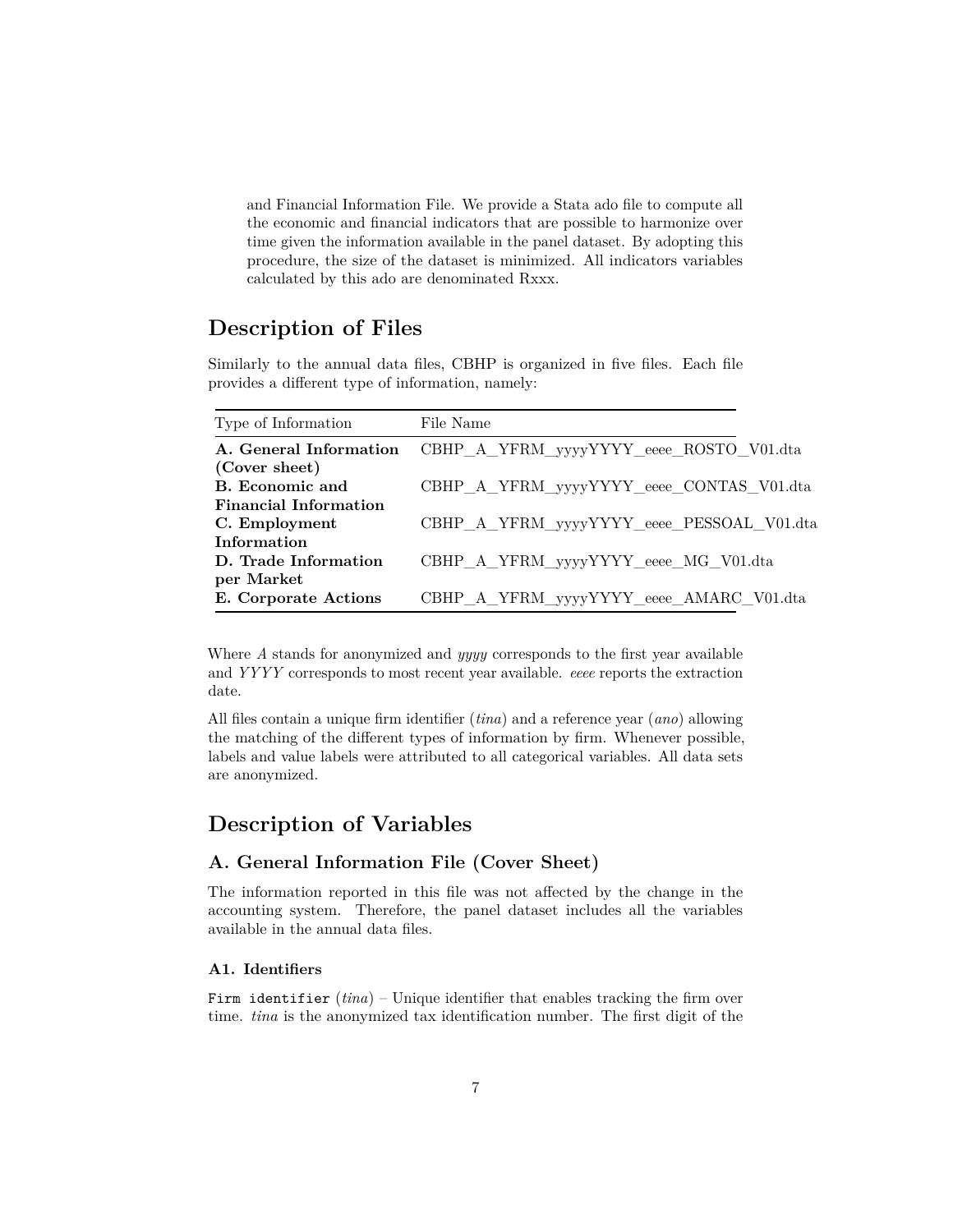and Financial Information File. We provide a Stata ado file to compute all the economic and financial indicators that are possible to harmonize over time given the information available in the panel dataset. By adopting this procedure, the size of the dataset is minimized. All indicators variables calculated by this ado are denominated Rxxx.

## Description of Files

Similarly to the annual data files, CBHP is organized in five files. Each file provides a different type of information, namely:

| Type of Information | File Name |
|---|---|
| **A. General Information (Cover sheet)** | CBHP_A_YFRM_yyyyYYYY_eeee_ROSTO_V01.dta |
| **B. Economic and Financial Information** | CBHP_A_YFRM_yyyyYYYY_eeee_CONTAS_V01.dta |
| **C. Employment Information** | CBHP_A_YFRM_yyyyYYYY_eeee_PESSOAL_V01.dta |
| **D. Trade Information per Market** | CBHP_A_YFRM_yyyyYYYY_eeee_MG_V01.dta |
| **E. Corporate Actions** | CBHP_A_YFRM_yyyyYYYY_eeee_AMARC_V01.dta |

Where *A* stands for anonymized and *yyyy* corresponds to the first year available and *YYYY* corresponds to most recent year available. *eeee* reports the extraction date.

All files contain a unique firm identifier (*tina*) and a reference year (*ano*) allowing the matching of the different types of information by firm. Whenever possible, labels and value labels were attributed to all categorical variables. All data sets are anonymized.

## Description of Variables

### A. General Information File (Cover Sheet)

The information reported in this file was not affected by the change in the accounting system. Therefore, the panel dataset includes all the variables available in the annual data files.

#### A1. Identifiers

`Firm identifier` (*tina*) – Unique identifier that enables tracking the firm over time. *tina* is the anonymized tax identification number. The first digit of the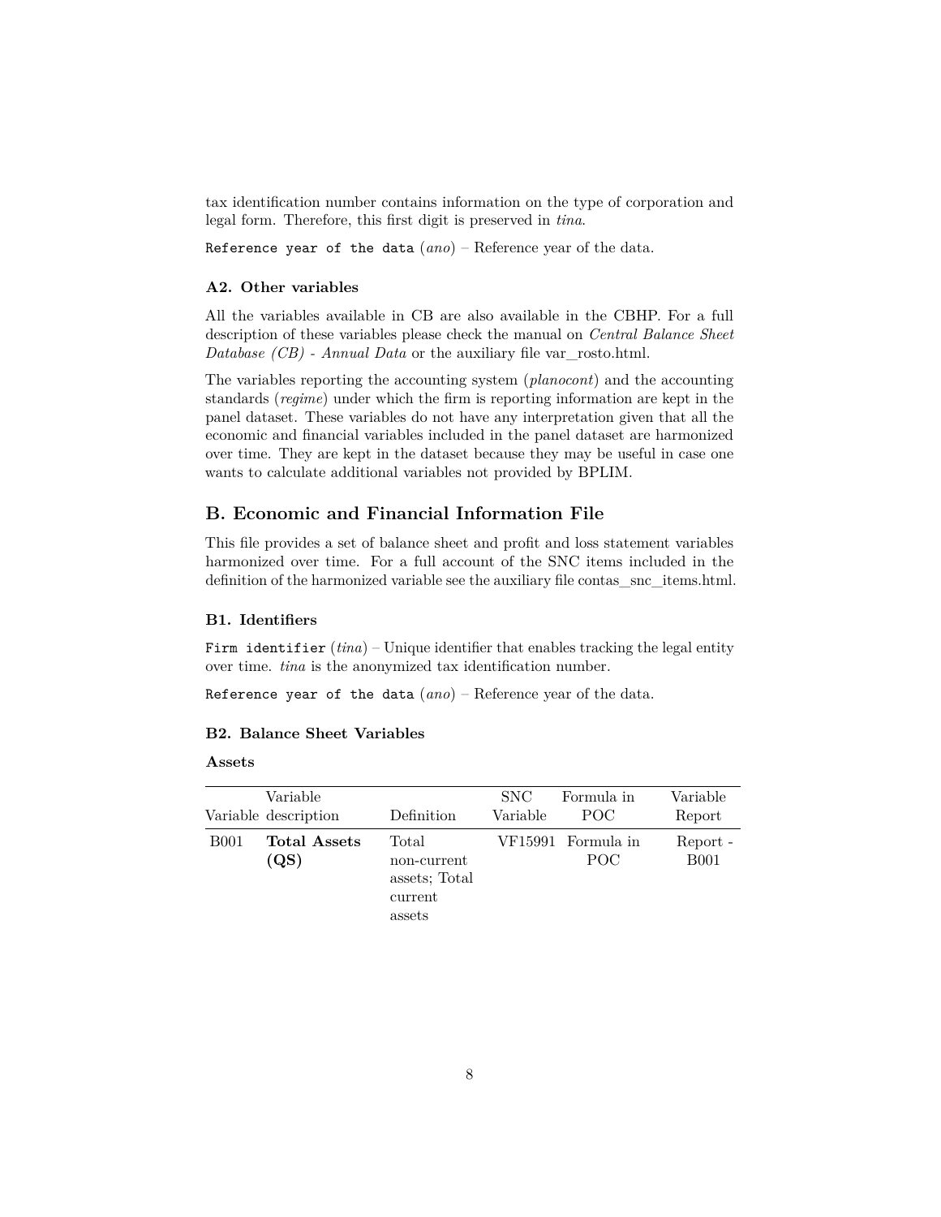tax identification number contains information on the type of corporation and legal form. Therefore, this first digit is preserved in *tina*.

`Reference year of the data` (*ano*) – Reference year of the data.

### A2. Other variables

All the variables available in CB are also available in the CBHP. For a full description of these variables please check the manual on *Central Balance Sheet Database (CB) - Annual Data* or the auxiliary file var_rosto.html.

The variables reporting the accounting system (*planocont*) and the accounting standards (*regime*) under which the firm is reporting information are kept in the panel dataset. These variables do not have any interpretation given that all the economic and financial variables included in the panel dataset are harmonized over time. They are kept in the dataset because they may be useful in case one wants to calculate additional variables not provided by BPLIM.

## B. Economic and Financial Information File

This file provides a set of balance sheet and profit and loss statement variables harmonized over time. For a full account of the SNC items included in the definition of the harmonized variable see the auxiliary file contas_snc_items.html.

### B1. Identifiers

`Firm identifier` (*tina*) – Unique identifier that enables tracking the legal entity over time. *tina* is the anonymized tax identification number.

`Reference year of the data` (*ano*) – Reference year of the data.

### B2. Balance Sheet Variables

**Assets**

| Variable | Variable description | Definition | SNC Variable | Formula in POC | Variable Report |
|---|---|---|---|---|---|
| B001 | **Total Assets (QS)** | Total non-current assets; Total current assets | VF15991 | Formula in POC | Report - B001 |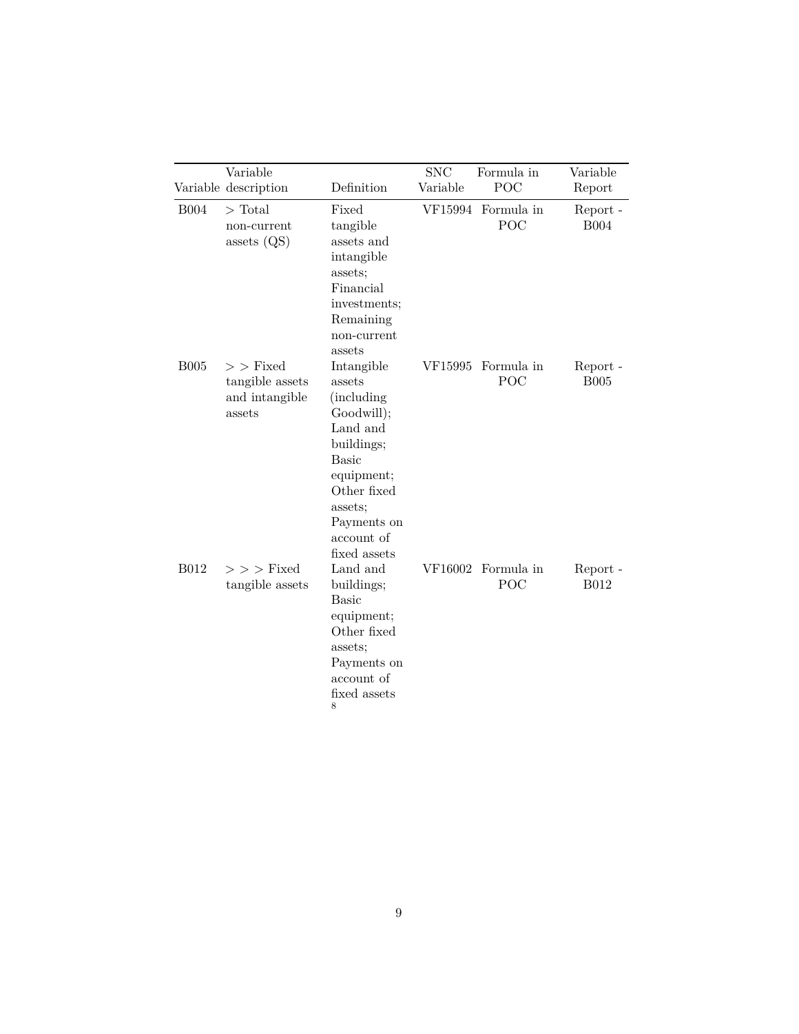| Variable | Variable description | Definition | SNC Variable | Formula in POC | Variable Report |
|---|---|---|---|---|---|
| B004 | > Total non-current assets (QS) | Fixed tangible assets and intangible assets; Financial investments; Remaining non-current assets | VF15994 | Formula in POC | Report - B004 |
| B005 | > > Fixed tangible assets and intangible assets | Intangible assets (including Goodwill); Land and buildings; Basic equipment; Other fixed assets; Payments on account of fixed assets | VF15995 | Formula in POC | Report - B005 |
| B012 | > > > Fixed tangible assets | Land and buildings; Basic equipment; Other fixed assets; Payments on account of fixed assets [8] | VF16002 | Formula in POC | Report - B012 |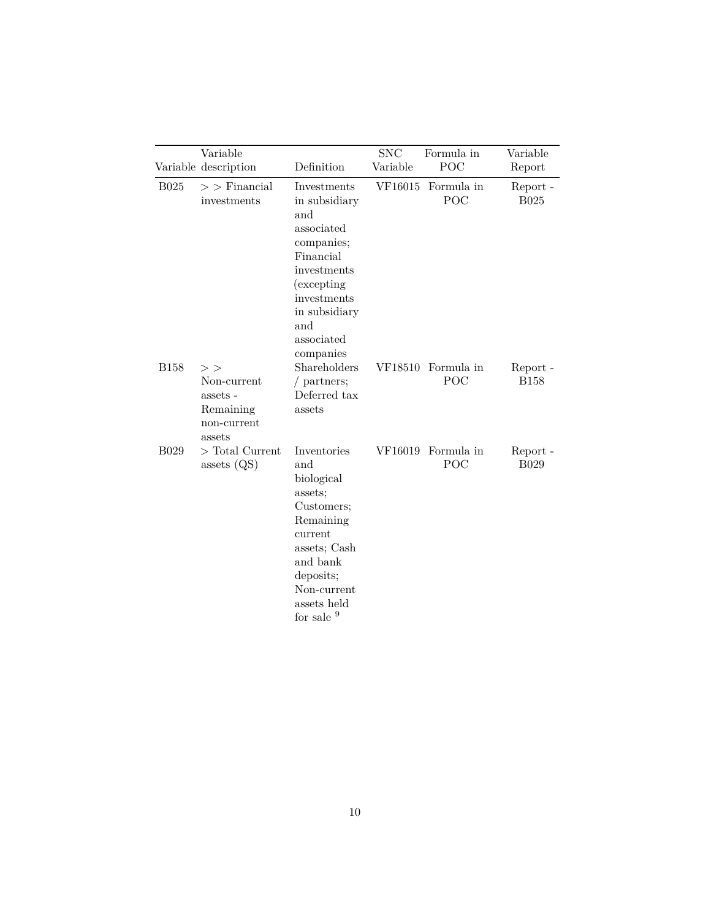| Variable | Variable description | Definition | SNC Variable | Formula in POC | Variable Report |
|---|---|---|---|---|---|
| B025 | > > Financial investments | Investments in subsidiary and associated companies; Financial investments (excepting investments in subsidiary and associated companies | VF16015 | Formula in POC | Report - B025 |
| B158 | > > Non-current assets - Remaining non-current assets | Shareholders / partners; Deferred tax assets | VF18510 | Formula in POC | Report - B158 |
| B029 | > Total Current assets (QS) | Inventories and biological assets; Customers; Remaining current assets; Cash and bank deposits; Non-current assets held for sale [9] | VF16019 | Formula in POC | Report - B029 |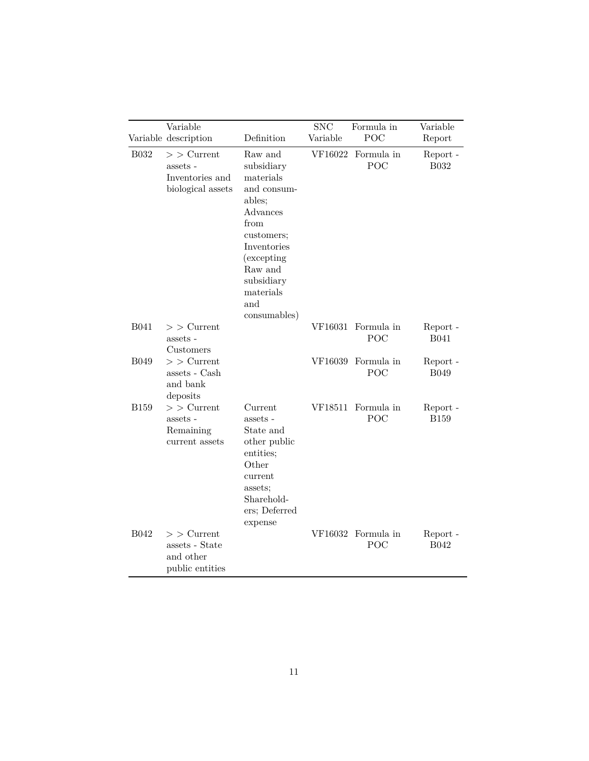| Variable | Variable description | Definition | SNC Variable | Formula in POC | Variable Report |
|---|---|---|---|---|---|
| B032 | > > Current assets - Inventories and biological assets | Raw and subsidiary materials and consumables; Advances from customers; Inventories (excepting Raw and subsidiary materials and consumables) | VF16022 | Formula in POC | Report - B032 |
| B041 | > > Current assets - Customers | | VF16031 | Formula in POC | Report - B041 |
| B049 | > > Current assets - Cash and bank deposits | | VF16039 | Formula in POC | Report - B049 |
| B159 | > > Current assets - Remaining current assets | Current assets - State and other public entities; Other current assets; Shareholders; Deferred expense | VF18511 | Formula in POC | Report - B159 |
| B042 | > > Current assets - State and other public entities | | VF16032 | Formula in POC | Report - B042 |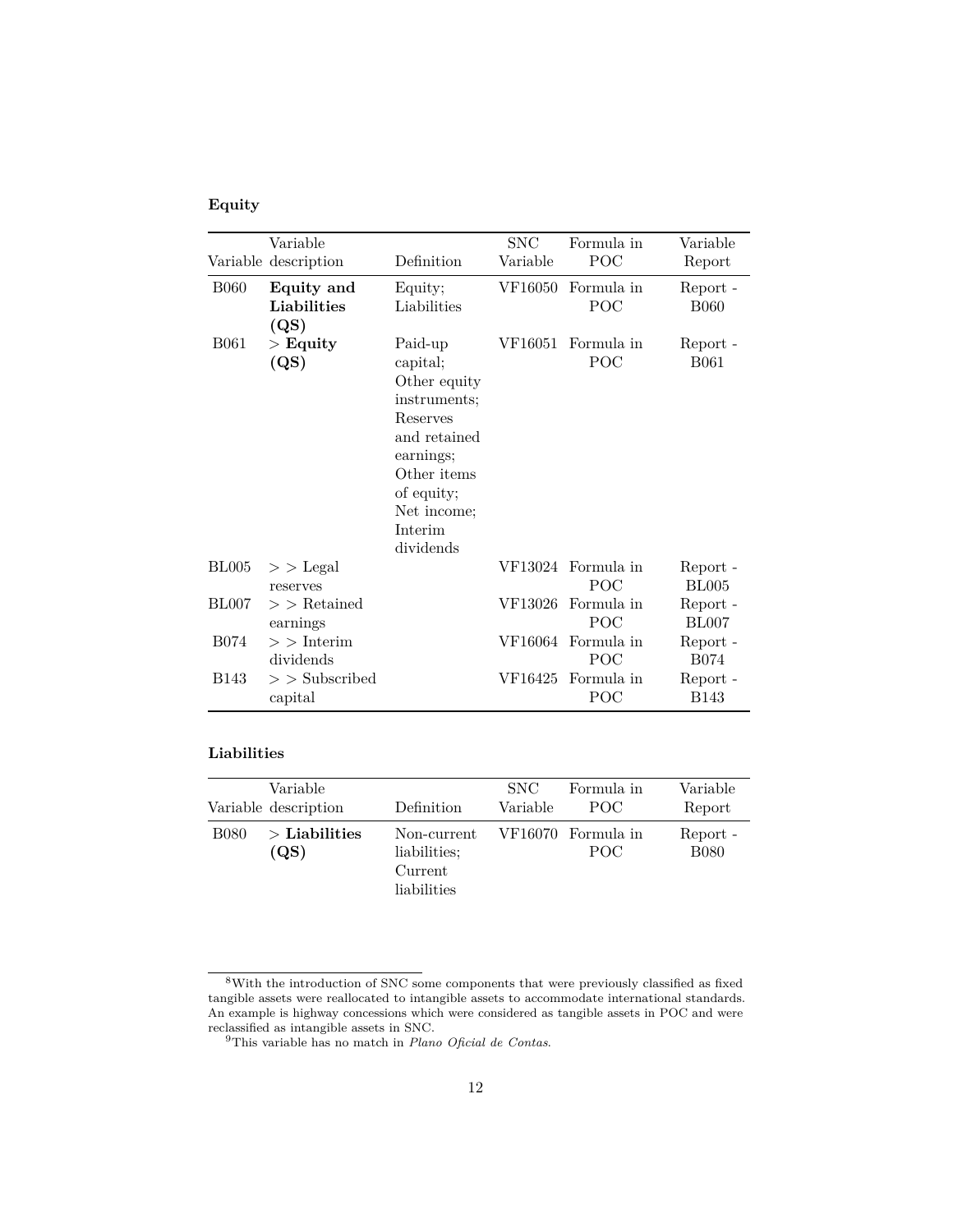**Equity**

| Variable | Variable description | Definition | SNC Variable | Formula in POC | Variable Report |
|---|---|---|---|---|---|
| B060 | **Equity and Liabilities (QS)** | Equity; Liabilities | VF16050 | Formula in POC | Report - B060 |
| B061 | > **Equity (QS)** | Paid-up capital; Other equity instruments; Reserves and retained earnings; Other items of equity; Net income; Interim dividends | VF16051 | Formula in POC | Report - B061 |
| BL005 | > > Legal reserves | | VF13024 | Formula in POC | Report - BL005 |
| BL007 | > > Retained earnings | | VF13026 | Formula in POC | Report - BL007 |
| B074 | > > Interim dividends | | VF16064 | Formula in POC | Report - B074 |
| B143 | > > Subscribed capital | | VF16425 | Formula in POC | Report - B143 |

**Liabilities**

| Variable | Variable description | Definition | SNC Variable | Formula in POC | Variable Report |
|---|---|---|---|---|---|
| B080 | > **Liabilities (QS)** | Non-current liabilities; Current liabilities | VF16070 | Formula in POC | Report - B080 |

[8] With the introduction of SNC some components that were previously classified as fixed tangible assets were reallocated to intangible assets to accommodate international standards. An example is highway concessions which were considered as tangible assets in POC and were reclassified as intangible assets in SNC.

[9] This variable has no match in *Plano Oficial de Contas*.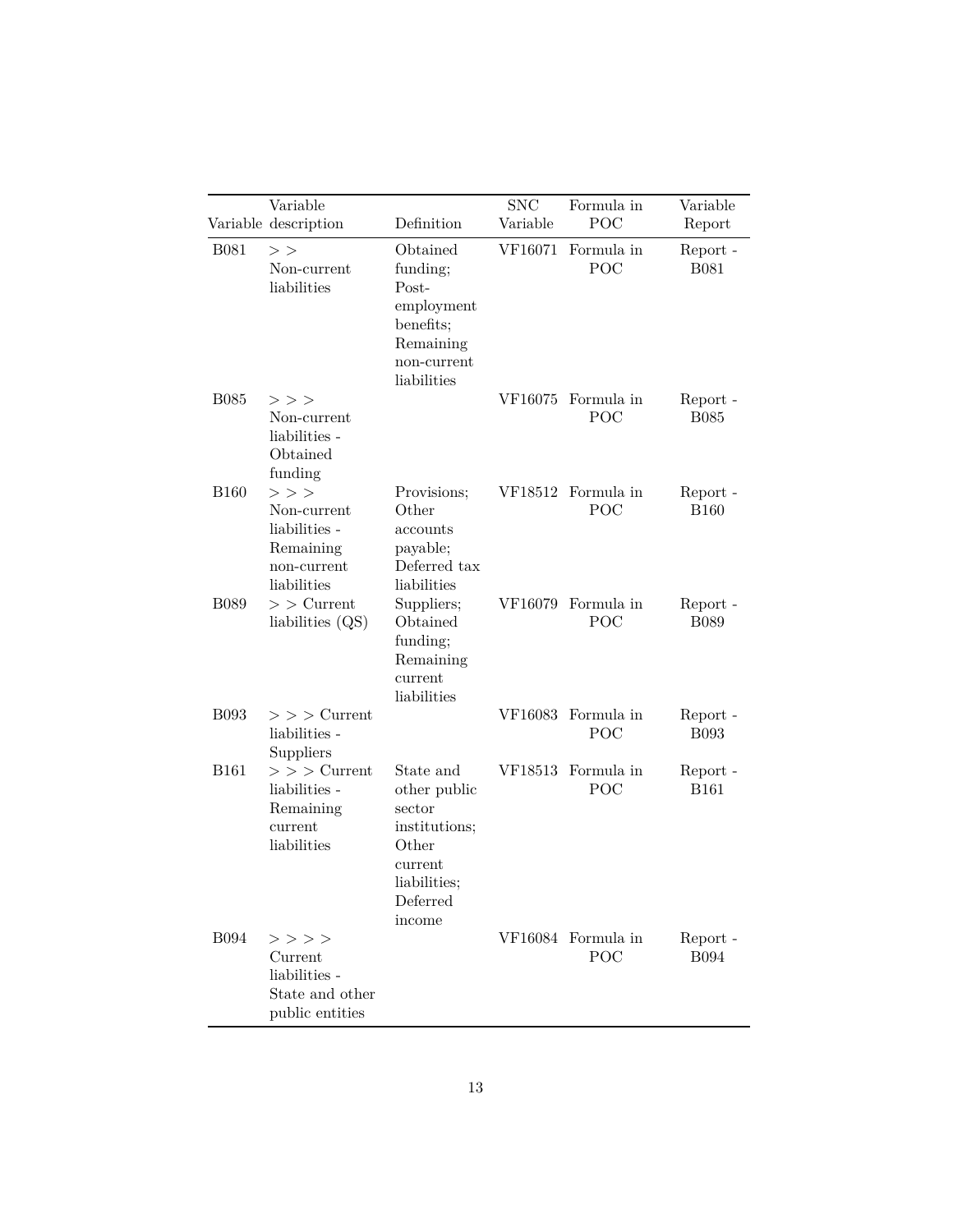| Variable | Variable description | Definition | SNC Variable | Formula in POC | Variable Report |
|---|---|---|---|---|---|
| B081 | > > Non-current liabilities | Obtained funding; Post-employment benefits; Remaining non-current liabilities | VF16071 | Formula in POC | Report - B081 |
| B085 | > > > Non-current liabilities - Obtained funding | | VF16075 | Formula in POC | Report - B085 |
| B160 | > > > Non-current liabilities - Remaining non-current liabilities | Provisions; Other accounts payable; Deferred tax liabilities | VF18512 | Formula in POC | Report - B160 |
| B089 | > > Current liabilities (QS) | Suppliers; Obtained funding; Remaining current liabilities | VF16079 | Formula in POC | Report - B089 |
| B093 | > > > Current liabilities - Suppliers | | VF16083 | Formula in POC | Report - B093 |
| B161 | > > > Current liabilities - Remaining current liabilities | State and other public sector institutions; Other current liabilities; Deferred income | VF18513 | Formula in POC | Report - B161 |
| B094 | > > > > Current liabilities - State and other public entities | | VF16084 | Formula in POC | Report - B094 |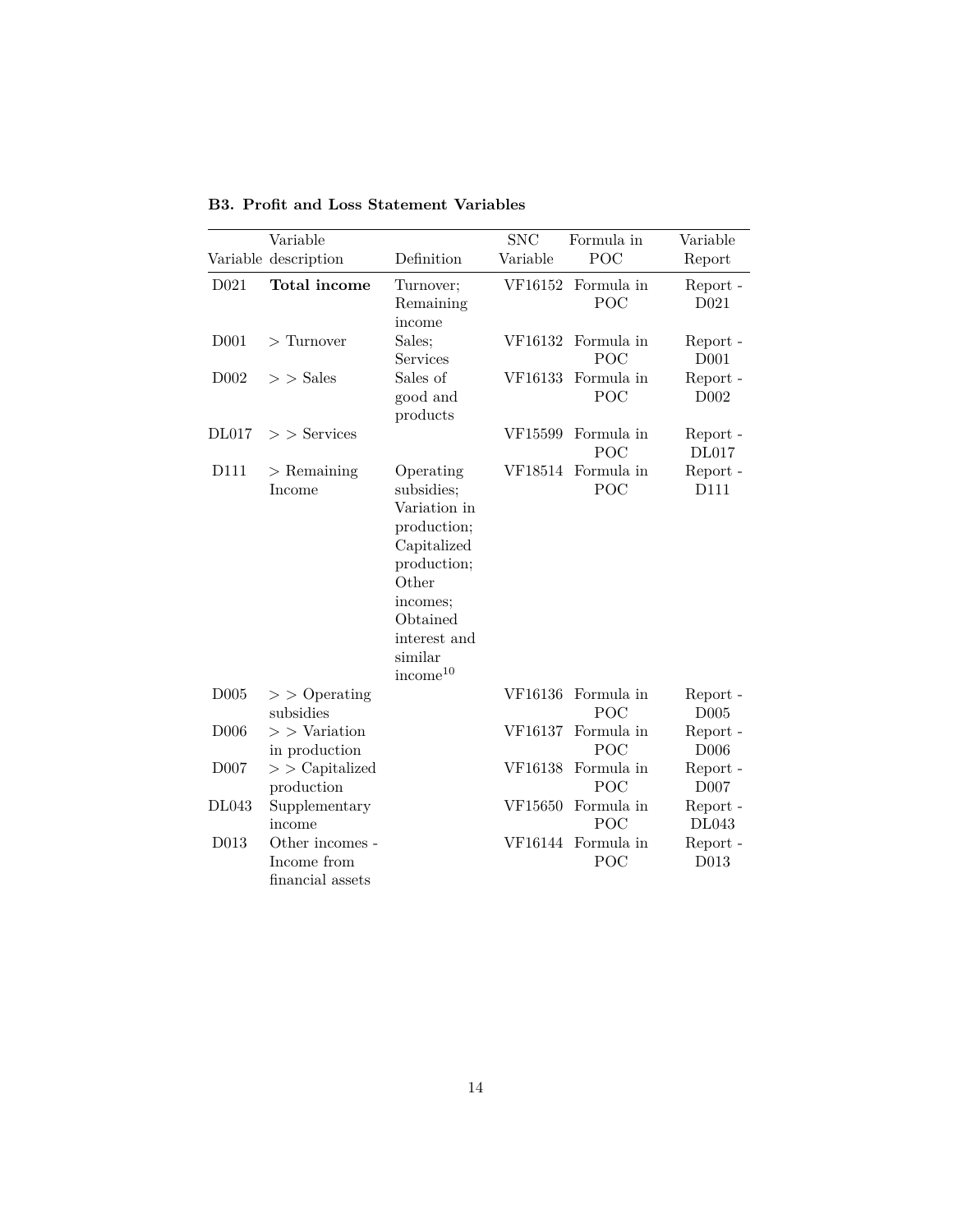### B3. Profit and Loss Statement Variables

| Variable | Variable description | Definition | SNC Variable | Formula in POC | Variable Report |
|---|---|---|---|---|---|
| D021 | **Total income** | Turnover; Remaining income | VF16152 | Formula in POC | Report - D021 |
| D001 | > Turnover | Sales; Services | VF16132 | Formula in POC | Report - D001 |
| D002 | > > Sales | Sales of good and products | VF16133 | Formula in POC | Report - D002 |
| DL017 | > > Services | | VF15599 | Formula in POC | Report - DL017 |
| D111 | > Remaining Income | Operating subsidies; Variation in production; Capitalized production; Other incomes; Obtained interest and similar income[10] | VF18514 | Formula in POC | Report - D111 |
| D005 | > > Operating subsidies | | VF16136 | Formula in POC | Report - D005 |
| D006 | > > Variation in production | | VF16137 | Formula in POC | Report - D006 |
| D007 | > > Capitalized production | | VF16138 | Formula in POC | Report - D007 |
| DL043 | Supplementary income | | VF15650 | Formula in POC | Report - DL043 |
| D013 | Other incomes - Income from financial assets | | VF16144 | Formula in POC | Report - D013 |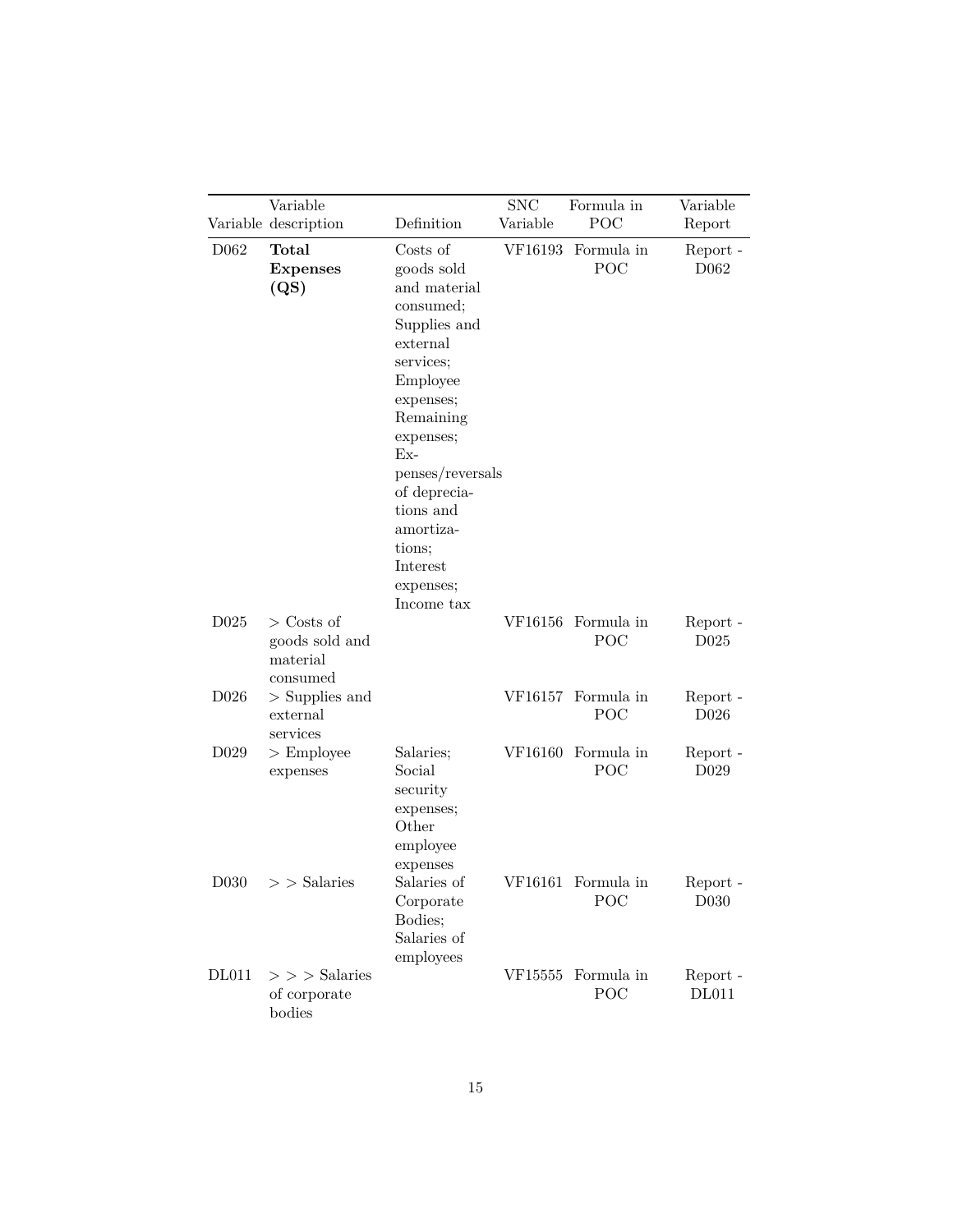| Variable | Variable description | Definition | SNC Variable | Formula in POC | Variable Report |
|---|---|---|---|---|---|
| D062 | **Total Expenses (QS)** | Costs of goods sold and material consumed; Supplies and external services; Employee expenses; Remaining expenses; Expenses/reversals of depreciations and amortizations; Interest expenses; Income tax | VF16193 | Formula in POC | Report - D062 |
| D025 | > Costs of goods sold and material consumed | | VF16156 | Formula in POC | Report - D025 |
| D026 | > Supplies and external services | | VF16157 | Formula in POC | Report - D026 |
| D029 | > Employee expenses | Salaries; Social security expenses; Other employee expenses | VF16160 | Formula in POC | Report - D029 |
| D030 | > > Salaries | Salaries of Corporate Bodies; Salaries of employees | VF16161 | Formula in POC | Report - D030 |
| DL011 | > > > Salaries of corporate bodies | | VF15555 | Formula in POC | Report - DL011 |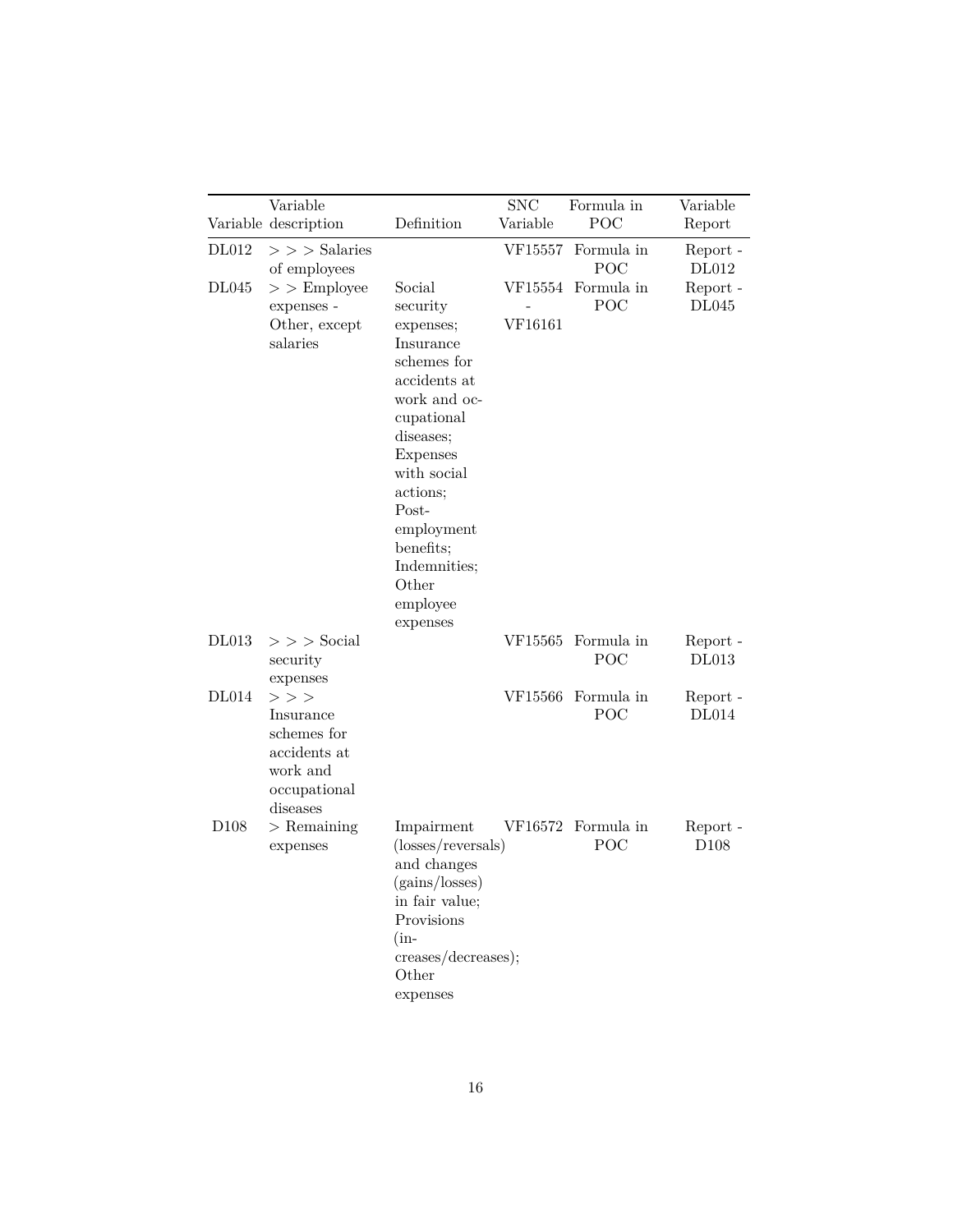| Variable | Variable description | Definition | SNC Variable | Formula in POC | Variable Report |
|---|---|---|---|---|---|
| DL012 | > > > Salaries of employees | | VF15557 | Formula in POC | Report - DL012 |
| DL045 | > > Employee expenses - Other, except salaries | Social security expenses; Insurance schemes for accidents at work and occupational diseases; Expenses with social actions; Post-employment benefits; Indemnities; Other employee expenses | VF15554 - VF16161 | Formula in POC | Report - DL045 |
| DL013 | > > > Social security expenses | | VF15565 | Formula in POC | Report - DL013 |
| DL014 | > > > Insurance schemes for accidents at work and occupational diseases | | VF15566 | Formula in POC | Report - DL014 |
| D108 | > Remaining expenses | Impairment (losses/reversals) and changes (gains/losses) in fair value; Provisions (increases/decreases); Other expenses | VF16572 | Formula in POC | Report - D108 |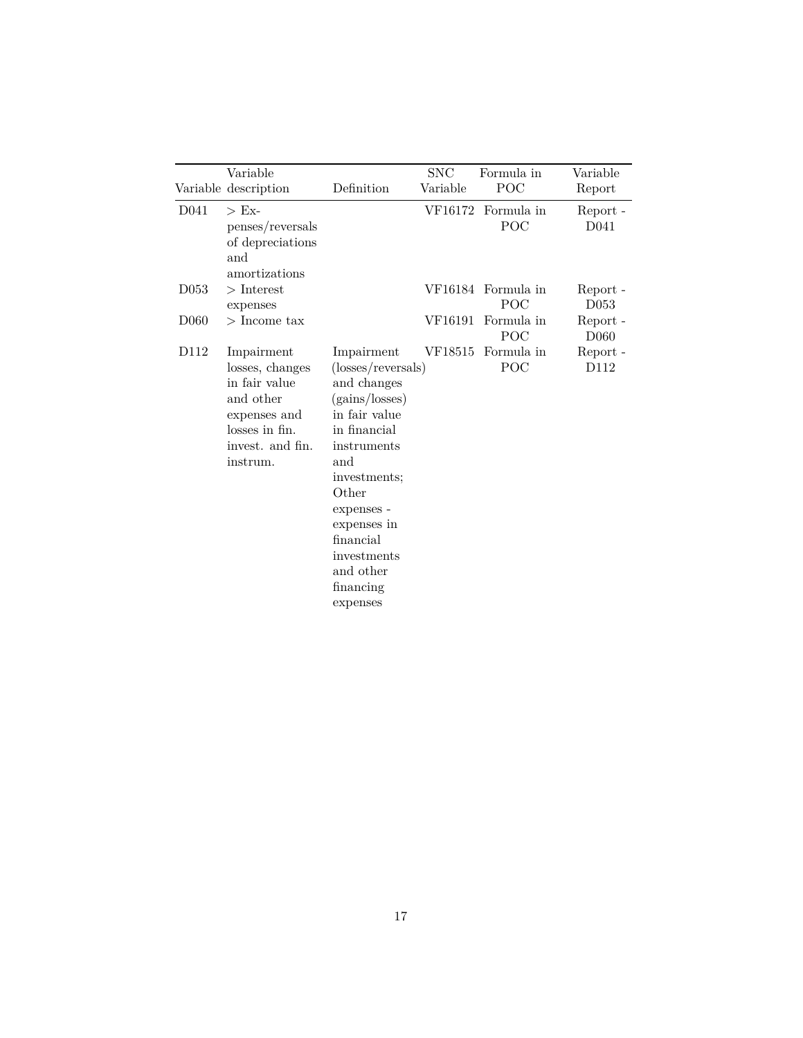| Variable | Variable description | Definition | SNC Variable | Formula in POC | Variable Report |
|---|---|---|---|---|---|
| D041 | > Expenses/reversals of depreciations and amortizations | | VF16172 | Formula in POC | Report - D041 |
| D053 | > Interest expenses | | VF16184 | Formula in POC | Report - D053 |
| D060 | > Income tax | | VF16191 | Formula in POC | Report - D060 |
| D112 | Impairment losses, changes in fair value and other expenses and losses in fin. invest. and fin. instrum. | Impairment (losses/reversals) and changes (gains/losses) in fair value in financial instruments and investments; Other expenses - expenses in financial investments and other financing expenses | VF18515 | Formula in POC | Report - D112 |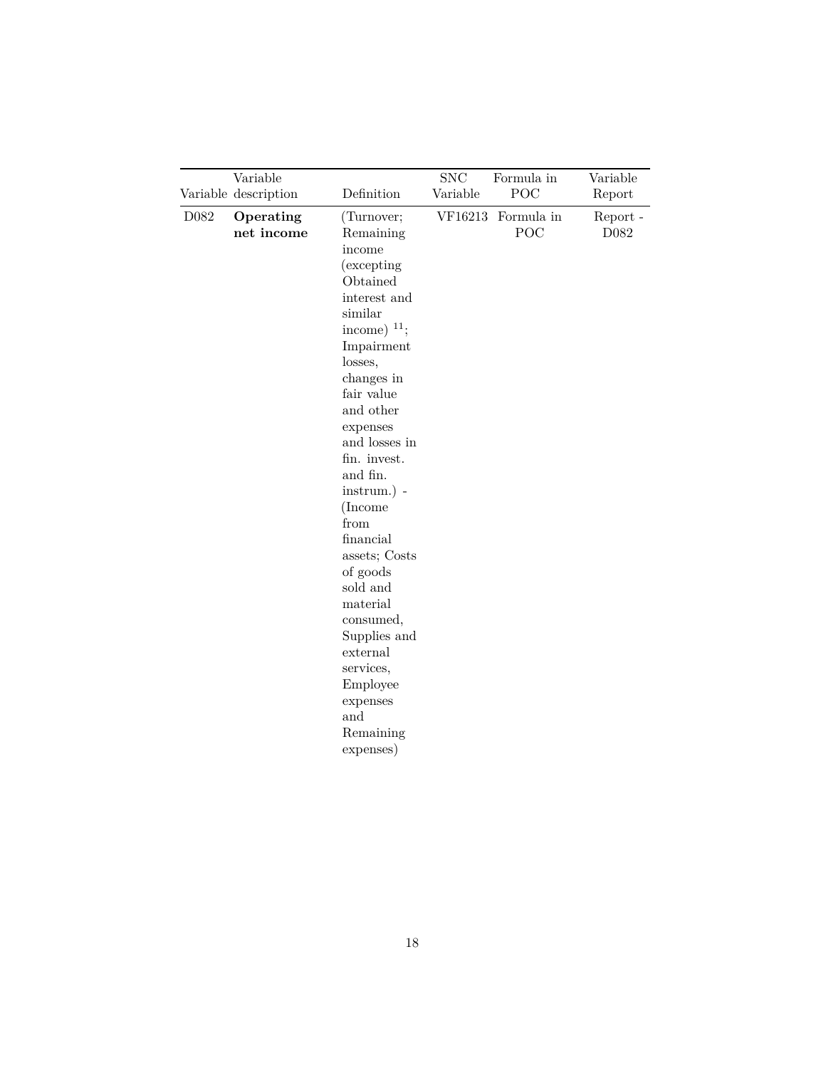| Variable | Variable description | Definition | SNC Variable | Formula in POC | Variable Report |
|---|---|---|---|---|---|
| D082 | **Operating net income** | (Turnover; Remaining income (excepting Obtained interest and similar income) [11]; Impairment losses, changes in fair value and other expenses and losses in fin. invest. and fin. instrum.) - (Income from financial assets; Costs of goods sold and material consumed, Supplies and external services, Employee expenses and Remaining expenses) | VF16213 | Formula in POC | Report - D082 |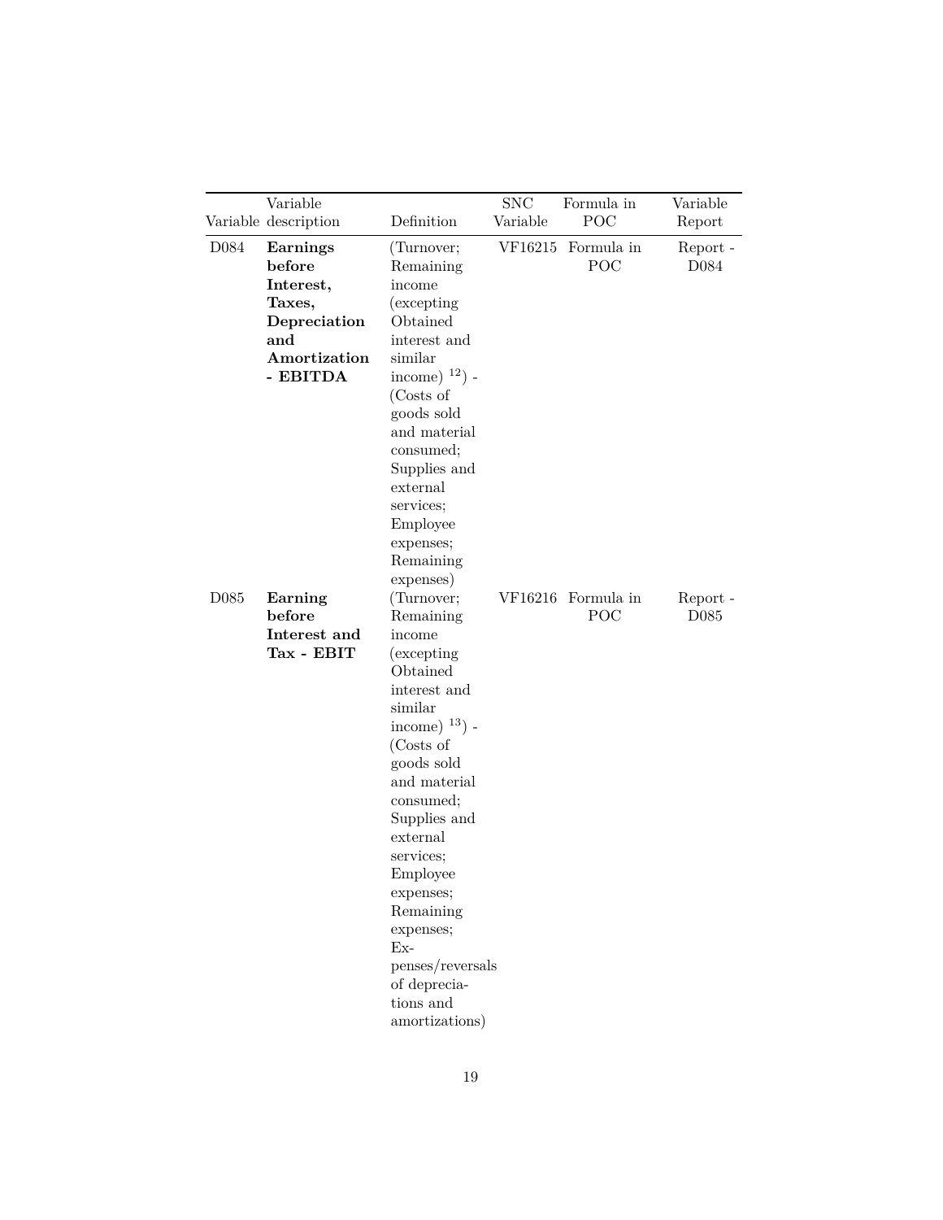| Variable | Variable description | Definition | SNC Variable | Formula in POC | Variable Report |
|---|---|---|---|---|---|
| D084 | **Earnings before Interest, Taxes, Depreciation and Amortization - EBITDA** | (Turnover; Remaining income (excepting Obtained interest and similar income) [12]) - (Costs of goods sold and material consumed; Supplies and external services; Employee expenses; Remaining expenses) | VF16215 | Formula in POC | Report - D084 |
| D085 | **Earning before Interest and Tax - EBIT** | (Turnover; Remaining income (excepting Obtained interest and similar income) [13]) - (Costs of goods sold and material consumed; Supplies and external services; Employee expenses; Remaining expenses; Expenses/reversals of depreciations and amortizations) | VF16216 | Formula in POC | Report - D085 |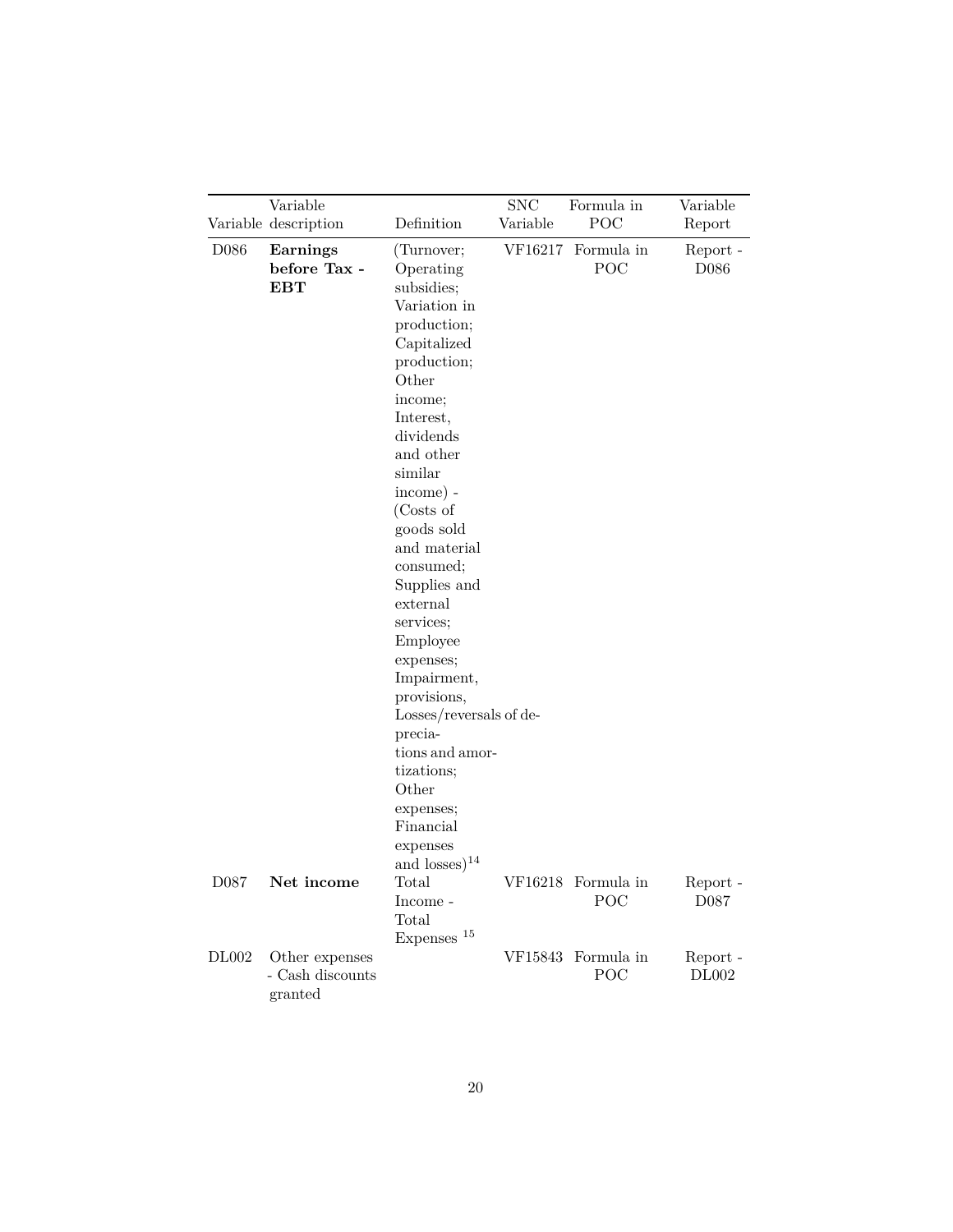| Variable | Variable description | Definition | SNC Variable | Formula in POC | Variable Report |
|---|---|---|---|---|---|
| D086 | **Earnings before Tax - EBT** | (Turnover; Operating subsidies; Variation in production; Capitalized production; Other income; Interest, dividends and other similar income) - (Costs of goods sold and material consumed; Supplies and external services; Employee expenses; Impairment, provisions, Losses/reversals of depreciations and amortizations; Other expenses; Financial expenses and losses)[14] | VF16217 | Formula in POC | Report - D086 |
| D087 | **Net income** | Total Income - Total Expenses [15] | VF16218 | Formula in POC | Report - D087 |
| DL002 | Other expenses - Cash discounts granted | | VF15843 | Formula in POC | Report - DL002 |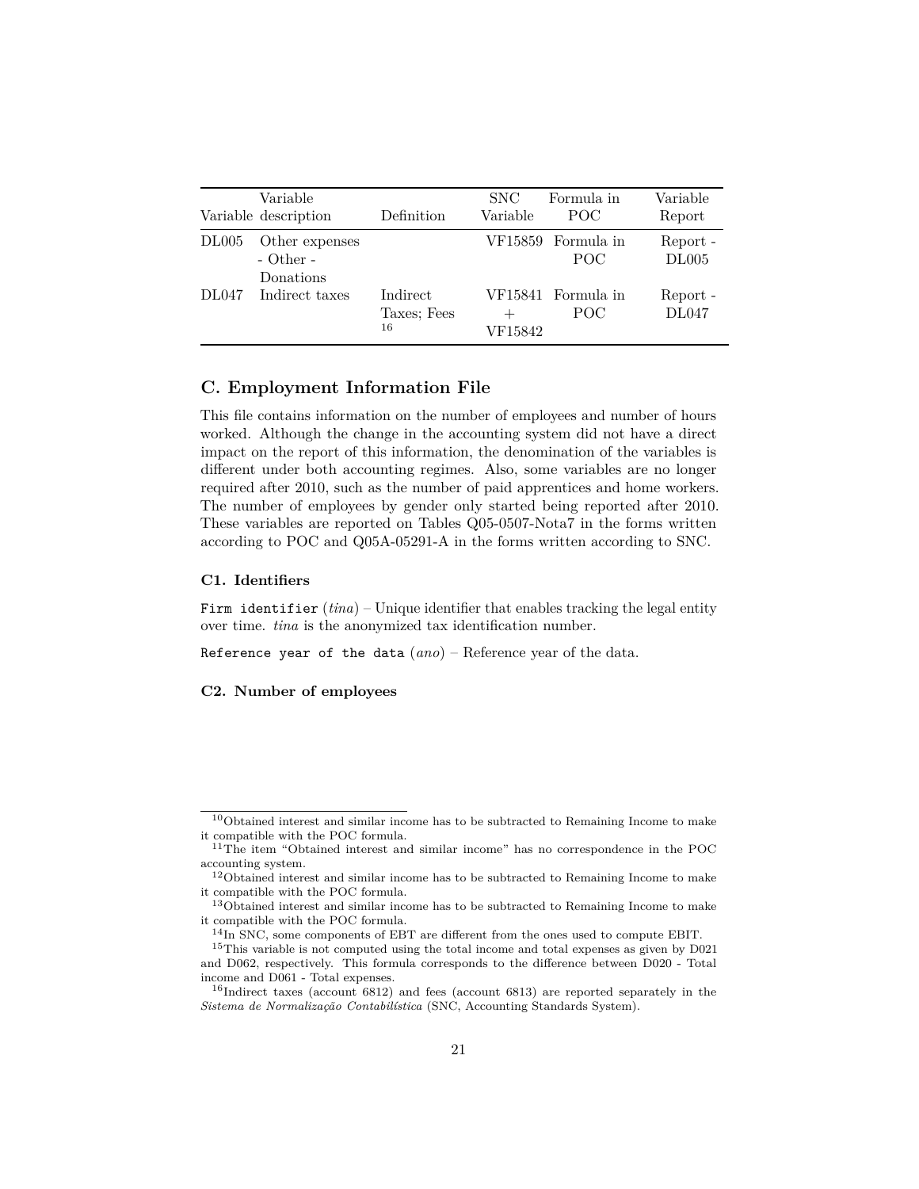| Variable | Variable description | Definition | SNC Variable | Formula in POC | Variable Report |
|---|---|---|---|---|---|
| DL005 | Other expenses - Other - Donations | | VF15859 | Formula in POC | Report - DL005 |
| DL047 | Indirect taxes | Indirect Taxes; Fees [16] | VF15841 + VF15842 | Formula in POC | Report - DL047 |

## C. Employment Information File

This file contains information on the number of employees and number of hours worked. Although the change in the accounting system did not have a direct impact on the report of this information, the denomination of the variables is different under both accounting regimes. Also, some variables are no longer required after 2010, such as the number of paid apprentices and home workers. The number of employees by gender only started being reported after 2010. These variables are reported on Tables Q05-0507-Nota7 in the forms written according to POC and Q05A-05291-A in the forms written according to SNC.

### C1. Identifiers

`Firm identifier` (*tina*) – Unique identifier that enables tracking the legal entity over time. *tina* is the anonymized tax identification number.

`Reference year of the data` (*ano*) – Reference year of the data.

### C2. Number of employees

---

[10] Obtained interest and similar income has to be subtracted to Remaining Income to make it compatible with the POC formula.

[11] The item "Obtained interest and similar income" has no correspondence in the POC accounting system.

[12] Obtained interest and similar income has to be subtracted to Remaining Income to make it compatible with the POC formula.

[13] Obtained interest and similar income has to be subtracted to Remaining Income to make it compatible with the POC formula.

[14] In SNC, some components of EBT are different from the ones used to compute EBIT.

[15] This variable is not computed using the total income and total expenses as given by D021 and D062, respectively. This formula corresponds to the difference between D020 - Total income and D061 - Total expenses.

[16] Indirect taxes (account 6812) and fees (account 6813) are reported separately in the *Sistema de Normalização Contabilística* (SNC, Accounting Standards System).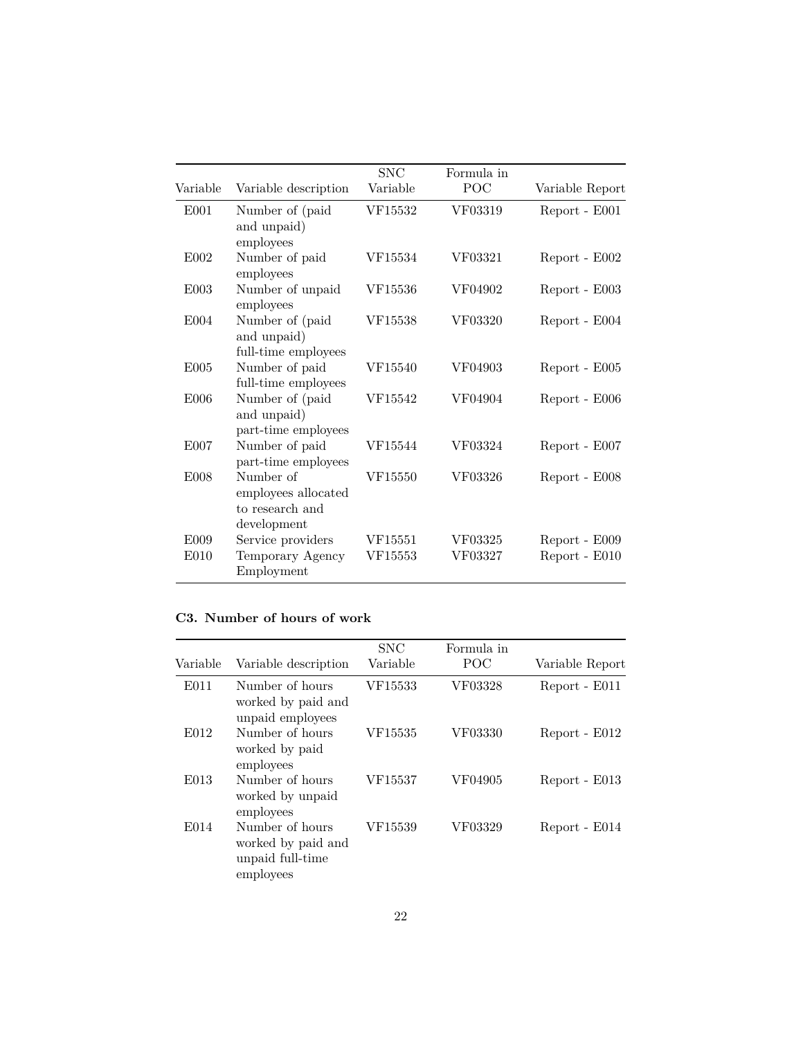| Variable | Variable description | SNC Variable | Formula in POC | Variable Report |
|---|---|---|---|---|
| E001 | Number of (paid and unpaid) employees | VF15532 | VF03319 | Report - E001 |
| E002 | Number of paid employees | VF15534 | VF03321 | Report - E002 |
| E003 | Number of unpaid employees | VF15536 | VF04902 | Report - E003 |
| E004 | Number of (paid and unpaid) full-time employees | VF15538 | VF03320 | Report - E004 |
| E005 | Number of paid full-time employees | VF15540 | VF04903 | Report - E005 |
| E006 | Number of (paid and unpaid) part-time employees | VF15542 | VF04904 | Report - E006 |
| E007 | Number of paid part-time employees | VF15544 | VF03324 | Report - E007 |
| E008 | Number of employees allocated to research and development | VF15550 | VF03326 | Report - E008 |
| E009 | Service providers | VF15551 | VF03325 | Report - E009 |
| E010 | Temporary Agency Employment | VF15553 | VF03327 | Report - E010 |

### C3. Number of hours of work

| Variable | Variable description | SNC Variable | Formula in POC | Variable Report |
|---|---|---|---|---|
| E011 | Number of hours worked by paid and unpaid employees | VF15533 | VF03328 | Report - E011 |
| E012 | Number of hours worked by paid employees | VF15535 | VF03330 | Report - E012 |
| E013 | Number of hours worked by unpaid employees | VF15537 | VF04905 | Report - E013 |
| E014 | Number of hours worked by paid and unpaid full-time employees | VF15539 | VF03329 | Report - E014 |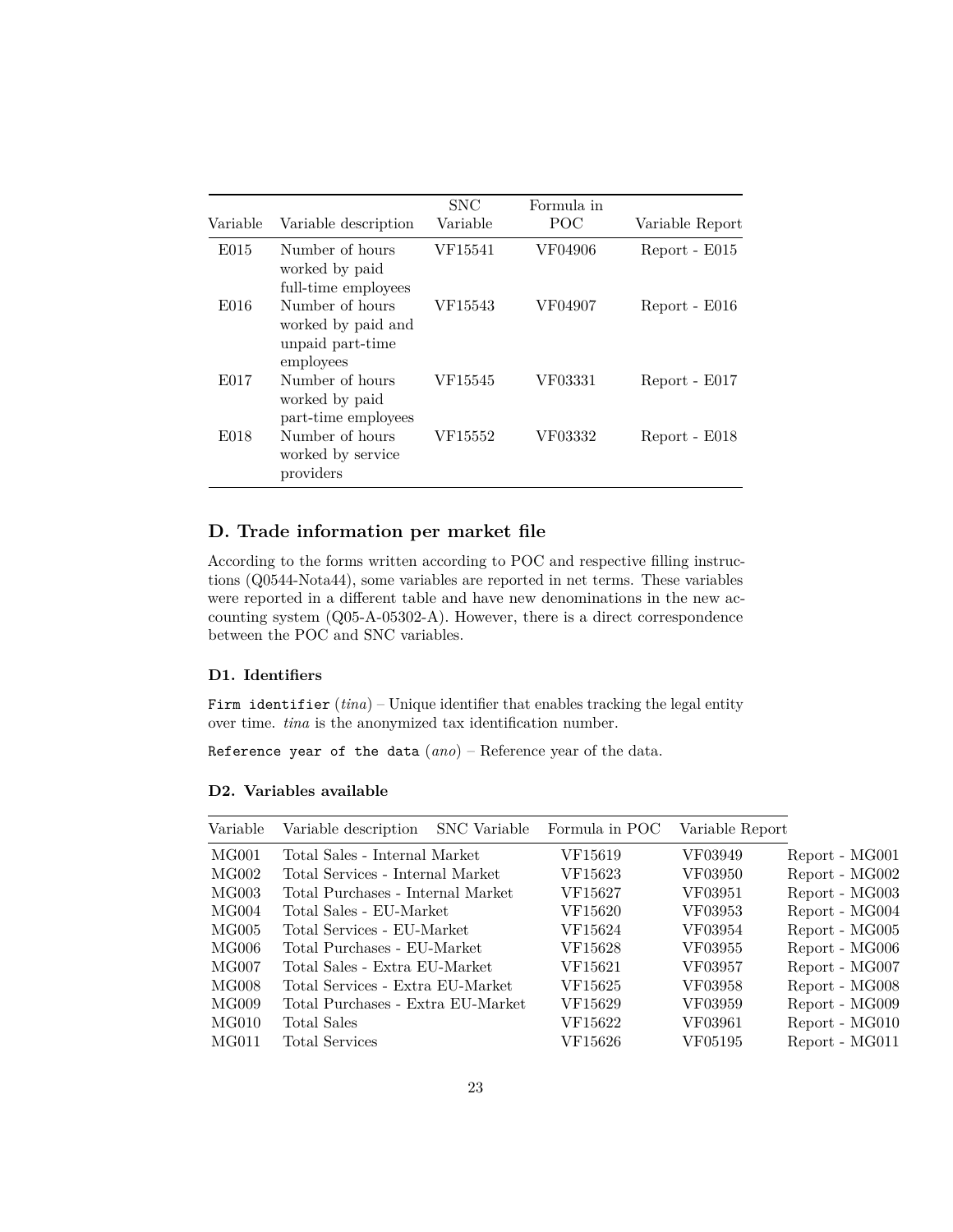| Variable | Variable description | SNC Variable | Formula in POC | Variable Report |
|---|---|---|---|---|
| E015 | Number of hours worked by paid full-time employees | VF15541 | VF04906 | Report - E015 |
| E016 | Number of hours worked by paid and unpaid part-time employees | VF15543 | VF04907 | Report - E016 |
| E017 | Number of hours worked by paid part-time employees | VF15545 | VF03331 | Report - E017 |
| E018 | Number of hours worked by service providers | VF15552 | VF03332 | Report - E018 |

## D. Trade information per market file

According to the forms written according to POC and respective filling instructions (Q0544-Nota44), some variables are reported in net terms. These variables were reported in a different table and have new denominations in the new accounting system (Q05-A-05302-A). However, there is a direct correspondence between the POC and SNC variables.

### D1. Identifiers

`Firm identifier` (*tina*) – Unique identifier that enables tracking the legal entity over time. *tina* is the anonymized tax identification number.

`Reference year of the data` (*ano*) – Reference year of the data.

### D2. Variables available

| Variable | Variable description | SNC Variable | Formula in POC | Variable Report |
|---|---|---|---|---|
| MG001 | Total Sales - Internal Market | VF15619 | VF03949 | Report - MG001 |
| MG002 | Total Services - Internal Market | VF15623 | VF03950 | Report - MG002 |
| MG003 | Total Purchases - Internal Market | VF15627 | VF03951 | Report - MG003 |
| MG004 | Total Sales - EU-Market | VF15620 | VF03953 | Report - MG004 |
| MG005 | Total Services - EU-Market | VF15624 | VF03954 | Report - MG005 |
| MG006 | Total Purchases - EU-Market | VF15628 | VF03955 | Report - MG006 |
| MG007 | Total Sales - Extra EU-Market | VF15621 | VF03957 | Report - MG007 |
| MG008 | Total Services - Extra EU-Market | VF15625 | VF03958 | Report - MG008 |
| MG009 | Total Purchases - Extra EU-Market | VF15629 | VF03959 | Report - MG009 |
| MG010 | Total Sales | VF15622 | VF03961 | Report - MG010 |
| MG011 | Total Services | VF15626 | VF05195 | Report - MG011 |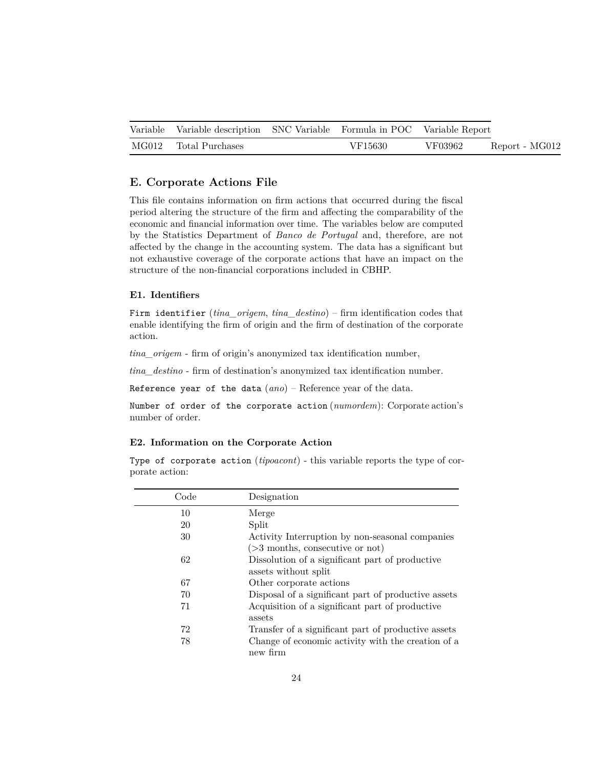| Variable | Variable description | SNC Variable | Formula in POC | Variable Report | |
|---|---|---|---|---|---|
| MG012 | Total Purchases | | VF15630 | VF03962 | Report - MG012 |

## E. Corporate Actions File

This file contains information on firm actions that occurred during the fiscal period altering the structure of the firm and affecting the comparability of the economic and financial information over time. The variables below are computed by the Statistics Department of *Banco de Portugal* and, therefore, are not affected by the change in the accounting system. The data has a significant but not exhaustive coverage of the corporate actions that have an impact on the structure of the non-financial corporations included in CBHP.

### E1. Identifiers

`Firm identifier` (*tina_origem*, *tina_destino*) – firm identification codes that enable identifying the firm of origin and the firm of destination of the corporate action.

*tina_origem* - firm of origin's anonymized tax identification number,

*tina_destino* - firm of destination's anonymized tax identification number.

`Reference year of the data` (*ano*) – Reference year of the data.

`Number of order of the corporate action` (*numordem*): Corporate action's number of order.

### E2. Information on the Corporate Action

`Type of corporate action` (*tipoacont*) - this variable reports the type of corporate action:

| Code | Designation |
|---|---|
| 10 | Merge |
| 20 | Split |
| 30 | Activity Interruption by non-seasonal companies (>3 months, consecutive or not) |
| 62 | Dissolution of a significant part of productive assets without split |
| 67 | Other corporate actions |
| 70 | Disposal of a significant part of productive assets |
| 71 | Acquisition of a significant part of productive assets |
| 72 | Transfer of a significant part of productive assets |
| 78 | Change of economic activity with the creation of a new firm |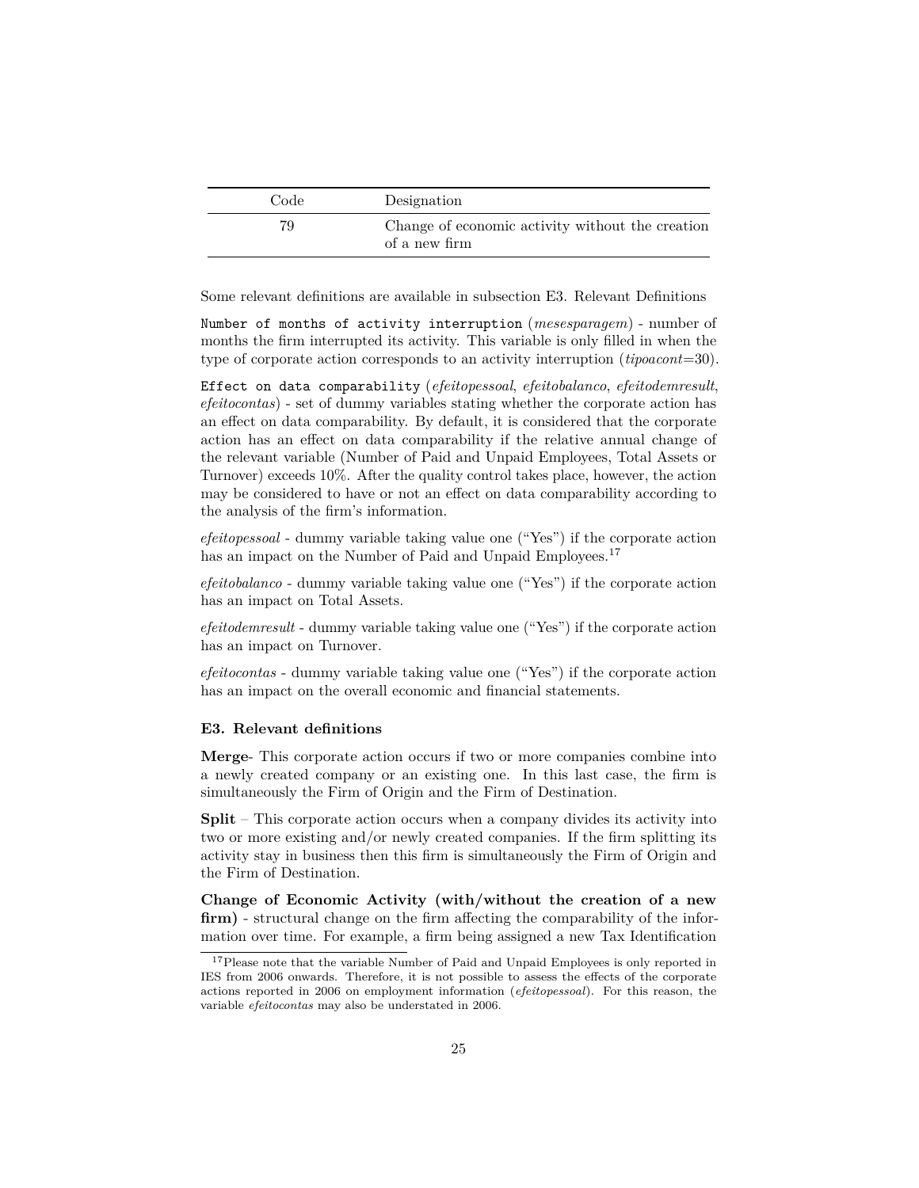| Code | Designation |
|---|---|
| 79 | Change of economic activity without the creation of a new firm |

Some relevant definitions are available in subsection E3. Relevant Definitions

`Number of months of activity interruption` (*mesesparagem*) - number of months the firm interrupted its activity. This variable is only filled in when the type of corporate action corresponds to an activity interruption (*tipoacont*=30).

`Effect on data comparability` (*efeitopessoal*, *efeitobalanco*, *efeitodemresult*, *efeitocontas*) - set of dummy variables stating whether the corporate action has an effect on data comparability. By default, it is considered that the corporate action has an effect on data comparability if the relative annual change of the relevant variable (Number of Paid and Unpaid Employees, Total Assets or Turnover) exceeds 10%. After the quality control takes place, however, the action may be considered to have or not an effect on data comparability according to the analysis of the firm's information.

*efeitopessoal* - dummy variable taking value one ("Yes") if the corporate action has an impact on the Number of Paid and Unpaid Employees.[17]

*efeitobalanco* - dummy variable taking value one ("Yes") if the corporate action has an impact on Total Assets.

*efeitodemresult* - dummy variable taking value one ("Yes") if the corporate action has an impact on Turnover.

*efeitocontas* - dummy variable taking value one ("Yes") if the corporate action has an impact on the overall economic and financial statements.

### E3. Relevant definitions

**Merge**- This corporate action occurs if two or more companies combine into a newly created company or an existing one. In this last case, the firm is simultaneously the Firm of Origin and the Firm of Destination.

**Split** – This corporate action occurs when a company divides its activity into two or more existing and/or newly created companies. If the firm splitting its activity stay in business then this firm is simultaneously the Firm of Origin and the Firm of Destination.

**Change of Economic Activity (with/without the creation of a new firm)** - structural change on the firm affecting the comparability of the information over time. For example, a firm being assigned a new Tax Identification

[17] Please note that the variable Number of Paid and Unpaid Employees is only reported in IES from 2006 onwards. Therefore, it is not possible to assess the effects of the corporate actions reported in 2006 on employment information (*efeitopessoal*). For this reason, the variable *efeitocontas* may also be understated in 2006.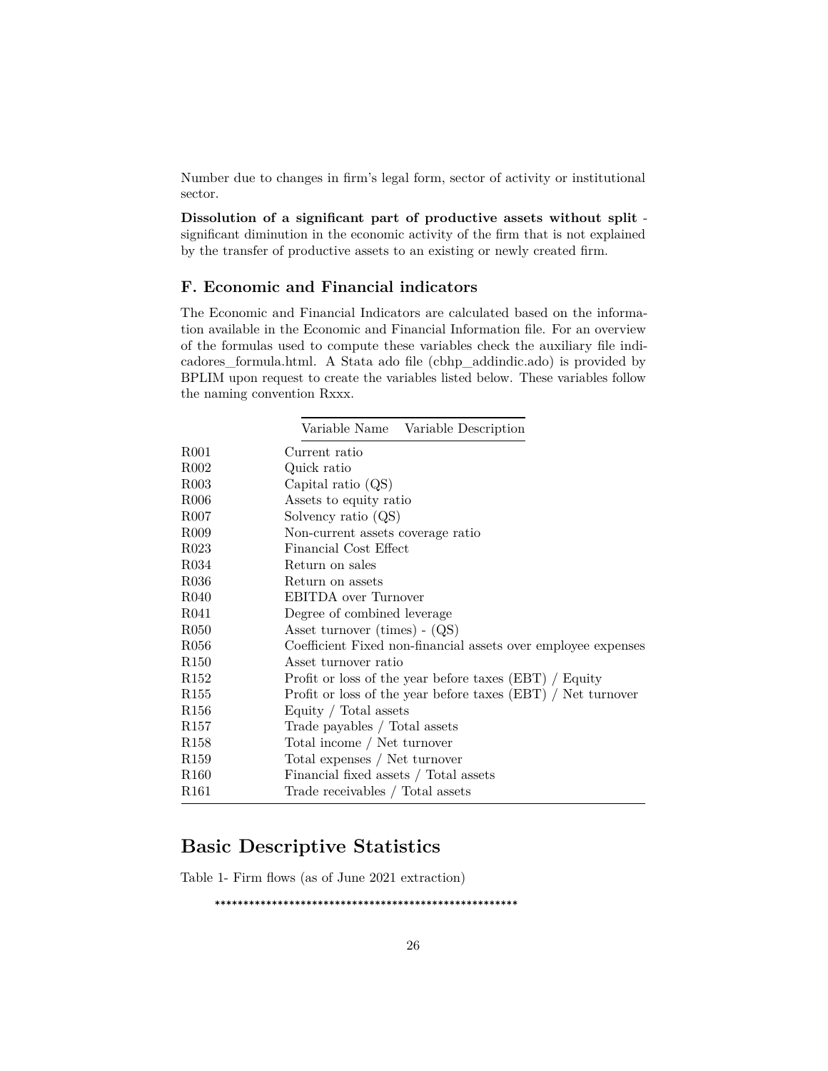Number due to changes in firm's legal form, sector of activity or institutional sector.

**Dissolution of a significant part of productive assets without split** - significant diminution in the economic activity of the firm that is not explained by the transfer of productive assets to an existing or newly created firm.

### F. Economic and Financial indicators

The Economic and Financial Indicators are calculated based on the information available in the Economic and Financial Information file. For an overview of the formulas used to compute these variables check the auxiliary file indicadores_formula.html. A Stata ado file (cbhp_addindic.ado) is provided by BPLIM upon request to create the variables listed below. These variables follow the naming convention Rxxx.

| Variable Name | Variable Description |
|---|---|
| R001 | Current ratio |
| R002 | Quick ratio |
| R003 | Capital ratio (QS) |
| R006 | Assets to equity ratio |
| R007 | Solvency ratio (QS) |
| R009 | Non-current assets coverage ratio |
| R023 | Financial Cost Effect |
| R034 | Return on sales |
| R036 | Return on assets |
| R040 | EBITDA over Turnover |
| R041 | Degree of combined leverage |
| R050 | Asset turnover (times) - (QS) |
| R056 | Coefficient Fixed non-financial assets over employee expenses |
| R150 | Asset turnover ratio |
| R152 | Profit or loss of the year before taxes (EBT) / Equity |
| R155 | Profit or loss of the year before taxes (EBT) / Net turnover |
| R156 | Equity / Total assets |
| R157 | Trade payables / Total assets |
| R158 | Total income / Net turnover |
| R159 | Total expenses / Net turnover |
| R160 | Financial fixed assets / Total assets |
| R161 | Trade receivables / Total assets |

## Basic Descriptive Statistics

Table 1- Firm flows (as of June 2021 extraction)

```
*****************************************************
```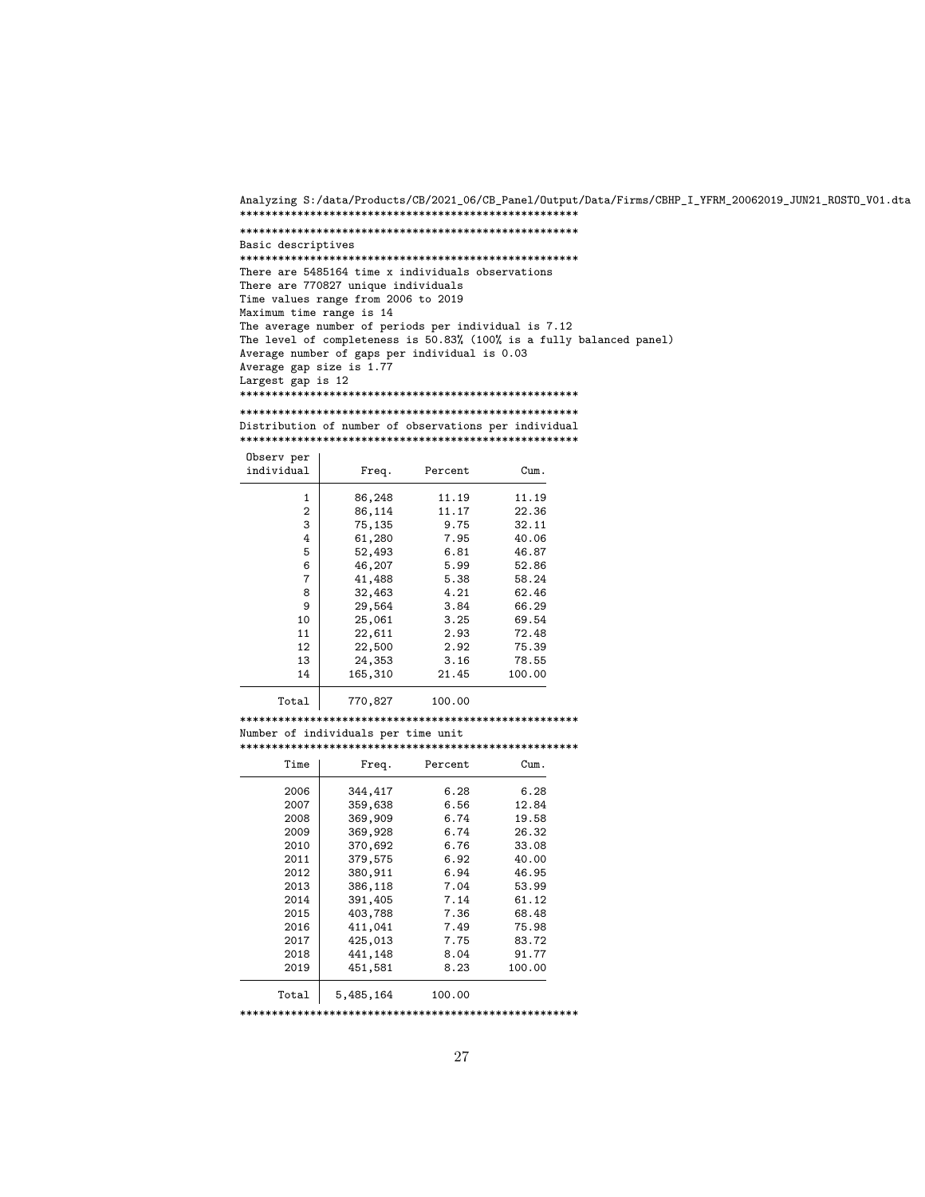```
Analyzing S:/data/Products/CB/2021_06/CB_Panel/Output/Data/Firms/CBHP_I_YFRM_20062019_JUN21_ROSTO_V01.dta
*****************************************************
*****************************************************
Basic descriptives
*****************************************************
There are 5485164 time x individuals observations
There are 770827 unique individuals
Time values range from 2006 to 2019
Maximum time range is 14
The average number of periods per individual is 7.12
The level of completeness is 50.83% (100% is a fully balanced panel)
Average number of gaps per individual is 0.03
Average gap size is 1.77
Largest gap is 12
*****************************************************
*****************************************************
Distribution of number of observations per individual
*****************************************************
```

| Observ per individual | Freq. | Percent | Cum. |
|---|---|---|---|
| 1 | 86,248 | 11.19 | 11.19 |
| 2 | 86,114 | 11.17 | 22.36 |
| 3 | 75,135 | 9.75 | 32.11 |
| 4 | 61,280 | 7.95 | 40.06 |
| 5 | 52,493 | 6.81 | 46.87 |
| 6 | 46,207 | 5.99 | 52.86 |
| 7 | 41,488 | 5.38 | 58.24 |
| 8 | 32,463 | 4.21 | 62.46 |
| 9 | 29,564 | 3.84 | 66.29 |
| 10 | 25,061 | 3.25 | 69.54 |
| 11 | 22,611 | 2.93 | 72.48 |
| 12 | 22,500 | 2.92 | 75.39 |
| 13 | 24,353 | 3.16 | 78.55 |
| 14 | 165,310 | 21.45 | 100.00 |
| Total | 770,827 | 100.00 | |

```
*****************************************************
Number of individuals per time unit
*****************************************************
```

| Time | Freq. | Percent | Cum. |
|---|---|---|---|
| 2006 | 344,417 | 6.28 | 6.28 |
| 2007 | 359,638 | 6.56 | 12.84 |
| 2008 | 369,909 | 6.74 | 19.58 |
| 2009 | 369,928 | 6.74 | 26.32 |
| 2010 | 370,692 | 6.76 | 33.08 |
| 2011 | 379,575 | 6.92 | 40.00 |
| 2012 | 380,911 | 6.94 | 46.95 |
| 2013 | 386,118 | 7.04 | 53.99 |
| 2014 | 391,405 | 7.14 | 61.12 |
| 2015 | 403,788 | 7.36 | 68.48 |
| 2016 | 411,041 | 7.49 | 75.98 |
| 2017 | 425,013 | 7.75 | 83.72 |
| 2018 | 441,148 | 8.04 | 91.77 |
| 2019 | 451,581 | 8.23 | 100.00 |
| Total | 5,485,164 | 100.00 | |

```
*****************************************************
```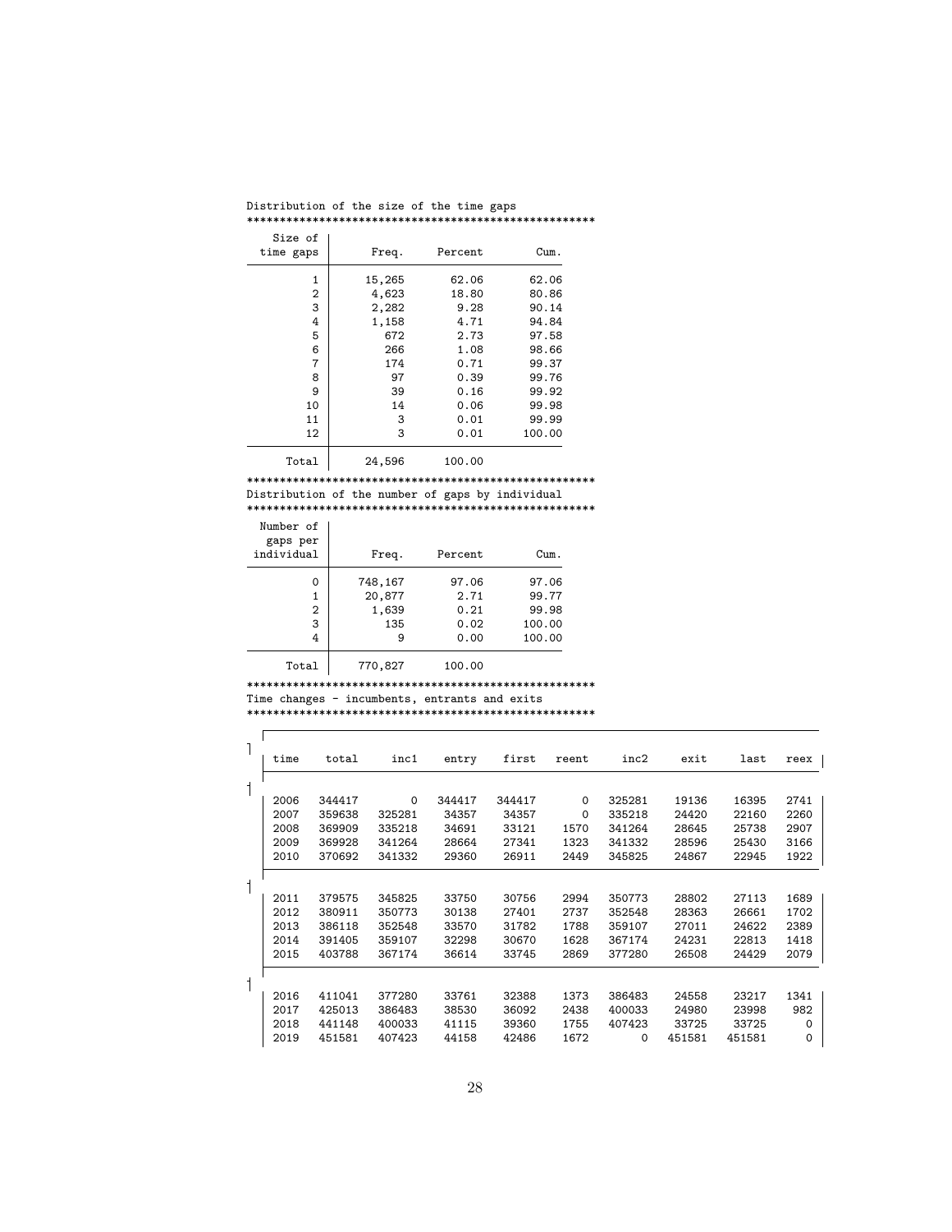Distribution of the size of the time gaps

\*\*\*\*\*\*\*\*\*\*\*\*\*\*\*\*\*\*\*\*\*\*\*\*\*\*\*\*\*\*\*\*\*\*\*\*\*\*\*\*\*\*\*\*\*\*\*\*\*\*\*\*

| Size of time gaps | Freq. | Percent | Cum. |
|---|---|---|---|
| 1 | 15,265 | 62.06 | 62.06 |
| 2 | 4,623 | 18.80 | 80.86 |
| 3 | 2,282 | 9.28 | 90.14 |
| 4 | 1,158 | 4.71 | 94.84 |
| 5 | 672 | 2.73 | 97.58 |
| 6 | 266 | 1.08 | 98.66 |
| 7 | 174 | 0.71 | 99.37 |
| 8 | 97 | 0.39 | 99.76 |
| 9 | 39 | 0.16 | 99.92 |
| 10 | 14 | 0.06 | 99.98 |
| 11 | 3 | 0.01 | 99.99 |
| 12 | 3 | 0.01 | 100.00 |
| Total | 24,596 | 100.00 | |

\*\*\*\*\*\*\*\*\*\*\*\*\*\*\*\*\*\*\*\*\*\*\*\*\*\*\*\*\*\*\*\*\*\*\*\*\*\*\*\*\*\*\*\*\*\*\*\*\*\*\*\*

Distribution of the number of gaps by individual

\*\*\*\*\*\*\*\*\*\*\*\*\*\*\*\*\*\*\*\*\*\*\*\*\*\*\*\*\*\*\*\*\*\*\*\*\*\*\*\*\*\*\*\*\*\*\*\*\*\*\*\*

| Number of gaps per individual | Freq. | Percent | Cum. |
|---|---|---|---|
| 0 | 748,167 | 97.06 | 97.06 |
| 1 | 20,877 | 2.71 | 99.77 |
| 2 | 1,639 | 0.21 | 99.98 |
| 3 | 135 | 0.02 | 100.00 |
| 4 | 9 | 0.00 | 100.00 |
| Total | 770,827 | 100.00 | |

\*\*\*\*\*\*\*\*\*\*\*\*\*\*\*\*\*\*\*\*\*\*\*\*\*\*\*\*\*\*\*\*\*\*\*\*\*\*\*\*\*\*\*\*\*\*\*\*\*\*\*\*

Time changes - incumbents, entrants and exits

\*\*\*\*\*\*\*\*\*\*\*\*\*\*\*\*\*\*\*\*\*\*\*\*\*\*\*\*\*\*\*\*\*\*\*\*\*\*\*\*\*\*\*\*\*\*\*\*\*\*\*\*

| time | total | inc1 | entry | first | reent | inc2 | exit | last | reex |
|---|---|---|---|---|---|---|---|---|---|
| 2006 | 344417 | 0 | 344417 | 344417 | 0 | 325281 | 19136 | 16395 | 2741 |
| 2007 | 359638 | 325281 | 34357 | 34357 | 0 | 335218 | 24420 | 22160 | 2260 |
| 2008 | 369909 | 335218 | 34691 | 33121 | 1570 | 341264 | 28645 | 25738 | 2907 |
| 2009 | 369928 | 341264 | 28664 | 27341 | 1323 | 341332 | 28596 | 25430 | 3166 |
| 2010 | 370692 | 341332 | 29360 | 26911 | 2449 | 345825 | 24867 | 22945 | 1922 |
| 2011 | 379575 | 345825 | 33750 | 30756 | 2994 | 350773 | 28802 | 27113 | 1689 |
| 2012 | 380911 | 350773 | 30138 | 27401 | 2737 | 352548 | 28363 | 26661 | 1702 |
| 2013 | 386118 | 352548 | 33570 | 31782 | 1788 | 359107 | 27011 | 24622 | 2389 |
| 2014 | 391405 | 359107 | 32298 | 30670 | 1628 | 367174 | 24231 | 22813 | 1418 |
| 2015 | 403788 | 367174 | 36614 | 33745 | 2869 | 377280 | 26508 | 24429 | 2079 |
| 2016 | 411041 | 377280 | 33761 | 32388 | 1373 | 386483 | 24558 | 23217 | 1341 |
| 2017 | 425013 | 386483 | 38530 | 36092 | 2438 | 400033 | 24980 | 23998 | 982 |
| 2018 | 441148 | 400033 | 41115 | 39360 | 1755 | 407423 | 33725 | 33725 | 0 |
| 2019 | 451581 | 407423 | 44158 | 42486 | 1672 | 0 | 451581 | 451581 | 0 |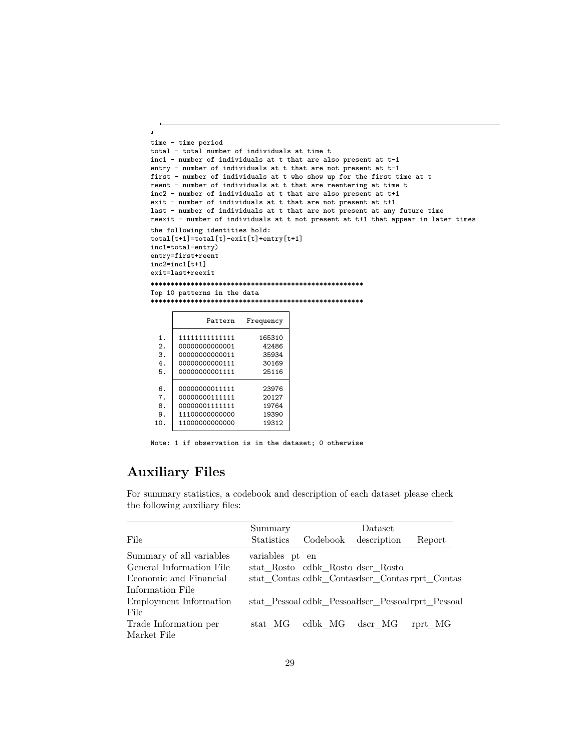```
time - time period
total - total number of individuals at time t
inc1 - number of individuals at t that are also present at t-1
entry - number of individuals at t that are not present at t-1
first - number of individuals at t who show up for the first time at t
reent - number of individuals at t that are reentering at time t
inc2 - number of individuals at t that are also present at t+1
exit - number of individuals at t that are not present at t+1
last - number of individuals at t that are not present at any future time
reexit - number of individuals at t not present at t+1 that appear in later times

the following identities hold:
total[t+1]=total[t]-exit[t]+entry[t+1]
inc1=total-entry)
entry=first+reent
inc2=inc1[t+1]
exit=last+reexit

*****************************************************
Top 10 patterns in the data
*****************************************************
```

| | Pattern | Frequency |
|---|---|---|
| 1. | 11111111111111 | 165310 |
| 2. | 00000000000001 | 42486 |
| 3. | 00000000000011 | 35934 |
| 4. | 00000000000111 | 30169 |
| 5. | 00000000001111 | 25116 |
| 6. | 00000000011111 | 23976 |
| 7. | 00000000111111 | 20127 |
| 8. | 00000001111111 | 19764 |
| 9. | 11100000000000 | 19390 |
| 10. | 11000000000000 | 19312 |

```
Note: 1 if observation is in the dataset; 0 otherwise
```

## Auxiliary Files

For summary statistics, a codebook and description of each dataset please check the following auxiliary files:

| File | Summary Statistics | Codebook | Dataset description | Report |
|---|---|---|---|---|
| Summary of all variables | variables_pt_en | | | |
| General Information File | stat_Rosto | cdbk_Rosto | dscr_Rosto | |
| Economic and Financial Information File | stat_Contas | cdbk_Contas | dscr_Contas | rprt_Contas |
| Employment Information File | stat_Pessoal | cdbk_Pessoal | dscr_Pessoal | rprt_Pessoal |
| Trade Information per Market File | stat_MG | cdbk_MG | dscr_MG | rprt_MG |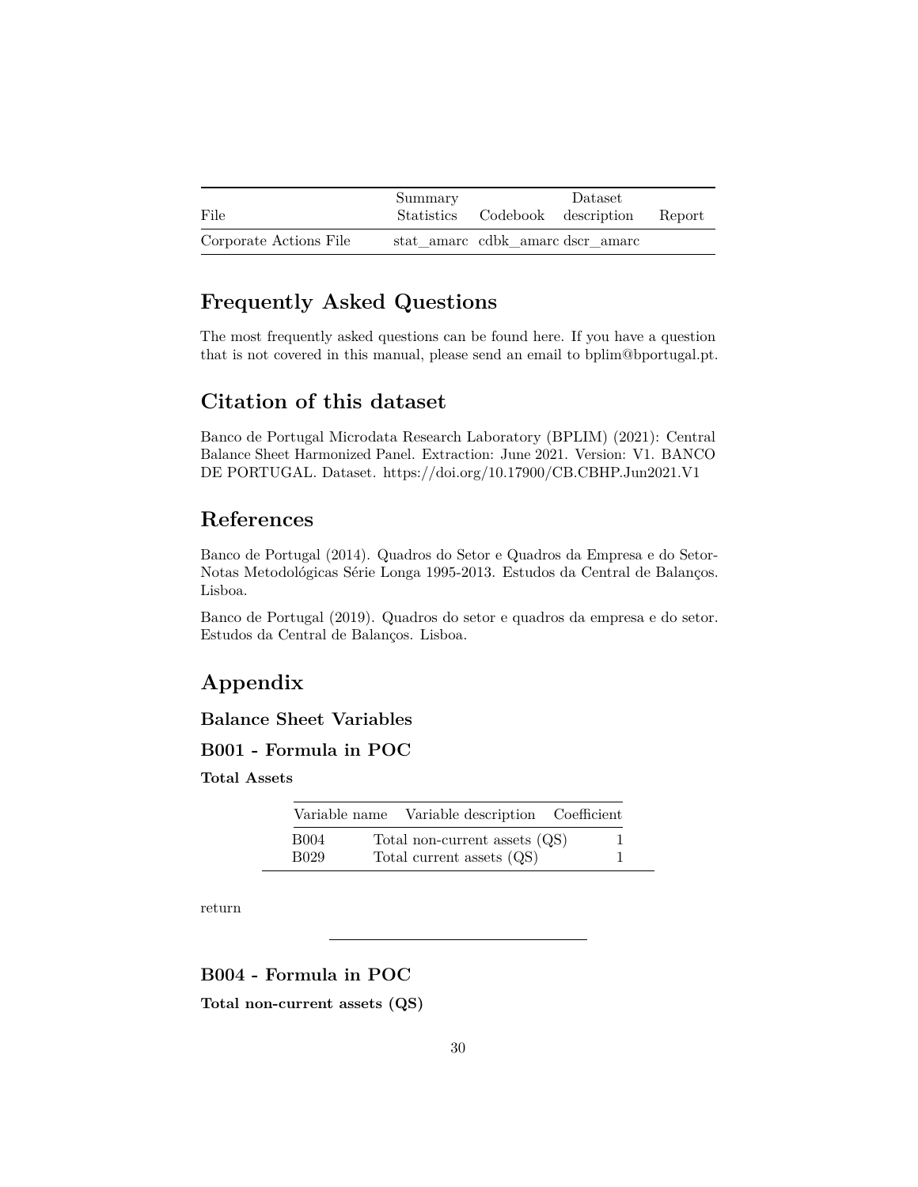| File | Summary Statistics | Codebook | Dataset description | Report |
| --- | --- | --- | --- | --- |
| Corporate Actions File | stat_amarc | cdbk_amarc | dscr_amarc | |

## Frequently Asked Questions

The most frequently asked questions can be found here. If you have a question that is not covered in this manual, please send an email to bplim@bportugal.pt.

## Citation of this dataset

Banco de Portugal Microdata Research Laboratory (BPLIM) (2021): Central Balance Sheet Harmonized Panel. Extraction: June 2021. Version: V1. BANCO DE PORTUGAL. Dataset. https://doi.org/10.17900/CB.CBHP.Jun2021.V1

## References

Banco de Portugal (2014). Quadros do Setor e Quadros da Empresa e do Setor-Notas Metodológicas Série Longa 1995-2013. Estudos da Central de Balanços. Lisboa.

Banco de Portugal (2019). Quadros do setor e quadros da empresa e do setor. Estudos da Central de Balanços. Lisboa.

## Appendix

### Balance Sheet Variables

### B001 - Formula in POC

**Total Assets**

| Variable name | Variable description | Coefficient |
| --- | --- | --- |
| B004 | Total non-current assets (QS) | 1 |
| B029 | Total current assets (QS) | 1 |

return

---

### B004 - Formula in POC

**Total non-current assets (QS)**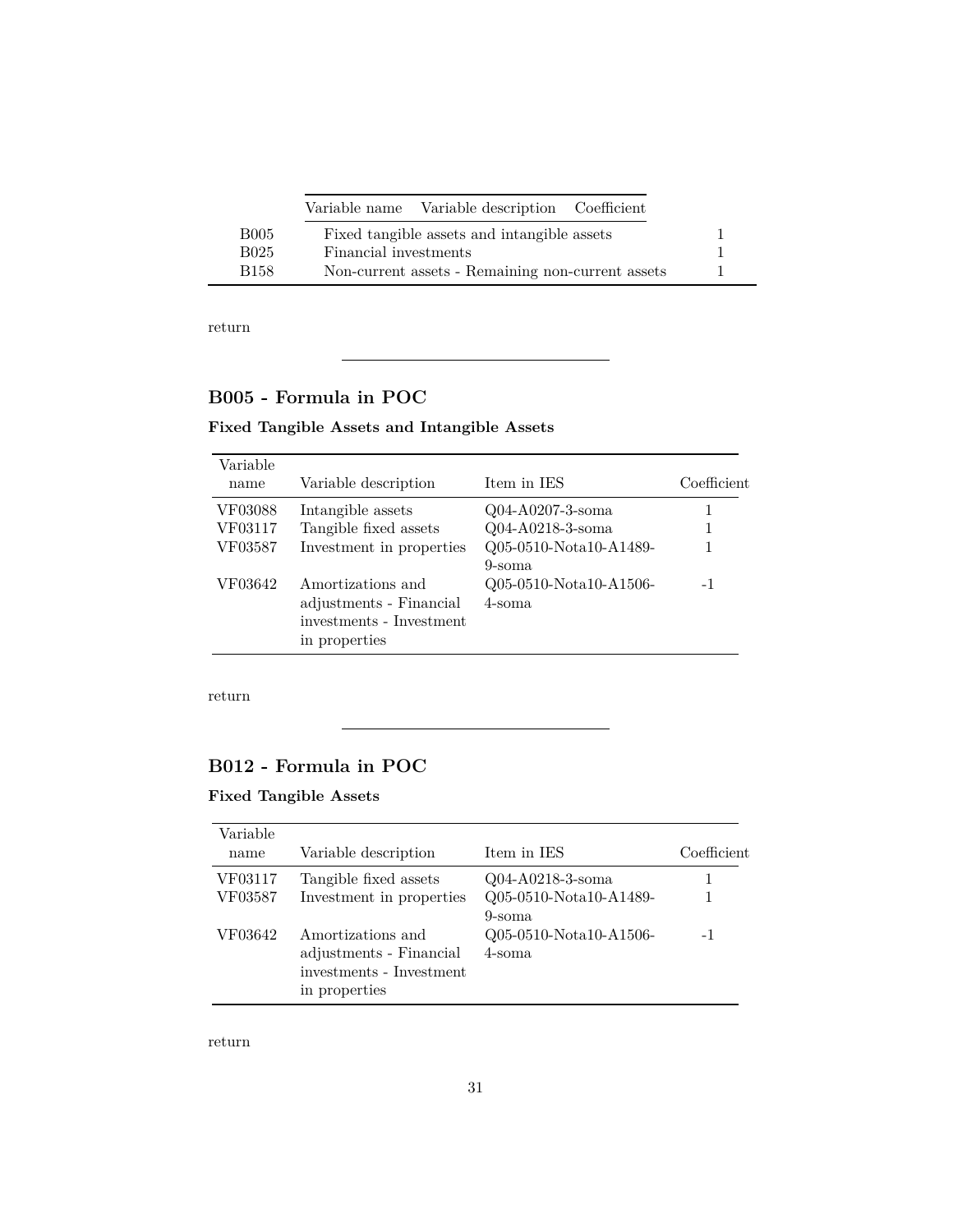| Variable name | Variable description | Coefficient |
|---|---|---|
| B005 | Fixed tangible assets and intangible assets | 1 |
| B025 | Financial investments | 1 |
| B158 | Non-current assets - Remaining non-current assets | 1 |

return

---

## B005 - Formula in POC

### Fixed Tangible Assets and Intangible Assets

| Variable name | Variable description | Item in IES | Coefficient |
|---|---|---|---|
| VF03088 | Intangible assets | Q04-A0207-3-soma | 1 |
| VF03117 | Tangible fixed assets | Q04-A0218-3-soma | 1 |
| VF03587 | Investment in properties | Q05-0510-Nota10-A1489-9-soma | 1 |
| VF03642 | Amortizations and adjustments - Financial investments - Investment in properties | Q05-0510-Nota10-A1506-4-soma | -1 |

return

---

## B012 - Formula in POC

### Fixed Tangible Assets

| Variable name | Variable description | Item in IES | Coefficient |
|---|---|---|---|
| VF03117 | Tangible fixed assets | Q04-A0218-3-soma | 1 |
| VF03587 | Investment in properties | Q05-0510-Nota10-A1489-9-soma | 1 |
| VF03642 | Amortizations and adjustments - Financial investments - Investment in properties | Q05-0510-Nota10-A1506-4-soma | -1 |

return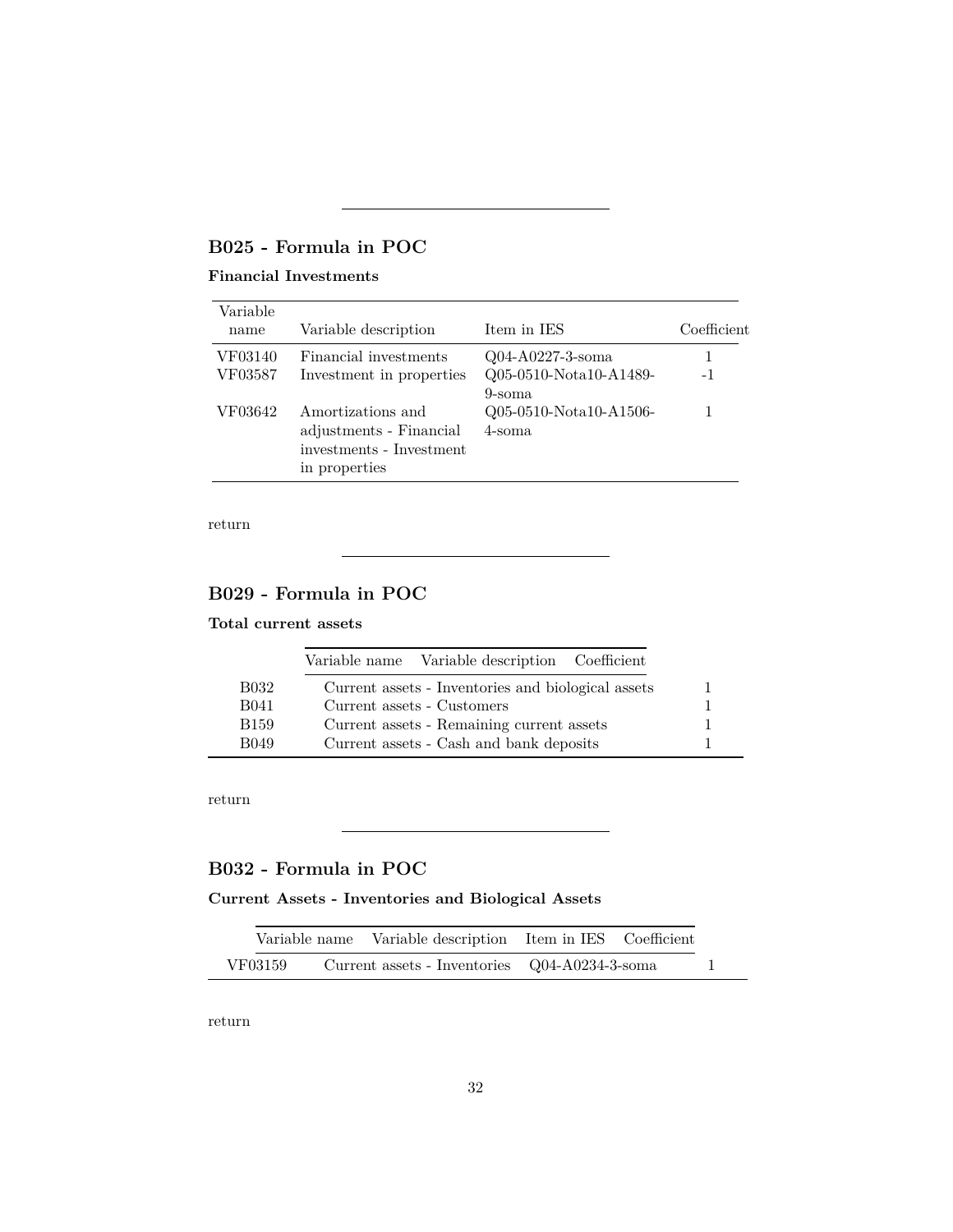---

## B025 - Formula in POC

**Financial Investments**

| Variable name | Variable description | Item in IES | Coefficient |
|---|---|---|---|
| VF03140 | Financial investments | Q04-A0227-3-soma | 1 |
| VF03587 | Investment in properties | Q05-0510-Nota10-A1489-9-soma | -1 |
| VF03642 | Amortizations and adjustments - Financial investments - Investment in properties | Q05-0510-Nota10-A1506-4-soma | 1 |

return

---

## B029 - Formula in POC

**Total current assets**

| Variable name | Variable description | Coefficient |
|---|---|---|
| B032 | Current assets - Inventories and biological assets | 1 |
| B041 | Current assets - Customers | 1 |
| B159 | Current assets - Remaining current assets | 1 |
| B049 | Current assets - Cash and bank deposits | 1 |

return

---

## B032 - Formula in POC

**Current Assets - Inventories and Biological Assets**

| Variable name | Variable description | Item in IES | Coefficient |
|---|---|---|---|
| VF03159 | Current assets - Inventories | Q04-A0234-3-soma | 1 |

return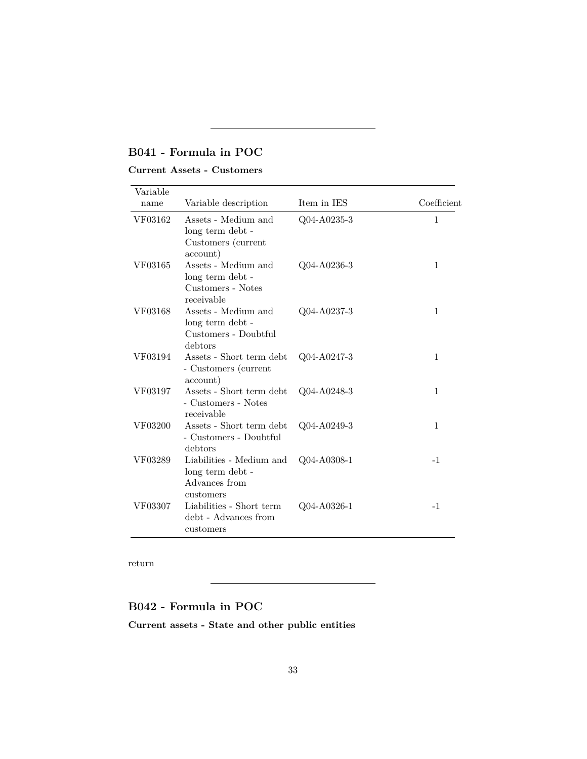---

## B041 - Formula in POC

**Current Assets - Customers**

| Variable name | Variable description | Item in IES | Coefficient |
|---|---|---|---|
| VF03162 | Assets - Medium and long term debt - Customers (current account) | Q04-A0235-3 | 1 |
| VF03165 | Assets - Medium and long term debt - Customers - Notes receivable | Q04-A0236-3 | 1 |
| VF03168 | Assets - Medium and long term debt - Customers - Doubtful debtors | Q04-A0237-3 | 1 |
| VF03194 | Assets - Short term debt - Customers (current account) | Q04-A0247-3 | 1 |
| VF03197 | Assets - Short term debt - Customers - Notes receivable | Q04-A0248-3 | 1 |
| VF03200 | Assets - Short term debt - Customers - Doubtful debtors | Q04-A0249-3 | 1 |
| VF03289 | Liabilities - Medium and long term debt - Advances from customers | Q04-A0308-1 | -1 |
| VF03307 | Liabilities - Short term debt - Advances from customers | Q04-A0326-1 | -1 |

return

---

## B042 - Formula in POC

**Current assets - State and other public entities**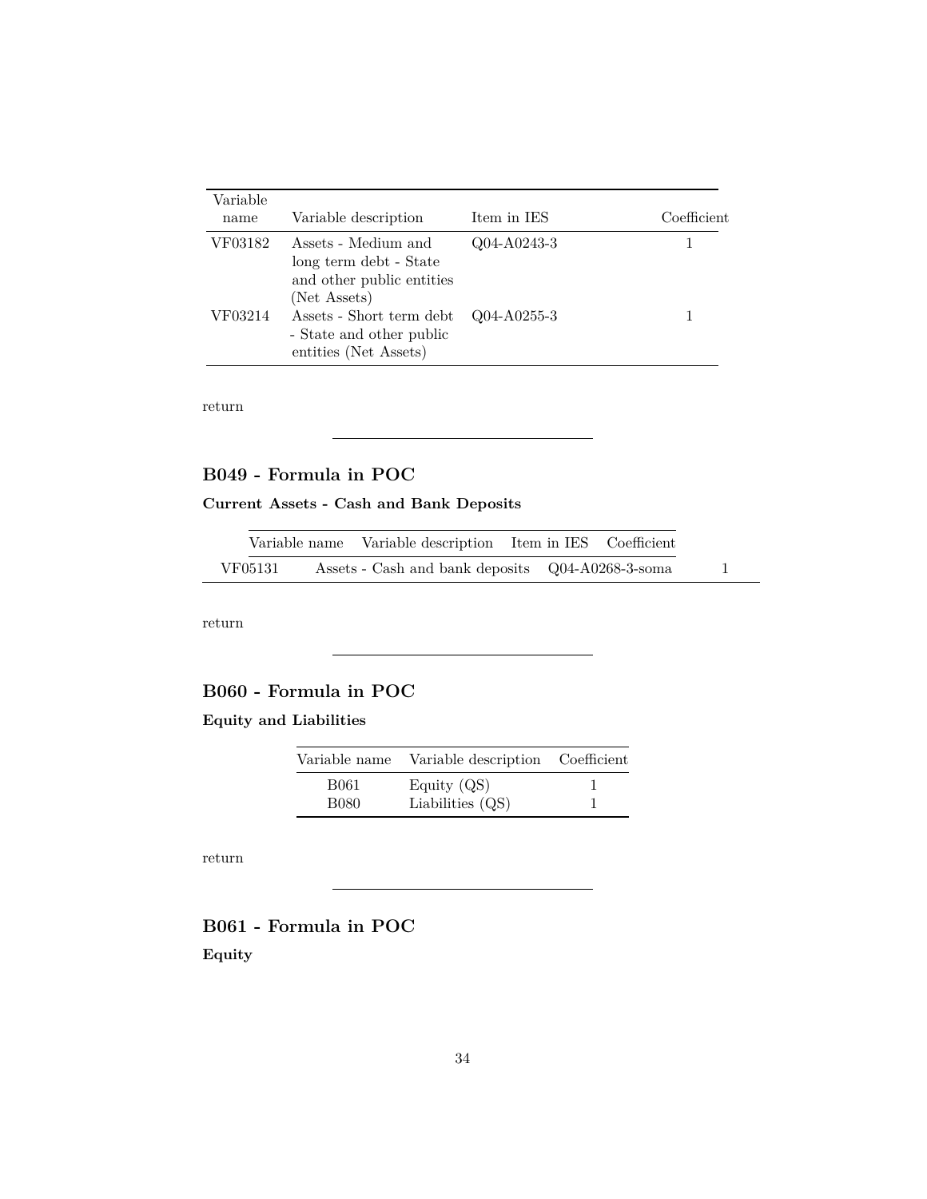| Variable name | Variable description | Item in IES | Coefficient |
|---|---|---|---|
| VF03182 | Assets - Medium and long term debt - State and other public entities (Net Assets) | Q04-A0243-3 | 1 |
| VF03214 | Assets - Short term debt - State and other public entities (Net Assets) | Q04-A0255-3 | 1 |

return

---

### B049 - Formula in POC

#### Current Assets - Cash and Bank Deposits

| Variable name | Variable description | Item in IES | Coefficient |
|---|---|---|---|
| VF05131 | Assets - Cash and bank deposits | Q04-A0268-3-soma | 1 |

return

---

### B060 - Formula in POC

#### Equity and Liabilities

| Variable name | Variable description | Coefficient |
|---|---|---|
| B061 | Equity (QS) | 1 |
| B080 | Liabilities (QS) | 1 |

return

---

### B061 - Formula in POC

#### Equity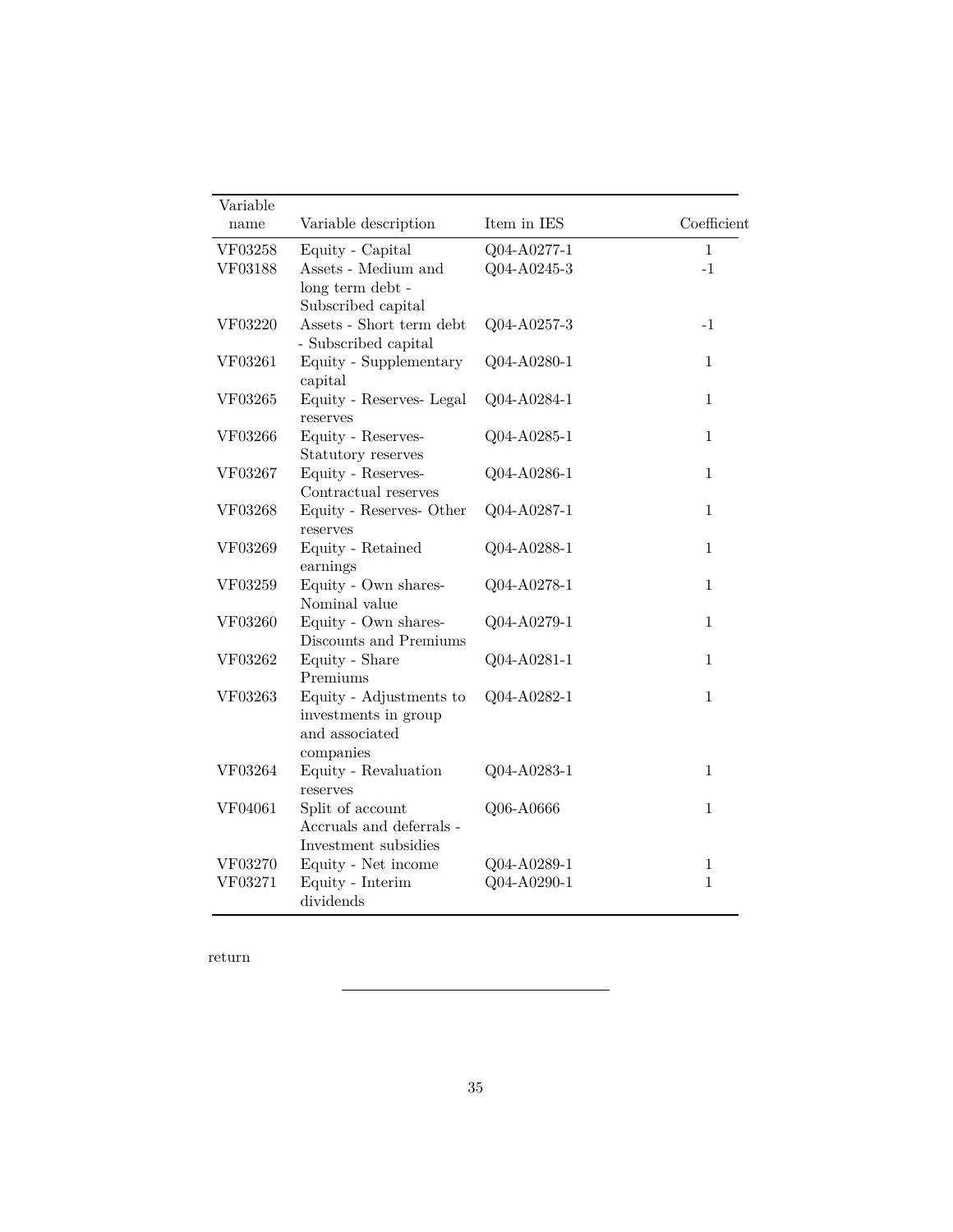| Variable name | Variable description | Item in IES | Coefficient |
|---|---|---|---|
| VF03258 | Equity - Capital | Q04-A0277-1 | 1 |
| VF03188 | Assets - Medium and long term debt - Subscribed capital | Q04-A0245-3 | -1 |
| VF03220 | Assets - Short term debt - Subscribed capital | Q04-A0257-3 | -1 |
| VF03261 | Equity - Supplementary capital | Q04-A0280-1 | 1 |
| VF03265 | Equity - Reserves- Legal reserves | Q04-A0284-1 | 1 |
| VF03266 | Equity - Reserves- Statutory reserves | Q04-A0285-1 | 1 |
| VF03267 | Equity - Reserves- Contractual reserves | Q04-A0286-1 | 1 |
| VF03268 | Equity - Reserves- Other reserves | Q04-A0287-1 | 1 |
| VF03269 | Equity - Retained earnings | Q04-A0288-1 | 1 |
| VF03259 | Equity - Own shares- Nominal value | Q04-A0278-1 | 1 |
| VF03260 | Equity - Own shares- Discounts and Premiums | Q04-A0279-1 | 1 |
| VF03262 | Equity - Share Premiums | Q04-A0281-1 | 1 |
| VF03263 | Equity - Adjustments to investments in group and associated companies | Q04-A0282-1 | 1 |
| VF03264 | Equity - Revaluation reserves | Q04-A0283-1 | 1 |
| VF04061 | Split of account Accruals and deferrals - Investment subsidies | Q06-A0666 | 1 |
| VF03270 | Equity - Net income | Q04-A0289-1 | 1 |
| VF03271 | Equity - Interim dividends | Q04-A0290-1 | 1 |

return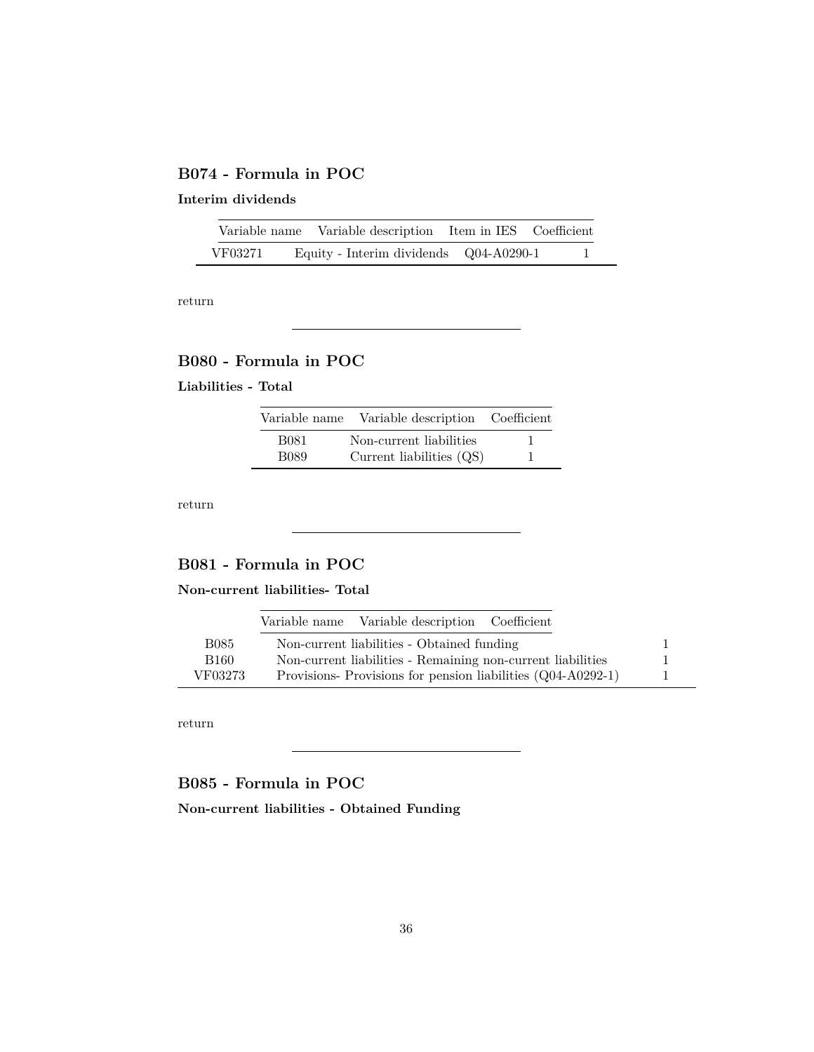## B074 - Formula in POC

**Interim dividends**

| Variable name | Variable description | Item in IES | Coefficient |
|---|---|---|---|
| VF03271 | Equity - Interim dividends | Q04-A0290-1 | 1 |

return

---

## B080 - Formula in POC

**Liabilities - Total**

| Variable name | Variable description | Coefficient |
|---|---|---|
| B081 | Non-current liabilities | 1 |
| B089 | Current liabilities (QS) | 1 |

return

---

## B081 - Formula in POC

**Non-current liabilities- Total**

| Variable name | Variable description | Coefficient |
|---|---|---|
| B085 | Non-current liabilities - Obtained funding | 1 |
| B160 | Non-current liabilities - Remaining non-current liabilities | 1 |
| VF03273 | Provisions- Provisions for pension liabilities (Q04-A0292-1) | 1 |

return

---

## B085 - Formula in POC

**Non-current liabilities - Obtained Funding**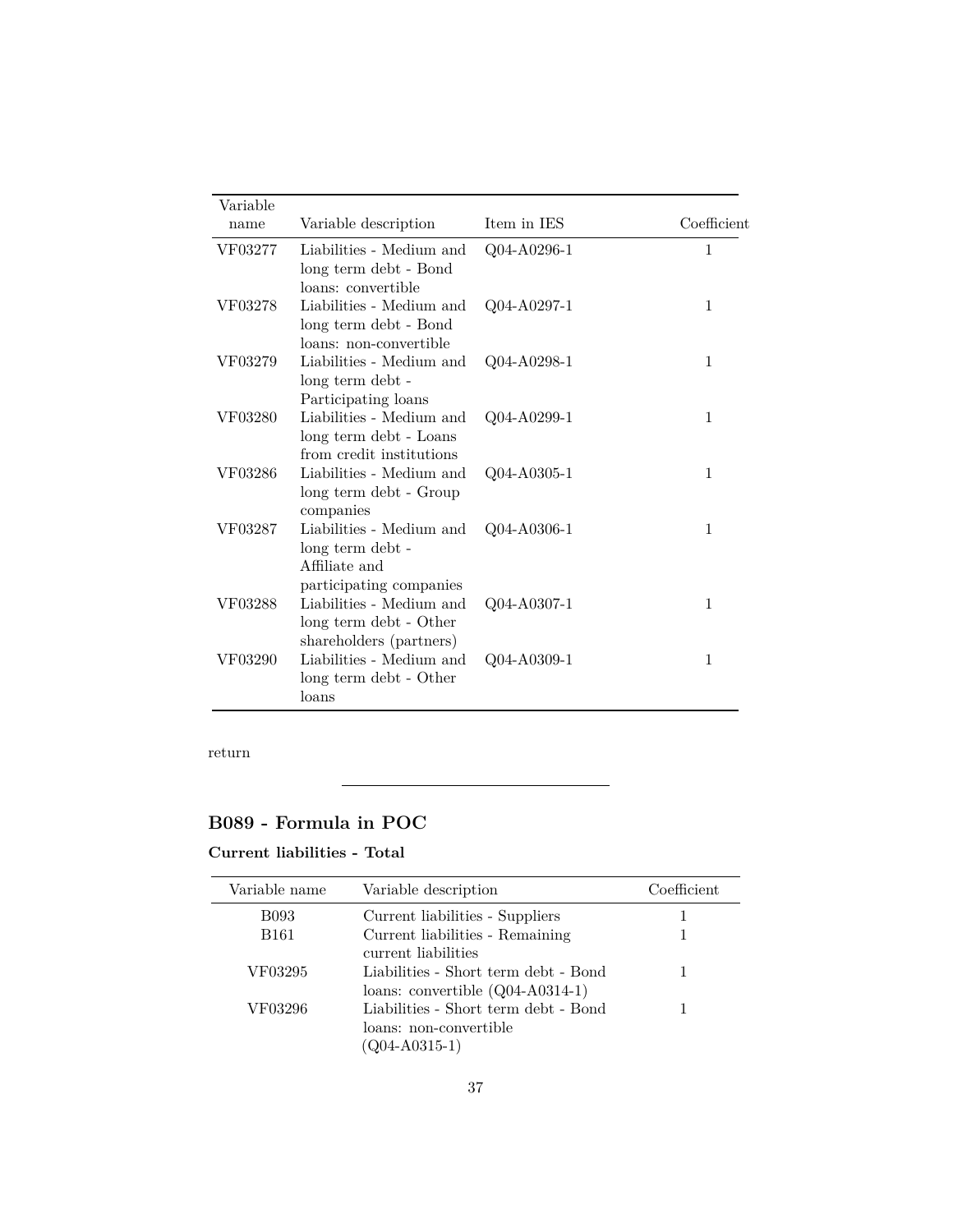| Variable name | Variable description | Item in IES | Coefficient |
| --- | --- | --- | --- |
| VF03277 | Liabilities - Medium and long term debt - Bond loans: convertible | Q04-A0296-1 | 1 |
| VF03278 | Liabilities - Medium and long term debt - Bond loans: non-convertible | Q04-A0297-1 | 1 |
| VF03279 | Liabilities - Medium and long term debt - Participating loans | Q04-A0298-1 | 1 |
| VF03280 | Liabilities - Medium and long term debt - Loans from credit institutions | Q04-A0299-1 | 1 |
| VF03286 | Liabilities - Medium and long term debt - Group companies | Q04-A0305-1 | 1 |
| VF03287 | Liabilities - Medium and long term debt - Affiliate and participating companies | Q04-A0306-1 | 1 |
| VF03288 | Liabilities - Medium and long term debt - Other shareholders (partners) | Q04-A0307-1 | 1 |
| VF03290 | Liabilities - Medium and long term debt - Other loans | Q04-A0309-1 | 1 |

return

---

## B089 - Formula in POC

### Current liabilities - Total

| Variable name | Variable description | Coefficient |
| --- | --- | --- |
| B093 | Current liabilities - Suppliers | 1 |
| B161 | Current liabilities - Remaining current liabilities | 1 |
| VF03295 | Liabilities - Short term debt - Bond loans: convertible (Q04-A0314-1) | 1 |
| VF03296 | Liabilities - Short term debt - Bond loans: non-convertible (Q04-A0315-1) | 1 |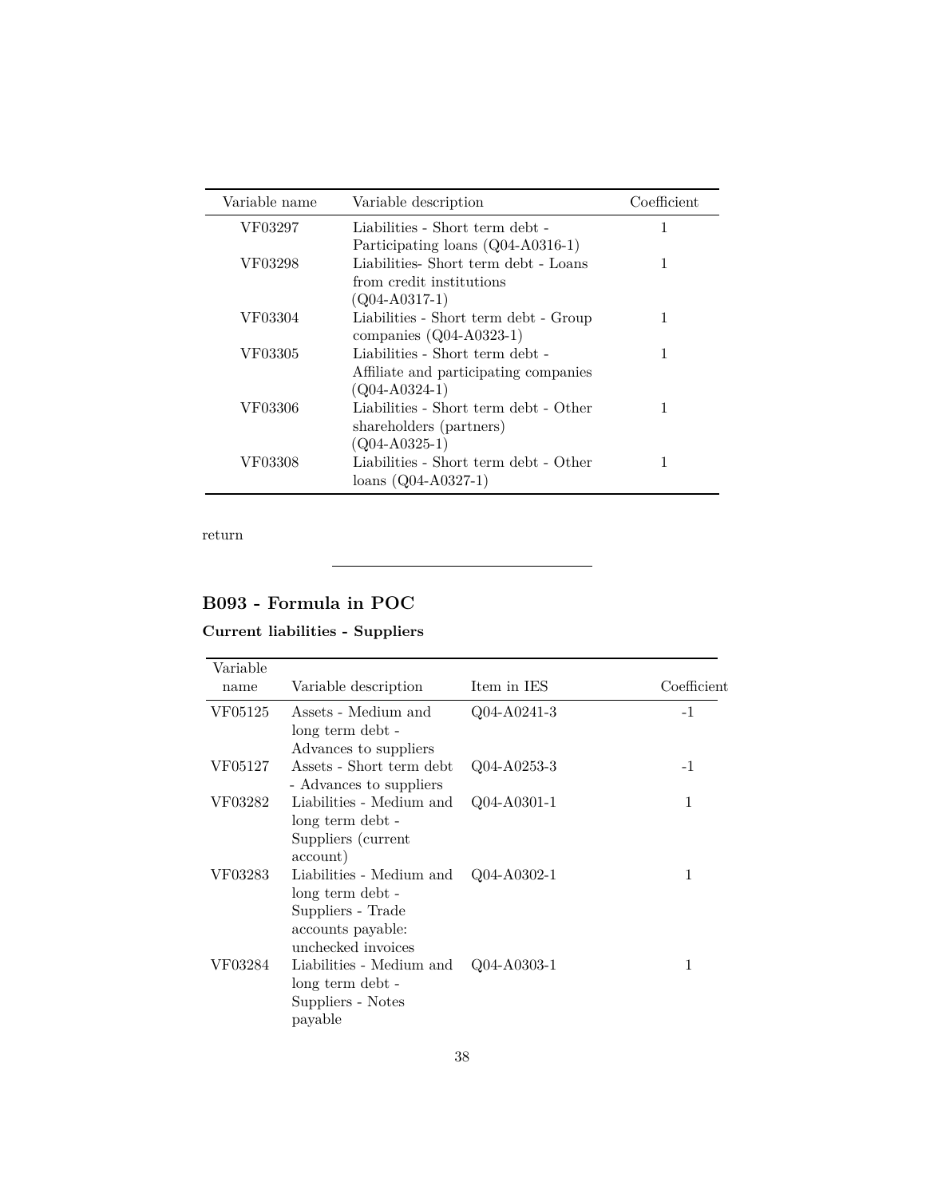| Variable name | Variable description | Coefficient |
|---|---|---|
| VF03297 | Liabilities - Short term debt - Participating loans (Q04-A0316-1) | 1 |
| VF03298 | Liabilities- Short term debt - Loans from credit institutions (Q04-A0317-1) | 1 |
| VF03304 | Liabilities - Short term debt - Group companies (Q04-A0323-1) | 1 |
| VF03305 | Liabilities - Short term debt - Affiliate and participating companies (Q04-A0324-1) | 1 |
| VF03306 | Liabilities - Short term debt - Other shareholders (partners) (Q04-A0325-1) | 1 |
| VF03308 | Liabilities - Short term debt - Other loans (Q04-A0327-1) | 1 |

return

---

## B093 - Formula in POC

### Current liabilities - Suppliers

| Variable name | Variable description | Item in IES | Coefficient |
|---|---|---|---|
| VF05125 | Assets - Medium and long term debt - Advances to suppliers | Q04-A0241-3 | -1 |
| VF05127 | Assets - Short term debt - Advances to suppliers | Q04-A0253-3 | -1 |
| VF03282 | Liabilities - Medium and long term debt - Suppliers (current account) | Q04-A0301-1 | 1 |
| VF03283 | Liabilities - Medium and long term debt - Suppliers - Trade accounts payable: unchecked invoices | Q04-A0302-1 | 1 |
| VF03284 | Liabilities - Medium and long term debt - Suppliers - Notes payable | Q04-A0303-1 | 1 |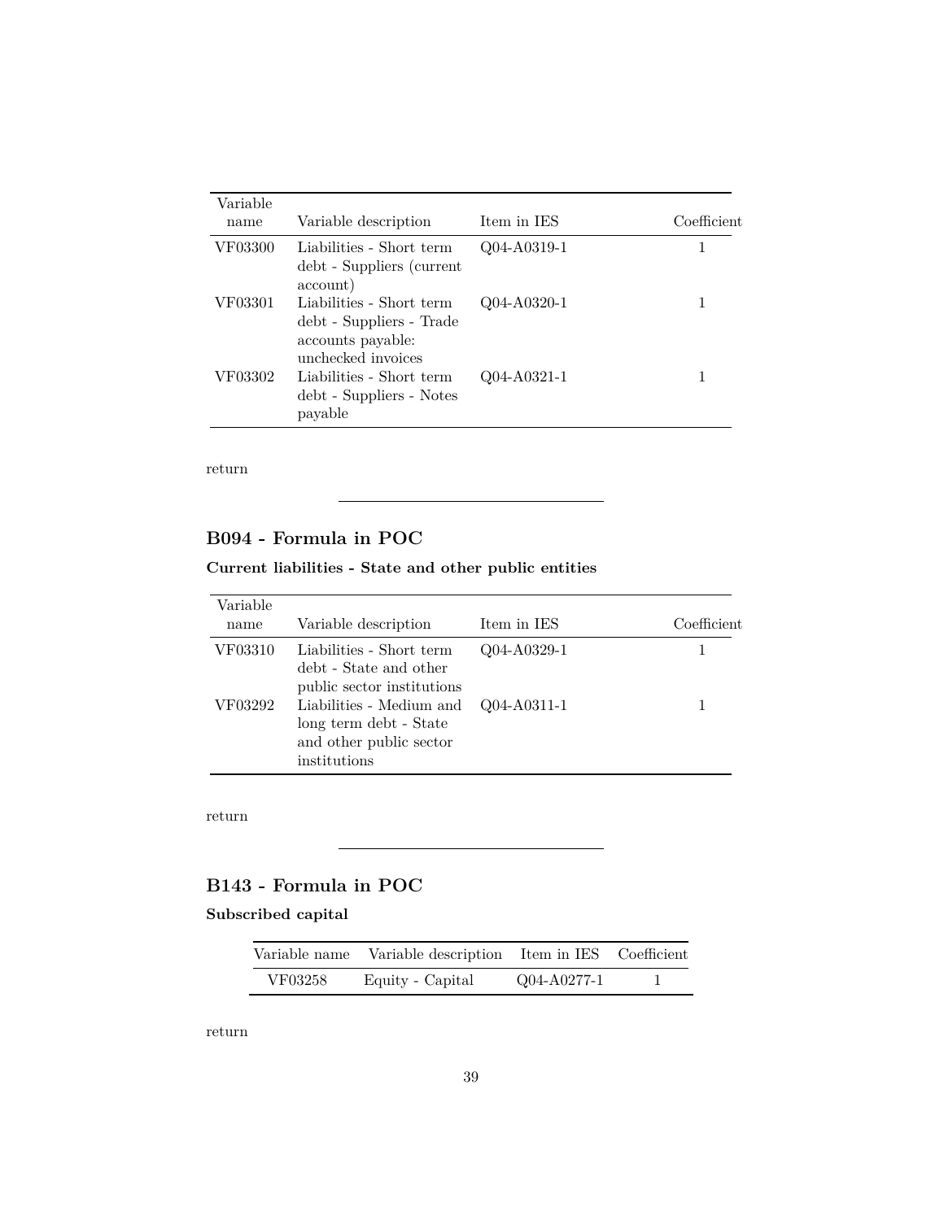| Variable name | Variable description | Item in IES | Coefficient |
| --- | --- | --- | --- |
| VF03300 | Liabilities - Short term debt - Suppliers (current account) | Q04-A0319-1 | 1 |
| VF03301 | Liabilities - Short term debt - Suppliers - Trade accounts payable: unchecked invoices | Q04-A0320-1 | 1 |
| VF03302 | Liabilities - Short term debt - Suppliers - Notes payable | Q04-A0321-1 | 1 |

return

---

## B094 - Formula in POC

### Current liabilities - State and other public entities

| Variable name | Variable description | Item in IES | Coefficient |
| --- | --- | --- | --- |
| VF03310 | Liabilities - Short term debt - State and other public sector institutions | Q04-A0329-1 | 1 |
| VF03292 | Liabilities - Medium and long term debt - State and other public sector institutions | Q04-A0311-1 | 1 |

return

---

## B143 - Formula in POC

### Subscribed capital

| Variable name | Variable description | Item in IES | Coefficient |
| --- | --- | --- | --- |
| VF03258 | Equity - Capital | Q04-A0277-1 | 1 |

return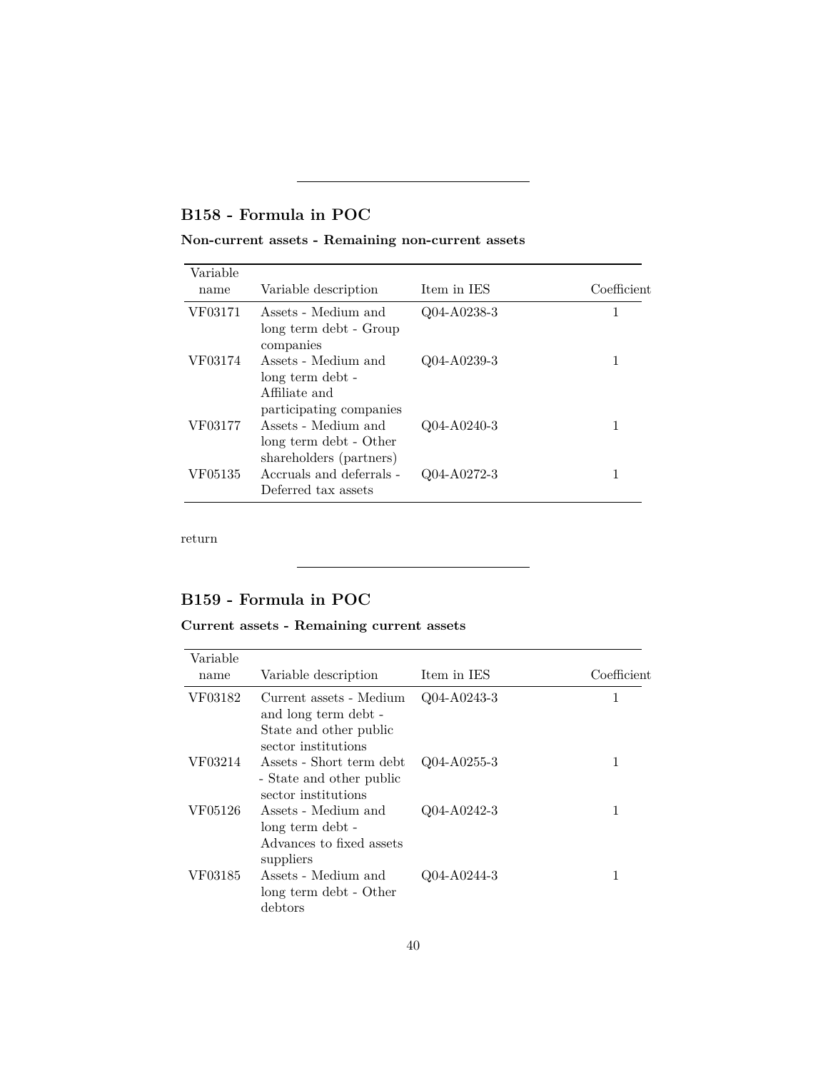---

## B158 - Formula in POC

### Non-current assets - Remaining non-current assets

| Variable name | Variable description | Item in IES | Coefficient |
|---|---|---|---|
| VF03171 | Assets - Medium and long term debt - Group companies | Q04-A0238-3 | 1 |
| VF03174 | Assets - Medium and long term debt - Affiliate and participating companies | Q04-A0239-3 | 1 |
| VF03177 | Assets - Medium and long term debt - Other shareholders (partners) | Q04-A0240-3 | 1 |
| VF05135 | Accruals and deferrals - Deferred tax assets | Q04-A0272-3 | 1 |

return

---

## B159 - Formula in POC

### Current assets - Remaining current assets

| Variable name | Variable description | Item in IES | Coefficient |
|---|---|---|---|
| VF03182 | Current assets - Medium and long term debt - State and other public sector institutions | Q04-A0243-3 | 1 |
| VF03214 | Assets - Short term debt - State and other public sector institutions | Q04-A0255-3 | 1 |
| VF05126 | Assets - Medium and long term debt - Advances to fixed assets suppliers | Q04-A0242-3 | 1 |
| VF03185 | Assets - Medium and long term debt - Other debtors | Q04-A0244-3 | 1 |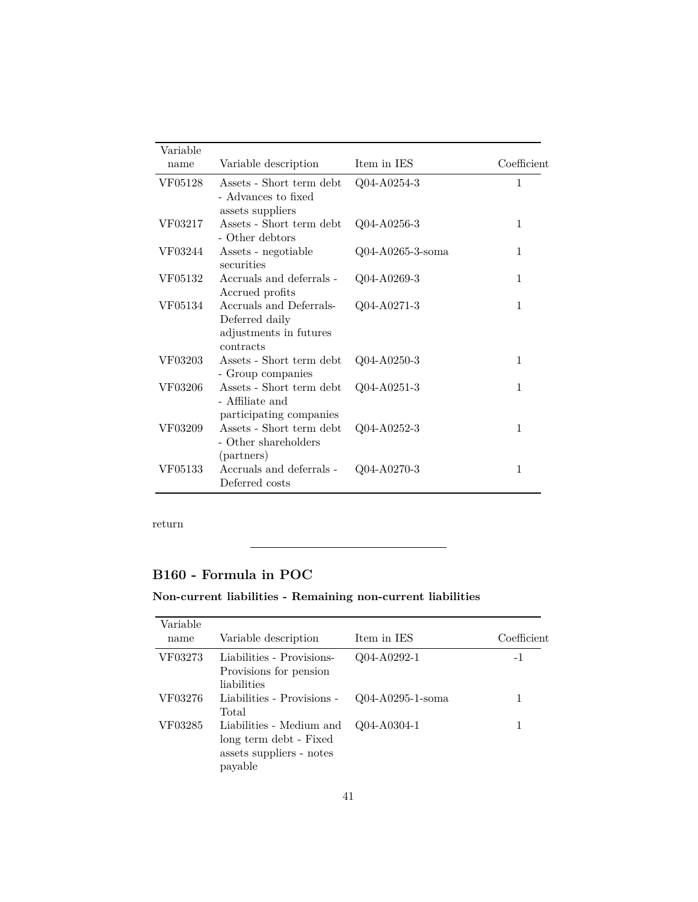| Variable name | Variable description | Item in IES | Coefficient |
|---|---|---|---|
| VF05128 | Assets - Short term debt - Advances to fixed assets suppliers | Q04-A0254-3 | 1 |
| VF03217 | Assets - Short term debt - Other debtors | Q04-A0256-3 | 1 |
| VF03244 | Assets - negotiable securities | Q04-A0265-3-soma | 1 |
| VF05132 | Accruals and deferrals - Accrued profits | Q04-A0269-3 | 1 |
| VF05134 | Accruals and Deferrals- Deferred daily adjustments in futures contracts | Q04-A0271-3 | 1 |
| VF03203 | Assets - Short term debt - Group companies | Q04-A0250-3 | 1 |
| VF03206 | Assets - Short term debt - Affiliate and participating companies | Q04-A0251-3 | 1 |
| VF03209 | Assets - Short term debt - Other shareholders (partners) | Q04-A0252-3 | 1 |
| VF05133 | Accruals and deferrals - Deferred costs | Q04-A0270-3 | 1 |

return

---

## B160 - Formula in POC

### Non-current liabilities - Remaining non-current liabilities

| Variable name | Variable description | Item in IES | Coefficient |
|---|---|---|---|
| VF03273 | Liabilities - Provisions- Provisions for pension liabilities | Q04-A0292-1 | -1 |
| VF03276 | Liabilities - Provisions - Total | Q04-A0295-1-soma | 1 |
| VF03285 | Liabilities - Medium and long term debt - Fixed assets suppliers - notes payable | Q04-A0304-1 | 1 |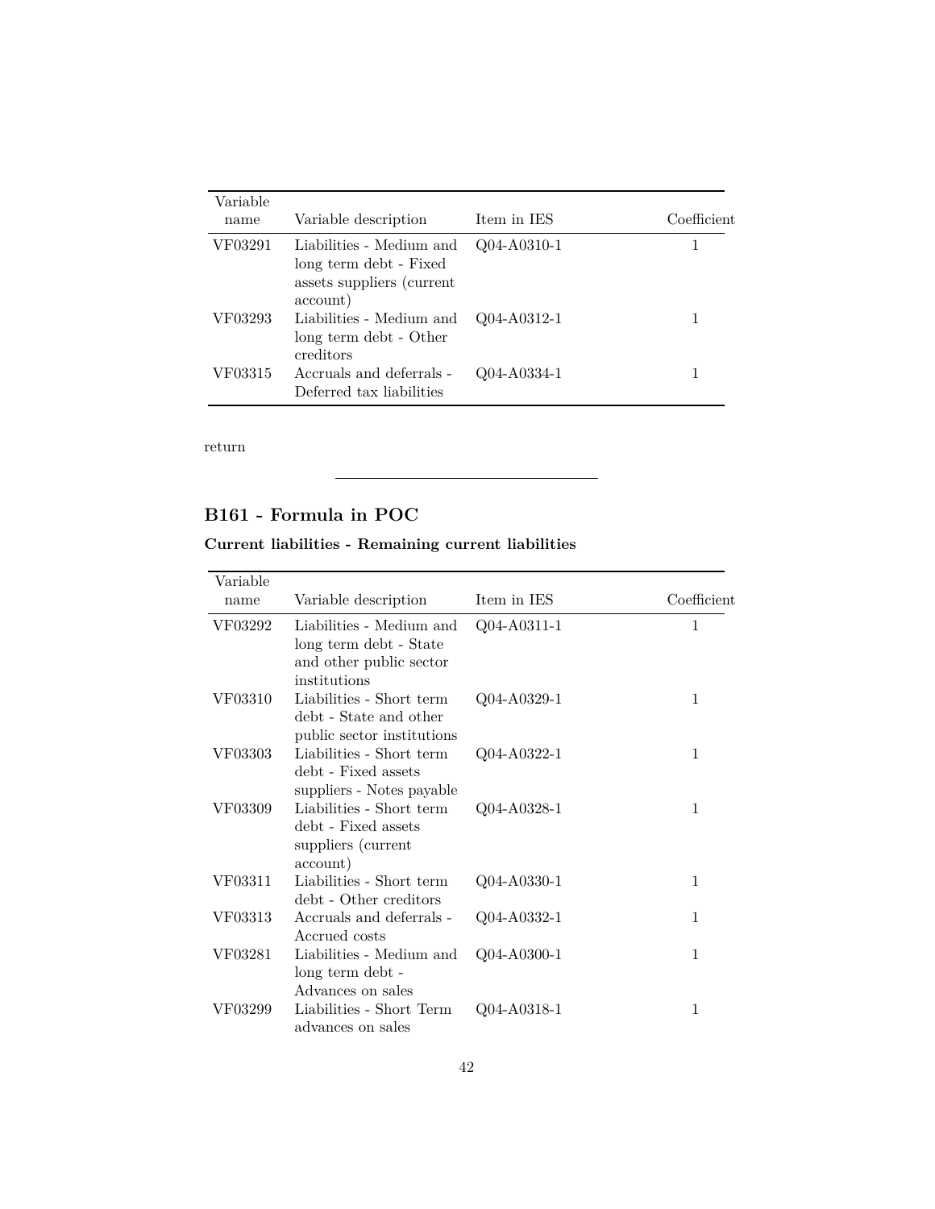| Variable name | Variable description | Item in IES | Coefficient |
|---|---|---|---|
| VF03291 | Liabilities - Medium and long term debt - Fixed assets suppliers (current account) | Q04-A0310-1 | 1 |
| VF03293 | Liabilities - Medium and long term debt - Other creditors | Q04-A0312-1 | 1 |
| VF03315 | Accruals and deferrals - Deferred tax liabilities | Q04-A0334-1 | 1 |

return

---

## B161 - Formula in POC

### Current liabilities - Remaining current liabilities

| Variable name | Variable description | Item in IES | Coefficient |
|---|---|---|---|
| VF03292 | Liabilities - Medium and long term debt - State and other public sector institutions | Q04-A0311-1 | 1 |
| VF03310 | Liabilities - Short term debt - State and other public sector institutions | Q04-A0329-1 | 1 |
| VF03303 | Liabilities - Short term debt - Fixed assets suppliers - Notes payable | Q04-A0322-1 | 1 |
| VF03309 | Liabilities - Short term debt - Fixed assets suppliers (current account) | Q04-A0328-1 | 1 |
| VF03311 | Liabilities - Short term debt - Other creditors | Q04-A0330-1 | 1 |
| VF03313 | Accruals and deferrals - Accrued costs | Q04-A0332-1 | 1 |
| VF03281 | Liabilities - Medium and long term debt - Advances on sales | Q04-A0300-1 | 1 |
| VF03299 | Liabilities - Short Term advances on sales | Q04-A0318-1 | 1 |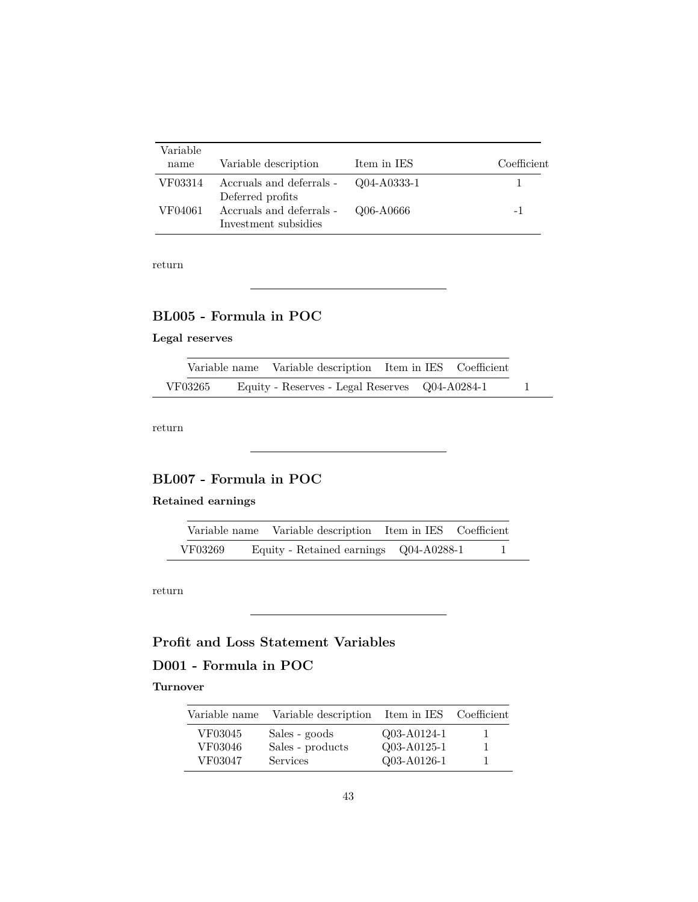| Variable name | Variable description | Item in IES | Coefficient |
|---|---|---|---|
| VF03314 | Accruals and deferrals - Deferred profits | Q04-A0333-1 | 1 |
| VF04061 | Accruals and deferrals - Investment subsidies | Q06-A0666 | -1 |

return

---

## BL005 - Formula in POC

**Legal reserves**

| Variable name | Variable description | Item in IES | Coefficient |
|---|---|---|---|
| VF03265 | Equity - Reserves - Legal Reserves | Q04-A0284-1 | 1 |

return

---

## BL007 - Formula in POC

**Retained earnings**

| Variable name | Variable description | Item in IES | Coefficient |
|---|---|---|---|
| VF03269 | Equity - Retained earnings | Q04-A0288-1 | 1 |

return

---

## Profit and Loss Statement Variables

## D001 - Formula in POC

**Turnover**

| Variable name | Variable description | Item in IES | Coefficient |
|---|---|---|---|
| VF03045 | Sales - goods | Q03-A0124-1 | 1 |
| VF03046 | Sales - products | Q03-A0125-1 | 1 |
| VF03047 | Services | Q03-A0126-1 | 1 |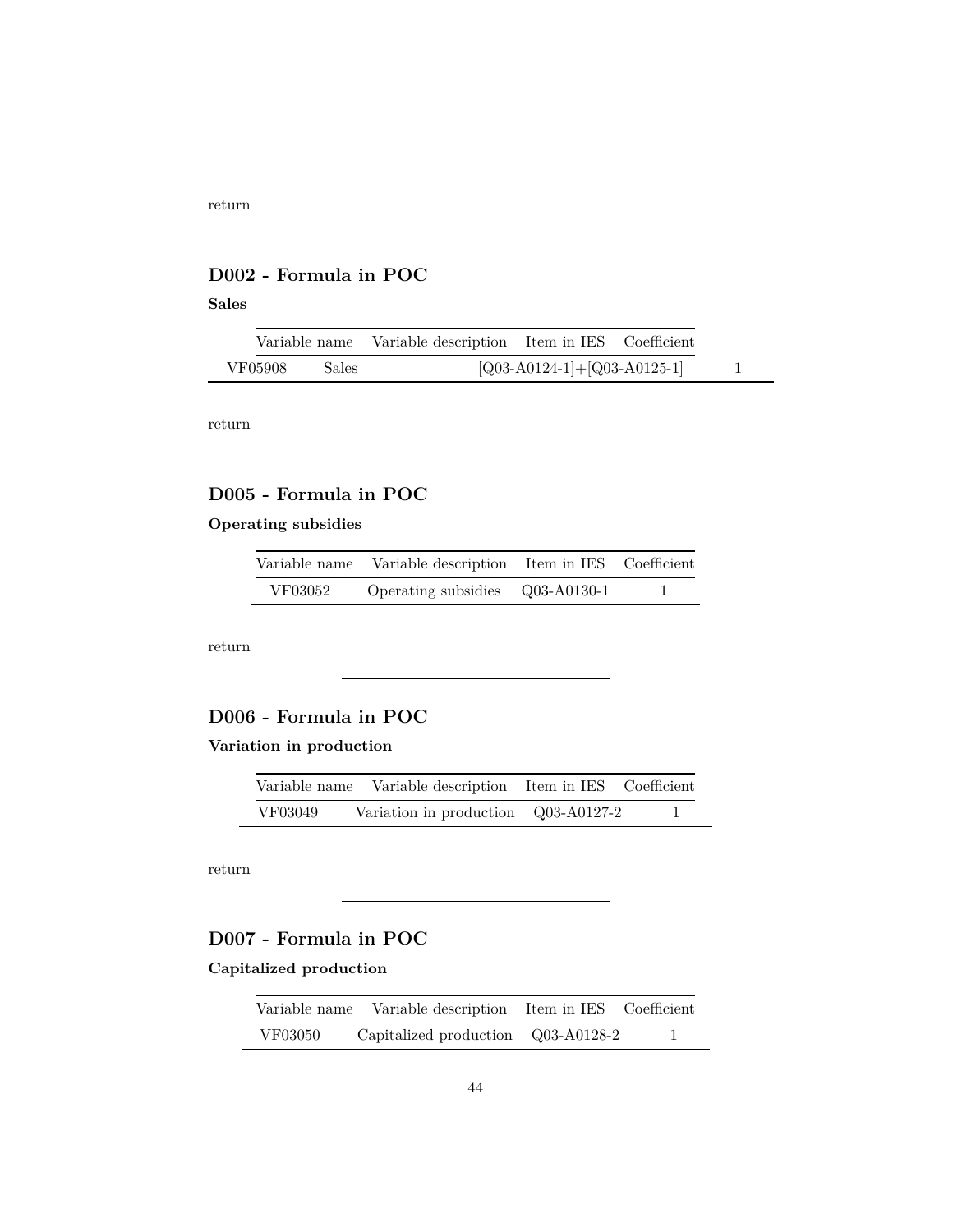return

---

## D002 - Formula in POC

**Sales**

| Variable name | Variable description | Item in IES | Coefficient |
|---|---|---|---|
| VF05908 | Sales | [Q03-A0124-1]+[Q03-A0125-1] | 1 |

return

---

## D005 - Formula in POC

**Operating subsidies**

| Variable name | Variable description | Item in IES | Coefficient |
|---|---|---|---|
| VF03052 | Operating subsidies | Q03-A0130-1 | 1 |

return

---

## D006 - Formula in POC

**Variation in production**

| Variable name | Variable description | Item in IES | Coefficient |
|---|---|---|---|
| VF03049 | Variation in production | Q03-A0127-2 | 1 |

return

---

## D007 - Formula in POC

**Capitalized production**

| Variable name | Variable description | Item in IES | Coefficient |
|---|---|---|---|
| VF03050 | Capitalized production | Q03-A0128-2 | 1 |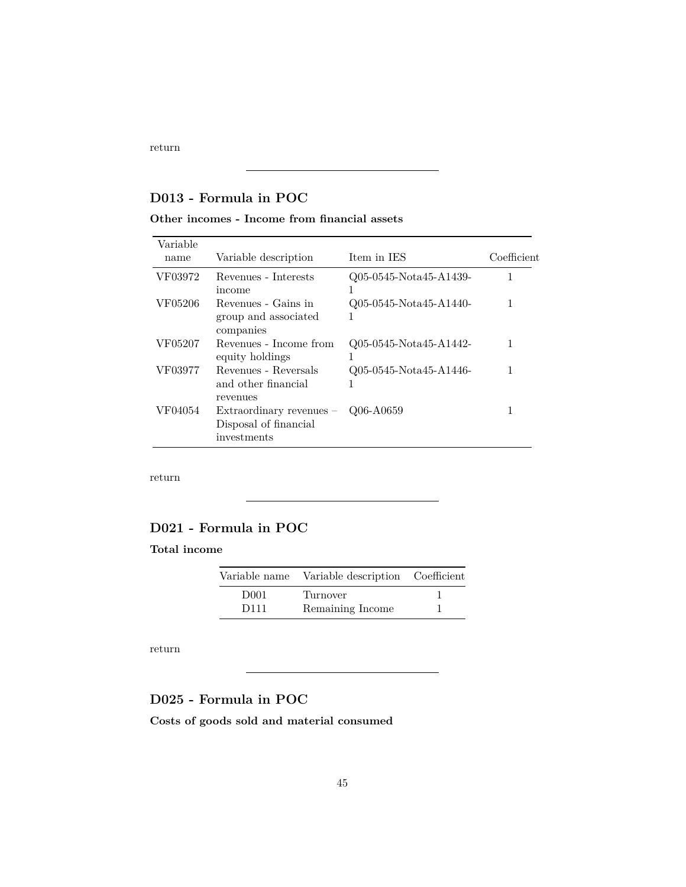return

---

## D013 - Formula in POC

**Other incomes - Income from financial assets**

| Variable name | Variable description | Item in IES | Coefficient |
|---|---|---|---|
| VF03972 | Revenues - Interests income | Q05-0545-Nota45-A1439-1 | 1 |
| VF05206 | Revenues - Gains in group and associated companies | Q05-0545-Nota45-A1440-1 | 1 |
| VF05207 | Revenues - Income from equity holdings | Q05-0545-Nota45-A1442-1 | 1 |
| VF03977 | Revenues - Reversals and other financial revenues | Q05-0545-Nota45-A1446-1 | 1 |
| VF04054 | Extraordinary revenues – Disposal of financial investments | Q06-A0659 | 1 |

return

---

## D021 - Formula in POC

**Total income**

| Variable name | Variable description | Coefficient |
|---|---|---|
| D001 | Turnover | 1 |
| D111 | Remaining Income | 1 |

return

---

## D025 - Formula in POC

**Costs of goods sold and material consumed**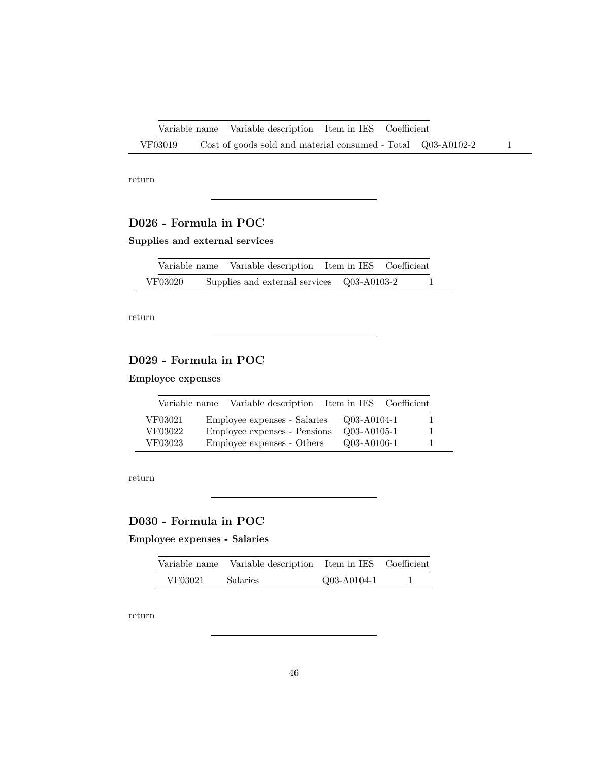| Variable name | Variable description | Item in IES | Coefficient |
|---|---|---|---|
| VF03019 | Cost of goods sold and material consumed - Total | Q03-A0102-2 | 1 |

return

---

## D026 - Formula in POC

**Supplies and external services**

| Variable name | Variable description | Item in IES | Coefficient |
|---|---|---|---|
| VF03020 | Supplies and external services | Q03-A0103-2 | 1 |

return

---

## D029 - Formula in POC

**Employee expenses**

| Variable name | Variable description | Item in IES | Coefficient |
|---|---|---|---|
| VF03021 | Employee expenses - Salaries | Q03-A0104-1 | 1 |
| VF03022 | Employee expenses - Pensions | Q03-A0105-1 | 1 |
| VF03023 | Employee expenses - Others | Q03-A0106-1 | 1 |

return

---

## D030 - Formula in POC

**Employee expenses - Salaries**

| Variable name | Variable description | Item in IES | Coefficient |
|---|---|---|---|
| VF03021 | Salaries | Q03-A0104-1 | 1 |

return

---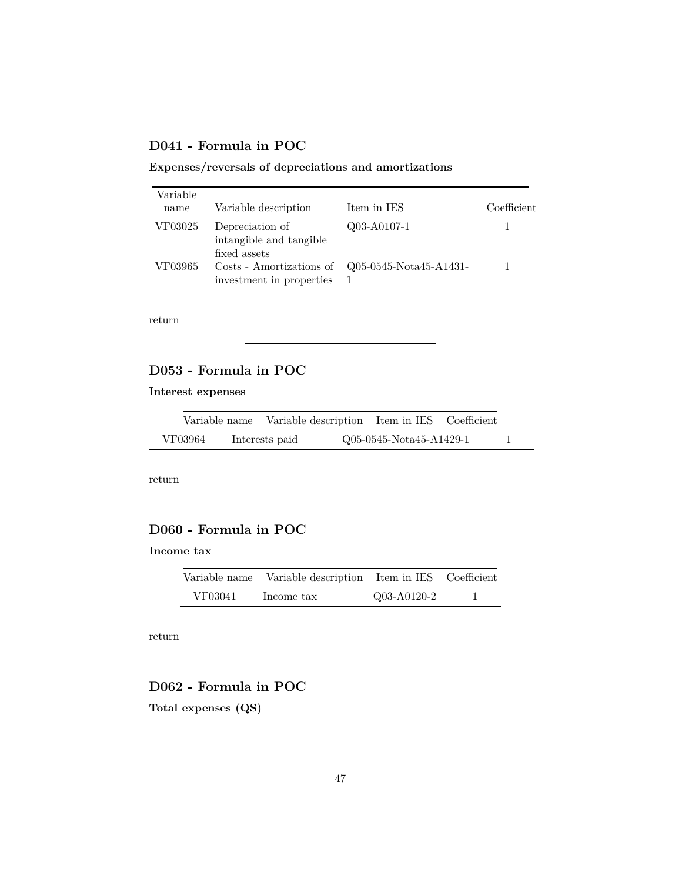## D041 - Formula in POC

**Expenses/reversals of depreciations and amortizations**

| Variable name | Variable description | Item in IES | Coefficient |
|---|---|---|---|
| VF03025 | Depreciation of intangible and tangible fixed assets | Q03-A0107-1 | 1 |
| VF03965 | Costs - Amortizations of investment in properties | Q05-0545-Nota45-A1431-1 | 1 |

return

---

## D053 - Formula in POC

**Interest expenses**

| Variable name | Variable description | Item in IES | Coefficient |
|---|---|---|---|
| VF03964 | Interests paid | Q05-0545-Nota45-A1429-1 | 1 |

return

---

## D060 - Formula in POC

**Income tax**

| Variable name | Variable description | Item in IES | Coefficient |
|---|---|---|---|
| VF03041 | Income tax | Q03-A0120-2 | 1 |

return

---

## D062 - Formula in POC

**Total expenses (QS)**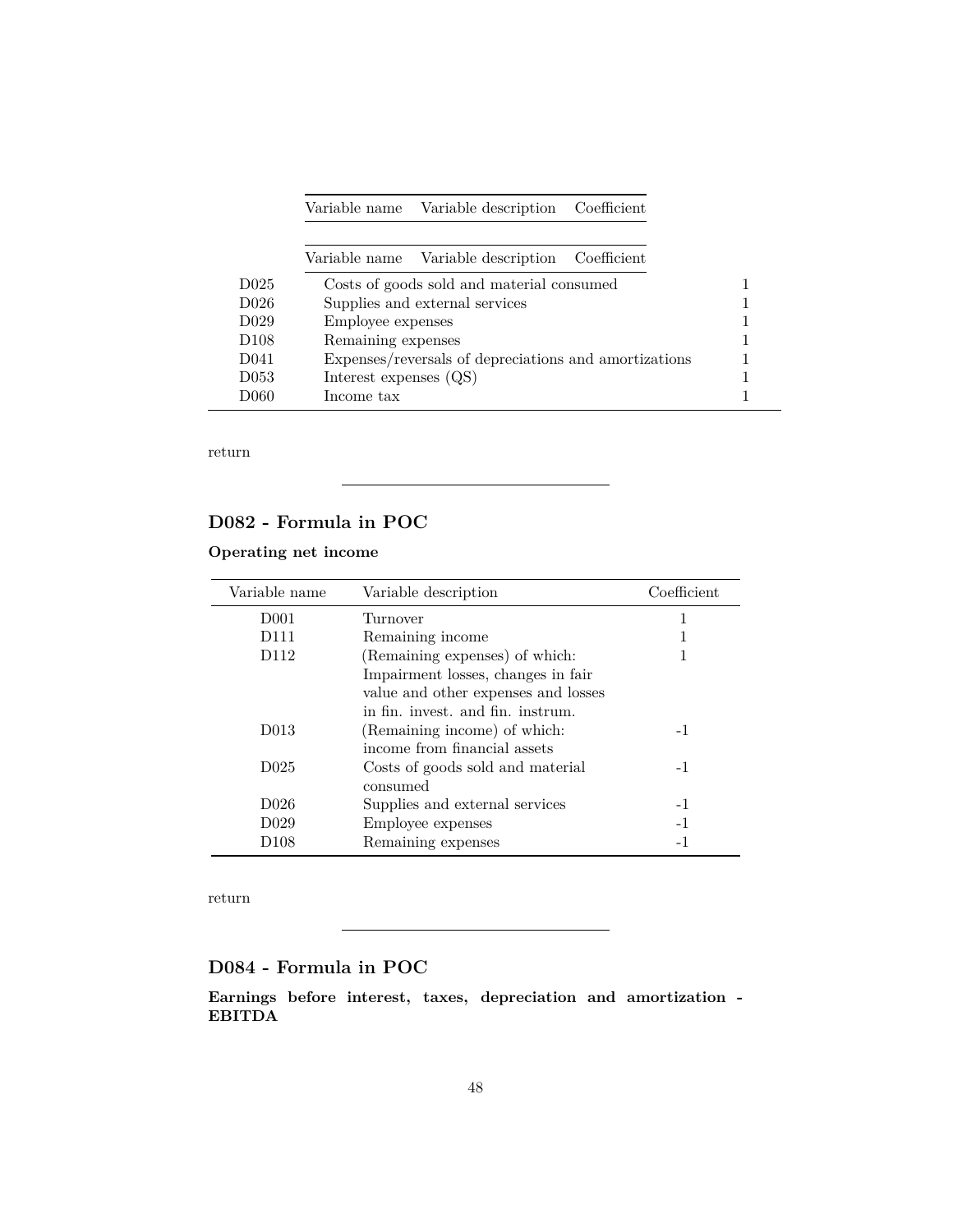| Variable name | Variable description | Coefficient |
|---|---|---|
| D025 | Costs of goods sold and material consumed | 1 |
| D026 | Supplies and external services | 1 |
| D029 | Employee expenses | 1 |
| D108 | Remaining expenses | 1 |
| D041 | Expenses/reversals of depreciations and amortizations | 1 |
| D053 | Interest expenses (QS) | 1 |
| D060 | Income tax | 1 |

return

---

## D082 - Formula in POC

### Operating net income

| Variable name | Variable description | Coefficient |
|---|---|---|
| D001 | Turnover | 1 |
| D111 | Remaining income | 1 |
| D112 | (Remaining expenses) of which: Impairment losses, changes in fair value and other expenses and losses in fin. invest. and fin. instrum. | 1 |
| D013 | (Remaining income) of which: income from financial assets | -1 |
| D025 | Costs of goods sold and material consumed | -1 |
| D026 | Supplies and external services | -1 |
| D029 | Employee expenses | -1 |
| D108 | Remaining expenses | -1 |

return

---

## D084 - Formula in POC

### Earnings before interest, taxes, depreciation and amortization - EBITDA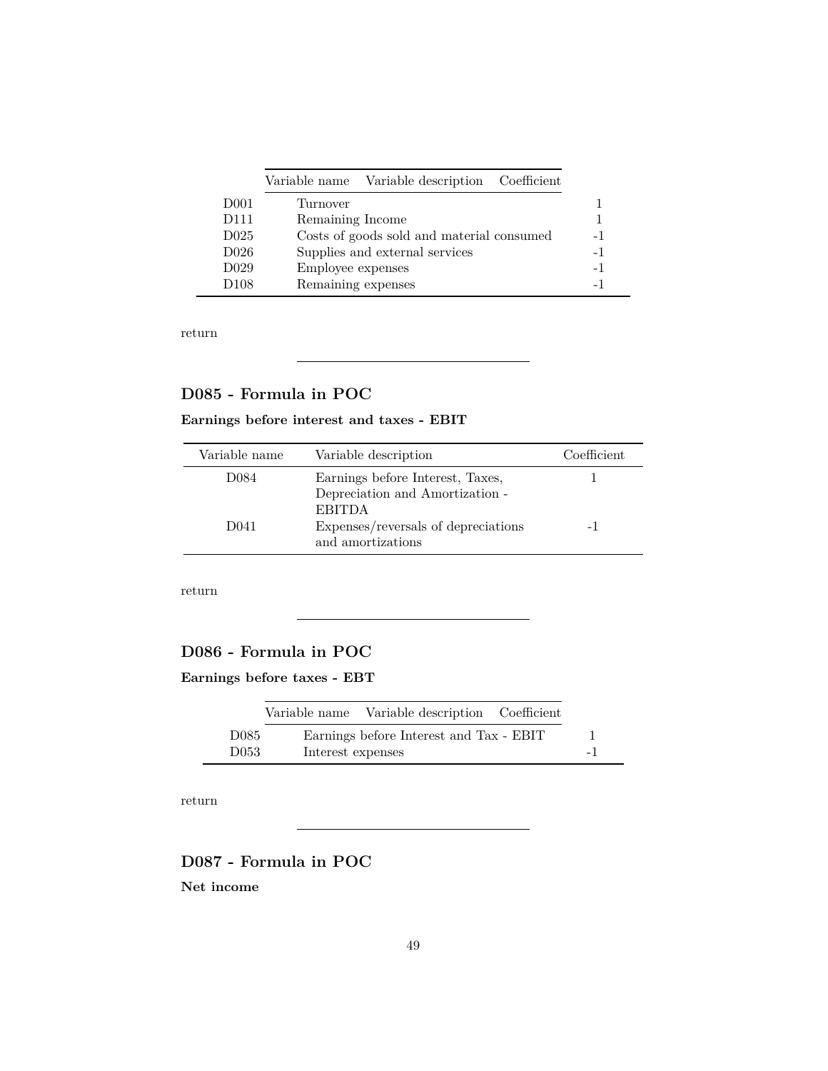| Variable name | Variable description | Coefficient |
|---|---|---|
| D001 | Turnover | 1 |
| D111 | Remaining Income | 1 |
| D025 | Costs of goods sold and material consumed | -1 |
| D026 | Supplies and external services | -1 |
| D029 | Employee expenses | -1 |
| D108 | Remaining expenses | -1 |

return

---

## D085 - Formula in POC

**Earnings before interest and taxes - EBIT**

| Variable name | Variable description | Coefficient |
|---|---|---|
| D084 | Earnings before Interest, Taxes, Depreciation and Amortization - EBITDA | 1 |
| D041 | Expenses/reversals of depreciations and amortizations | -1 |

return

---

## D086 - Formula in POC

**Earnings before taxes - EBT**

| Variable name | Variable description | Coefficient |
|---|---|---|
| D085 | Earnings before Interest and Tax - EBIT | 1 |
| D053 | Interest expenses | -1 |

return

---

## D087 - Formula in POC

**Net income**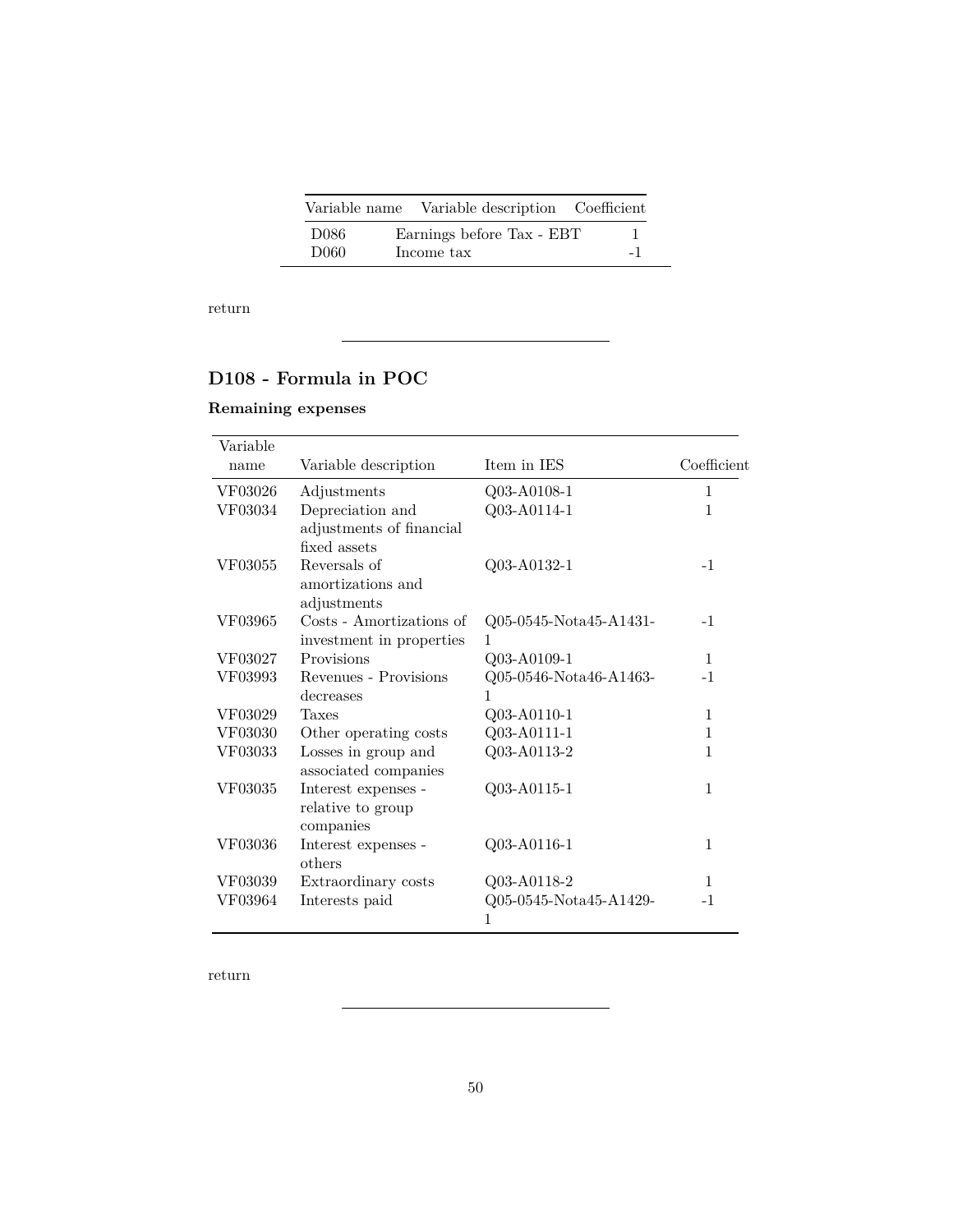| Variable name | Variable description | Coefficient |
|---|---|---|
| D086 | Earnings before Tax - EBT | 1 |
| D060 | Income tax | -1 |

return

---

## D108 - Formula in POC

### Remaining expenses

| Variable name | Variable description | Item in IES | Coefficient |
|---|---|---|---|
| VF03026 | Adjustments | Q03-A0108-1 | 1 |
| VF03034 | Depreciation and adjustments of financial fixed assets | Q03-A0114-1 | 1 |
| VF03055 | Reversals of amortizations and adjustments | Q03-A0132-1 | -1 |
| VF03965 | Costs - Amortizations of investment in properties | Q05-0545-Nota45-A1431-1 | -1 |
| VF03027 | Provisions | Q03-A0109-1 | 1 |
| VF03993 | Revenues - Provisions decreases | Q05-0546-Nota46-A1463-1 | -1 |
| VF03029 | Taxes | Q03-A0110-1 | 1 |
| VF03030 | Other operating costs | Q03-A0111-1 | 1 |
| VF03033 | Losses in group and associated companies | Q03-A0113-2 | 1 |
| VF03035 | Interest expenses - relative to group companies | Q03-A0115-1 | 1 |
| VF03036 | Interest expenses - others | Q03-A0116-1 | 1 |
| VF03039 | Extraordinary costs | Q03-A0118-2 | 1 |
| VF03964 | Interests paid | Q05-0545-Nota45-A1429-1 | -1 |

return

---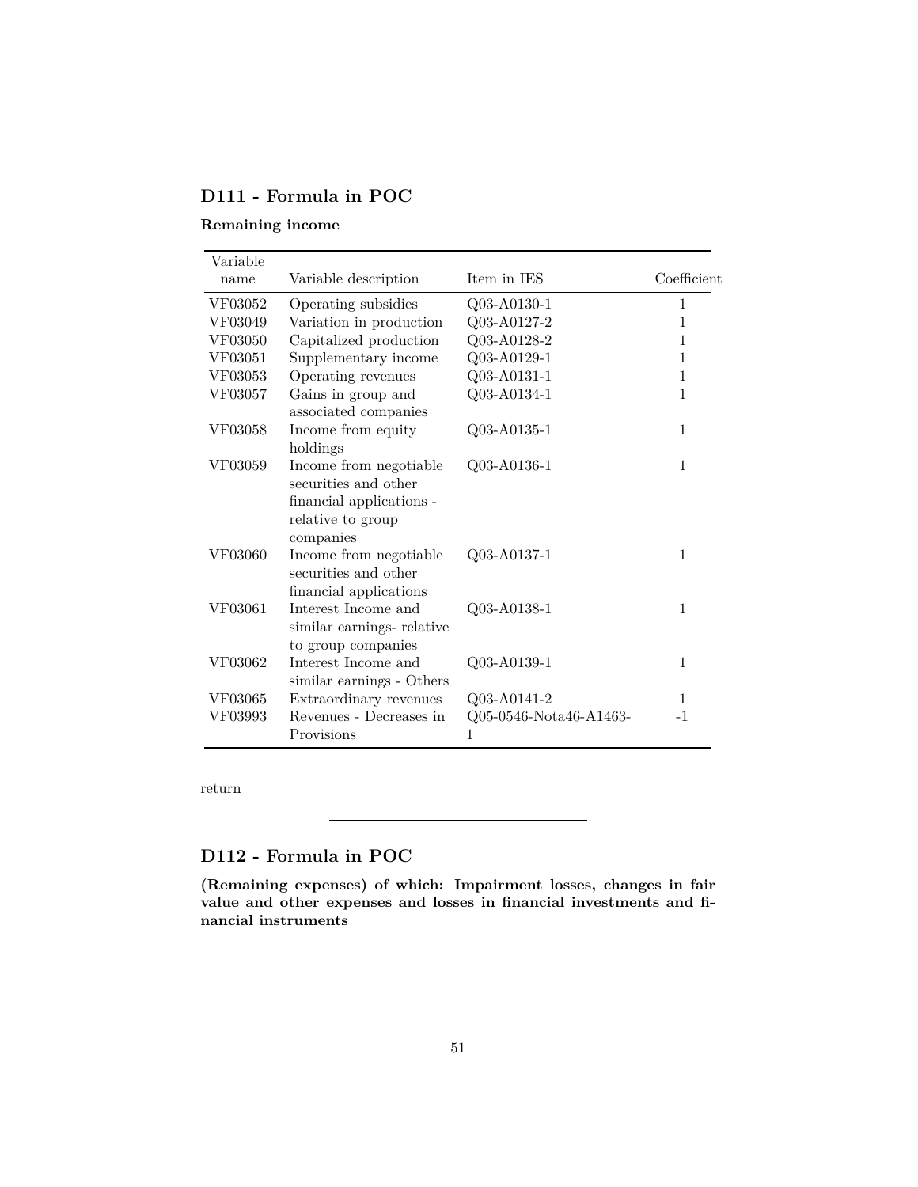## D111 - Formula in POC

**Remaining income**

| Variable name | Variable description | Item in IES | Coefficient |
|---|---|---|---|
| VF03052 | Operating subsidies | Q03-A0130-1 | 1 |
| VF03049 | Variation in production | Q03-A0127-2 | 1 |
| VF03050 | Capitalized production | Q03-A0128-2 | 1 |
| VF03051 | Supplementary income | Q03-A0129-1 | 1 |
| VF03053 | Operating revenues | Q03-A0131-1 | 1 |
| VF03057 | Gains in group and associated companies | Q03-A0134-1 | 1 |
| VF03058 | Income from equity holdings | Q03-A0135-1 | 1 |
| VF03059 | Income from negotiable securities and other financial applications - relative to group companies | Q03-A0136-1 | 1 |
| VF03060 | Income from negotiable securities and other financial applications | Q03-A0137-1 | 1 |
| VF03061 | Interest Income and similar earnings- relative to group companies | Q03-A0138-1 | 1 |
| VF03062 | Interest Income and similar earnings - Others | Q03-A0139-1 | 1 |
| VF03065 | Extraordinary revenues | Q03-A0141-2 | 1 |
| VF03993 | Revenues - Decreases in Provisions | Q05-0546-Nota46-A1463-1 | -1 |

return

---

## D112 - Formula in POC

**(Remaining expenses) of which: Impairment losses, changes in fair value and other expenses and losses in financial investments and financial instruments**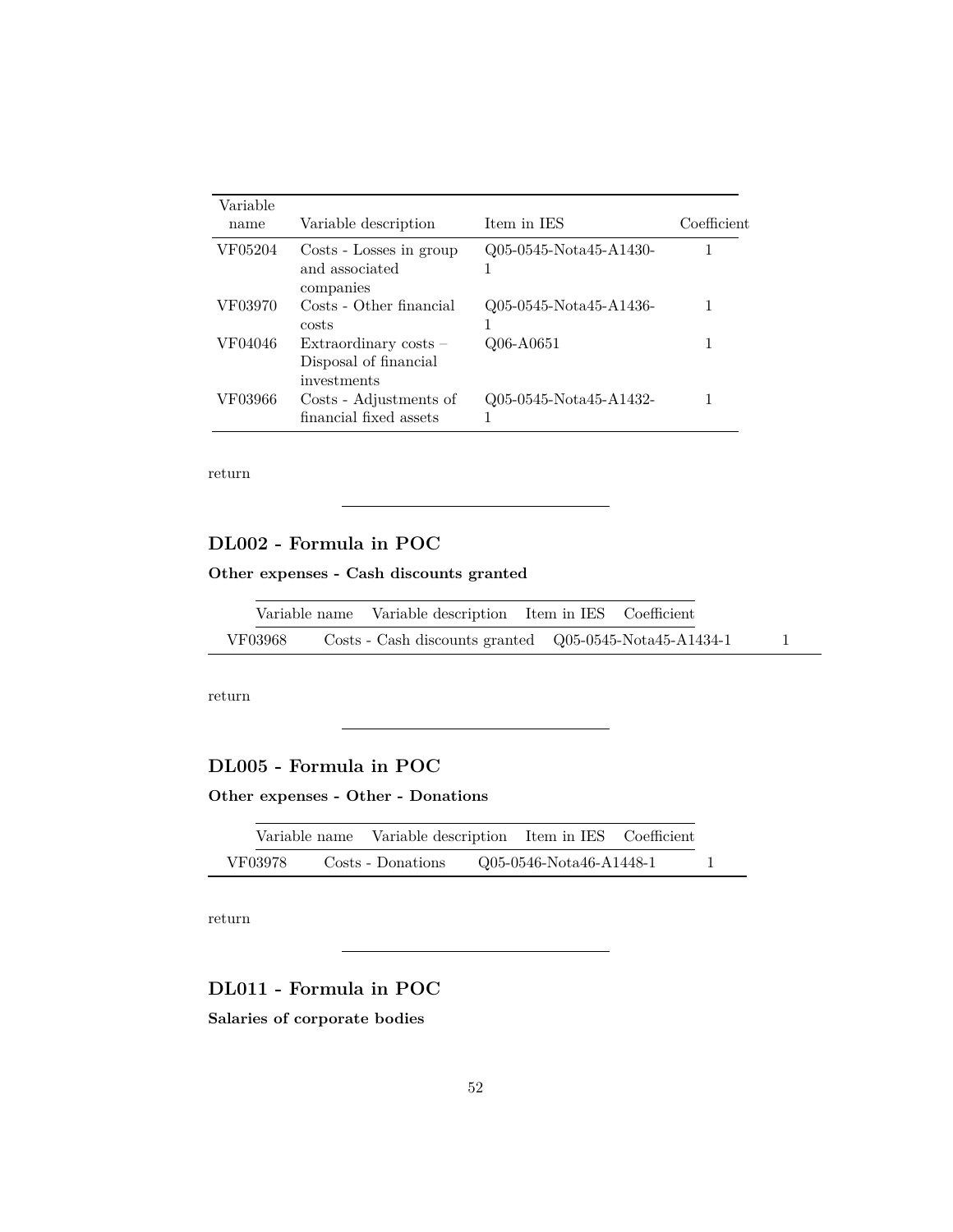| Variable name | Variable description | Item in IES | Coefficient |
|---|---|---|---|
| VF05204 | Costs - Losses in group and associated companies | Q05-0545-Nota45-A1430-1 | 1 |
| VF03970 | Costs - Other financial costs | Q05-0545-Nota45-A1436-1 | 1 |
| VF04046 | Extraordinary costs – Disposal of financial investments | Q06-A0651 | 1 |
| VF03966 | Costs - Adjustments of financial fixed assets | Q05-0545-Nota45-A1432-1 | 1 |

return

---

## DL002 - Formula in POC

**Other expenses - Cash discounts granted**

| Variable name | Variable description | Item in IES | Coefficient |
|---|---|---|---|
| VF03968 | Costs - Cash discounts granted | Q05-0545-Nota45-A1434-1 | 1 |

return

---

## DL005 - Formula in POC

**Other expenses - Other - Donations**

| Variable name | Variable description | Item in IES | Coefficient |
|---|---|---|---|
| VF03978 | Costs - Donations | Q05-0546-Nota46-A1448-1 | 1 |

return

---

## DL011 - Formula in POC

**Salaries of corporate bodies**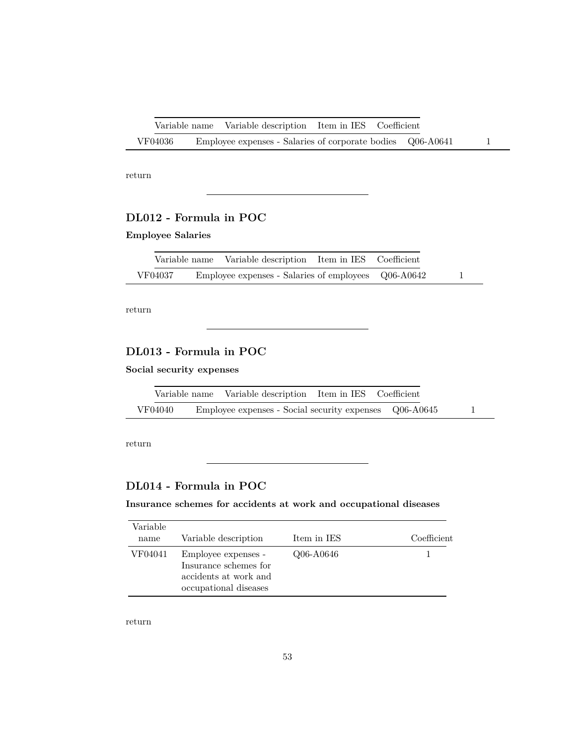| Variable name | Variable description | Item in IES | Coefficient |
|---|---|---|---|
| VF04036 | Employee expenses - Salaries of corporate bodies | Q06-A0641 | 1 |

return

---

## DL012 - Formula in POC

**Employee Salaries**

| Variable name | Variable description | Item in IES | Coefficient |
|---|---|---|---|
| VF04037 | Employee expenses - Salaries of employees | Q06-A0642 | 1 |

return

---

## DL013 - Formula in POC

**Social security expenses**

| Variable name | Variable description | Item in IES | Coefficient |
|---|---|---|---|
| VF04040 | Employee expenses - Social security expenses | Q06-A0645 | 1 |

return

---

## DL014 - Formula in POC

**Insurance schemes for accidents at work and occupational diseases**

| Variable name | Variable description | Item in IES | Coefficient |
|---|---|---|---|
| VF04041 | Employee expenses - Insurance schemes for accidents at work and occupational diseases | Q06-A0646 | 1 |

return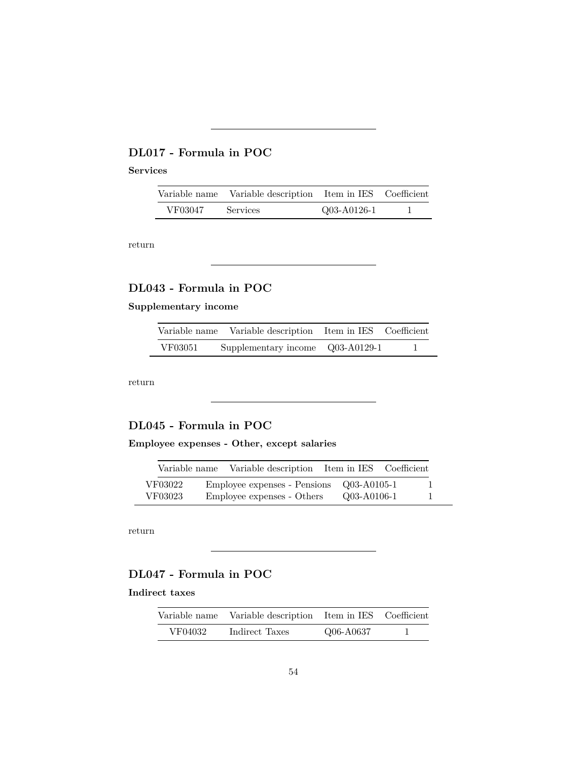---

## DL017 - Formula in POC

**Services**

| Variable name | Variable description | Item in IES | Coefficient |
|---|---|---|---|
| VF03047 | Services | Q03-A0126-1 | 1 |

return

---

## DL043 - Formula in POC

**Supplementary income**

| Variable name | Variable description | Item in IES | Coefficient |
|---|---|---|---|
| VF03051 | Supplementary income | Q03-A0129-1 | 1 |

return

---

## DL045 - Formula in POC

**Employee expenses - Other, except salaries**

| Variable name | Variable description | Item in IES | Coefficient |
|---|---|---|---|
| VF03022 | Employee expenses - Pensions | Q03-A0105-1 | 1 |
| VF03023 | Employee expenses - Others | Q03-A0106-1 | 1 |

return

---

## DL047 - Formula in POC

**Indirect taxes**

| Variable name | Variable description | Item in IES | Coefficient |
|---|---|---|---|
| VF04032 | Indirect Taxes | Q06-A0637 | 1 |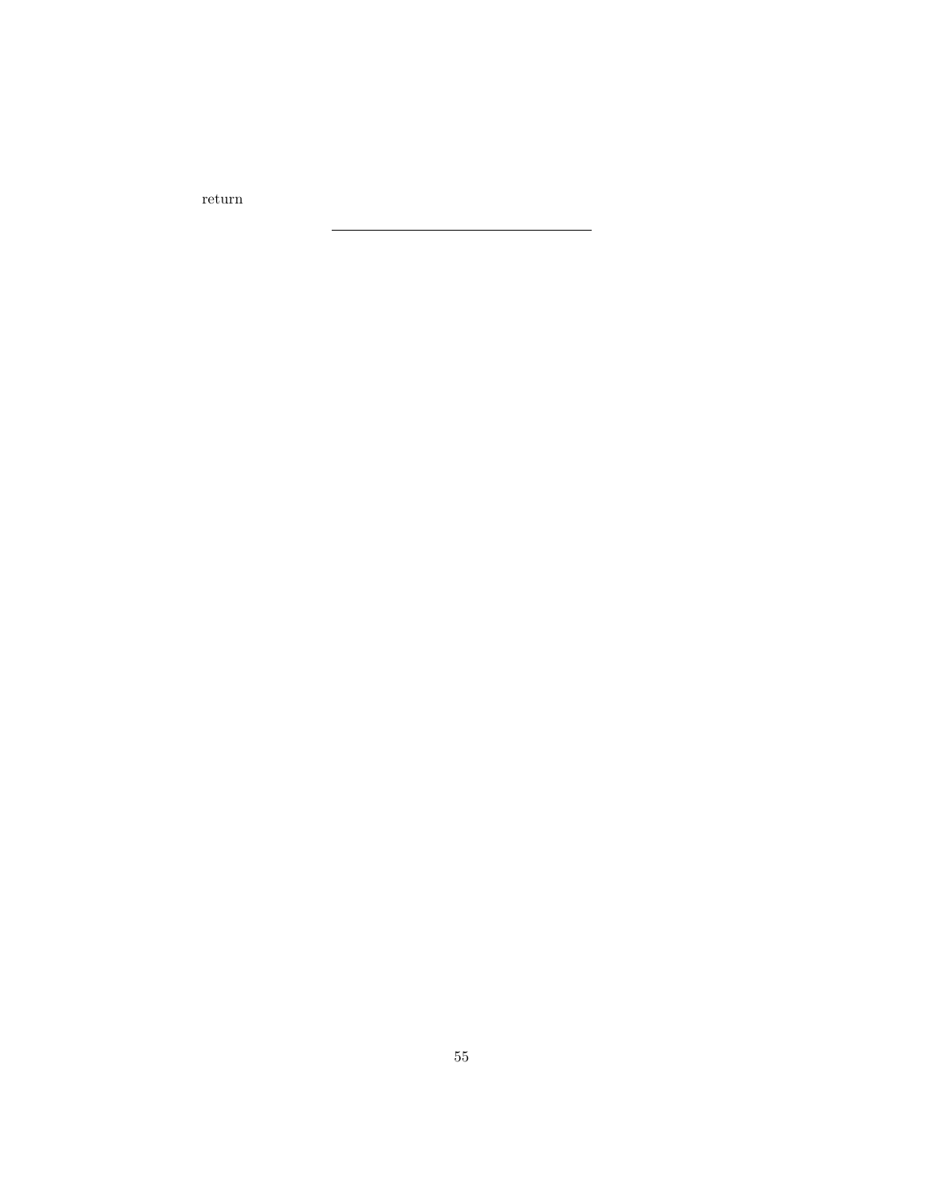return

---